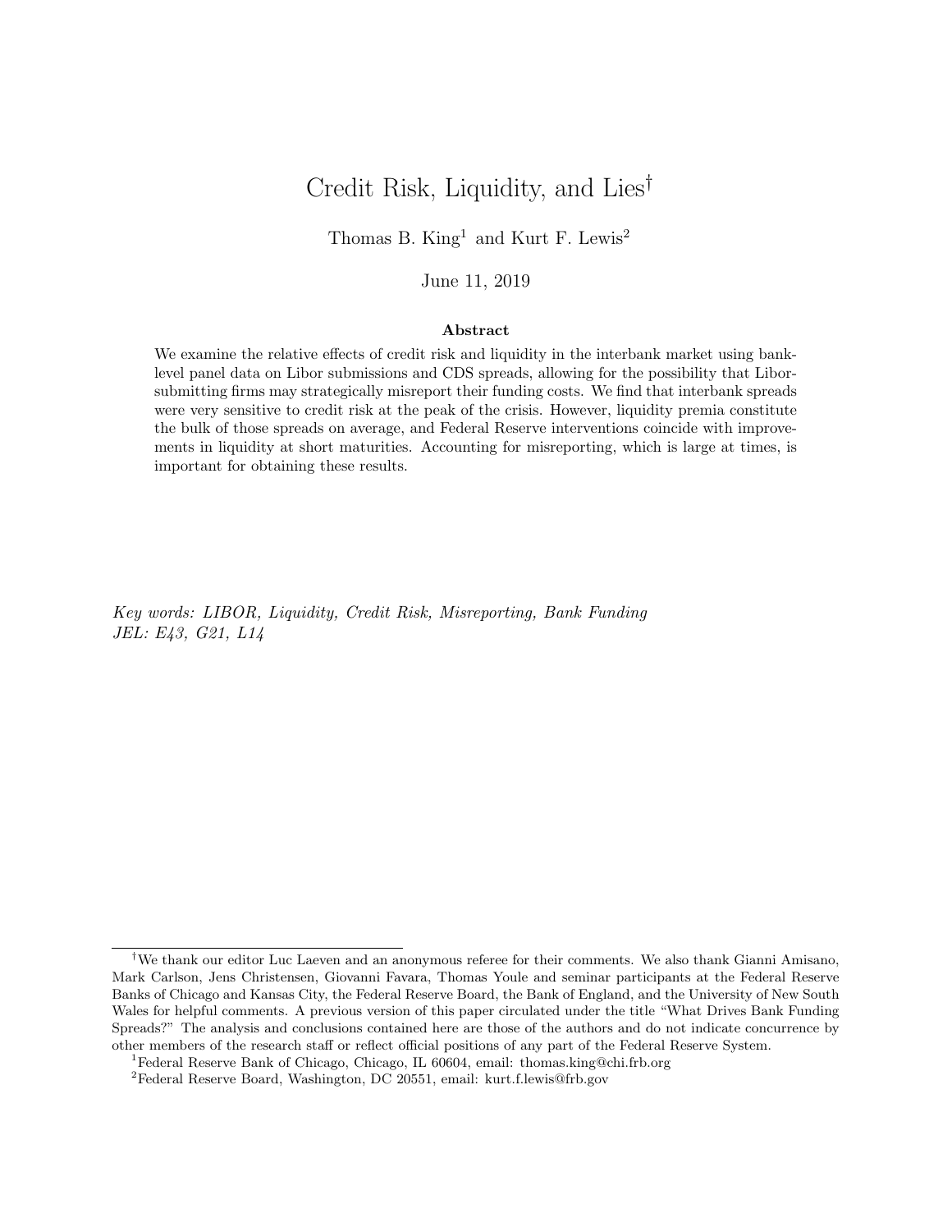# Credit Risk, Liquidity, and Lies[†]

Thomas B. King[1] and Kurt F. Lewis[2]

June 11, 2019

### Abstract

We examine the relative effects of credit risk and liquidity in the interbank market using bank-level panel data on Libor submissions and CDS spreads, allowing for the possibility that Libor-submitting firms may strategically misreport their funding costs. We find that interbank spreads were very sensitive to credit risk at the peak of the crisis. However, liquidity premia constitute the bulk of those spreads on average, and Federal Reserve interventions coincide with improvements in liquidity at short maturities. Accounting for misreporting, which is large at times, is important for obtaining these results.

*Key words: LIBOR, Liquidity, Credit Risk, Misreporting, Bank Funding*
*JEL: E43, G21, L14*

---

[†]We thank our editor Luc Laeven and an anonymous referee for their comments. We also thank Gianni Amisano, Mark Carlson, Jens Christensen, Giovanni Favara, Thomas Youle and seminar participants at the Federal Reserve Banks of Chicago and Kansas City, the Federal Reserve Board, the Bank of England, and the University of New South Wales for helpful comments. A previous version of this paper circulated under the title "What Drives Bank Funding Spreads?" The analysis and conclusions contained here are those of the authors and do not indicate concurrence by other members of the research staff or reflect official positions of any part of the Federal Reserve System.

[1]Federal Reserve Bank of Chicago, Chicago, IL 60604, email: thomas.king@chi.frb.org

[2]Federal Reserve Board, Washington, DC 20551, email: kurt.f.lewis@frb.gov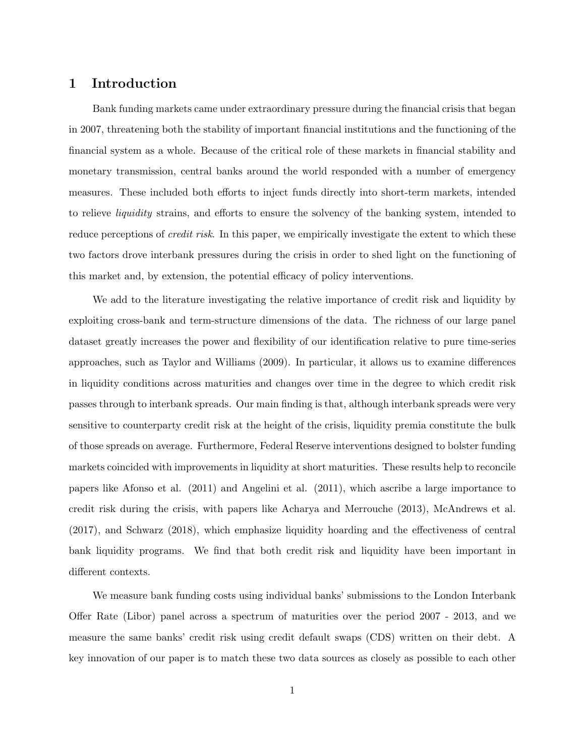# 1 Introduction

Bank funding markets came under extraordinary pressure during the financial crisis that began in 2007, threatening both the stability of important financial institutions and the functioning of the financial system as a whole. Because of the critical role of these markets in financial stability and monetary transmission, central banks around the world responded with a number of emergency measures. These included both efforts to inject funds directly into short-term markets, intended to relieve *liquidity* strains, and efforts to ensure the solvency of the banking system, intended to reduce perceptions of *credit risk*. In this paper, we empirically investigate the extent to which these two factors drove interbank pressures during the crisis in order to shed light on the functioning of this market and, by extension, the potential efficacy of policy interventions.

We add to the literature investigating the relative importance of credit risk and liquidity by exploiting cross-bank and term-structure dimensions of the data. The richness of our large panel dataset greatly increases the power and flexibility of our identification relative to pure time-series approaches, such as Taylor and Williams (2009). In particular, it allows us to examine differences in liquidity conditions across maturities and changes over time in the degree to which credit risk passes through to interbank spreads. Our main finding is that, although interbank spreads were very sensitive to counterparty credit risk at the height of the crisis, liquidity premia constitute the bulk of those spreads on average. Furthermore, Federal Reserve interventions designed to bolster funding markets coincided with improvements in liquidity at short maturities. These results help to reconcile papers like Afonso et al. (2011) and Angelini et al. (2011), which ascribe a large importance to credit risk during the crisis, with papers like Acharya and Merrouche (2013), McAndrews et al. (2017), and Schwarz (2018), which emphasize liquidity hoarding and the effectiveness of central bank liquidity programs. We find that both credit risk and liquidity have been important in different contexts.

We measure bank funding costs using individual banks' submissions to the London Interbank Offer Rate (Libor) panel across a spectrum of maturities over the period 2007 - 2013, and we measure the same banks' credit risk using credit default swaps (CDS) written on their debt. A key innovation of our paper is to match these two data sources as closely as possible to each other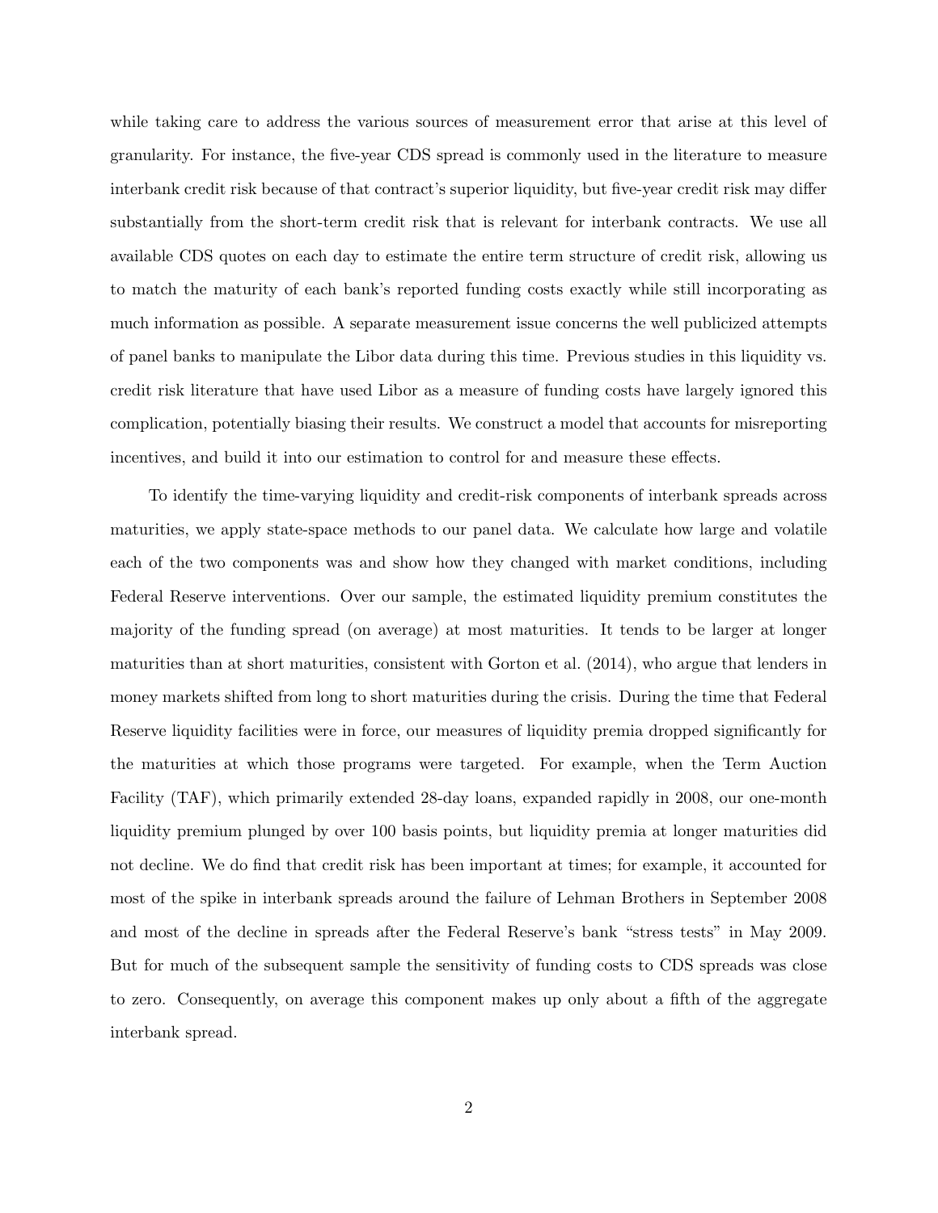while taking care to address the various sources of measurement error that arise at this level of granularity. For instance, the five-year CDS spread is commonly used in the literature to measure interbank credit risk because of that contract's superior liquidity, but five-year credit risk may differ substantially from the short-term credit risk that is relevant for interbank contracts. We use all available CDS quotes on each day to estimate the entire term structure of credit risk, allowing us to match the maturity of each bank's reported funding costs exactly while still incorporating as much information as possible. A separate measurement issue concerns the well publicized attempts of panel banks to manipulate the Libor data during this time. Previous studies in this liquidity vs. credit risk literature that have used Libor as a measure of funding costs have largely ignored this complication, potentially biasing their results. We construct a model that accounts for misreporting incentives, and build it into our estimation to control for and measure these effects.

To identify the time-varying liquidity and credit-risk components of interbank spreads across maturities, we apply state-space methods to our panel data. We calculate how large and volatile each of the two components was and show how they changed with market conditions, including Federal Reserve interventions. Over our sample, the estimated liquidity premium constitutes the majority of the funding spread (on average) at most maturities. It tends to be larger at longer maturities than at short maturities, consistent with Gorton et al. (2014), who argue that lenders in money markets shifted from long to short maturities during the crisis. During the time that Federal Reserve liquidity facilities were in force, our measures of liquidity premia dropped significantly for the maturities at which those programs were targeted. For example, when the Term Auction Facility (TAF), which primarily extended 28-day loans, expanded rapidly in 2008, our one-month liquidity premium plunged by over 100 basis points, but liquidity premia at longer maturities did not decline. We do find that credit risk has been important at times; for example, it accounted for most of the spike in interbank spreads around the failure of Lehman Brothers in September 2008 and most of the decline in spreads after the Federal Reserve's bank "stress tests" in May 2009. But for much of the subsequent sample the sensitivity of funding costs to CDS spreads was close to zero. Consequently, on average this component makes up only about a fifth of the aggregate interbank spread.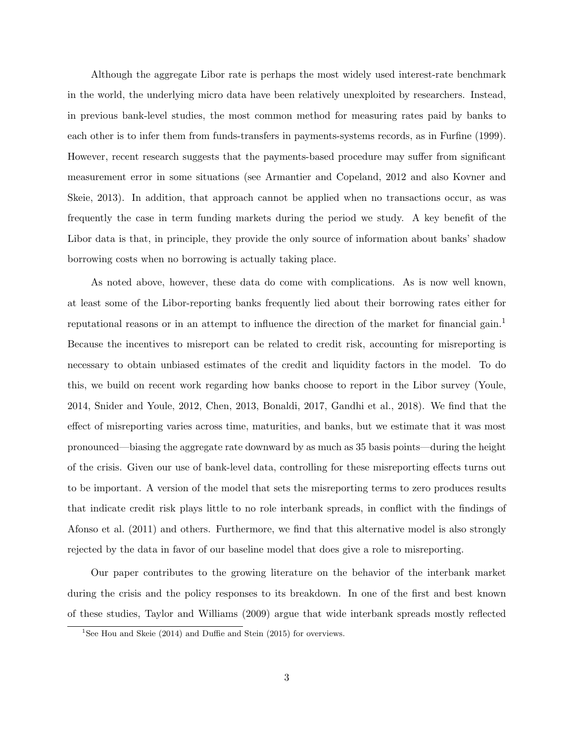Although the aggregate Libor rate is perhaps the most widely used interest-rate benchmark in the world, the underlying micro data have been relatively unexploited by researchers. Instead, in previous bank-level studies, the most common method for measuring rates paid by banks to each other is to infer them from funds-transfers in payments-systems records, as in Furfine (1999). However, recent research suggests that the payments-based procedure may suffer from significant measurement error in some situations (see Armantier and Copeland, 2012 and also Kovner and Skeie, 2013). In addition, that approach cannot be applied when no transactions occur, as was frequently the case in term funding markets during the period we study. A key benefit of the Libor data is that, in principle, they provide the only source of information about banks' shadow borrowing costs when no borrowing is actually taking place.

As noted above, however, these data do come with complications. As is now well known, at least some of the Libor-reporting banks frequently lied about their borrowing rates either for reputational reasons or in an attempt to influence the direction of the market for financial gain.[1] Because the incentives to misreport can be related to credit risk, accounting for misreporting is necessary to obtain unbiased estimates of the credit and liquidity factors in the model. To do this, we build on recent work regarding how banks choose to report in the Libor survey (Youle, 2014, Snider and Youle, 2012, Chen, 2013, Bonaldi, 2017, Gandhi et al., 2018). We find that the effect of misreporting varies across time, maturities, and banks, but we estimate that it was most pronounced—biasing the aggregate rate downward by as much as 35 basis points—during the height of the crisis. Given our use of bank-level data, controlling for these misreporting effects turns out to be important. A version of the model that sets the misreporting terms to zero produces results that indicate credit risk plays little to no role interbank spreads, in conflict with the findings of Afonso et al. (2011) and others. Furthermore, we find that this alternative model is also strongly rejected by the data in favor of our baseline model that does give a role to misreporting.

Our paper contributes to the growing literature on the behavior of the interbank market during the crisis and the policy responses to its breakdown. In one of the first and best known of these studies, Taylor and Williams (2009) argue that wide interbank spreads mostly reflected

[1] See Hou and Skeie (2014) and Duffie and Stein (2015) for overviews.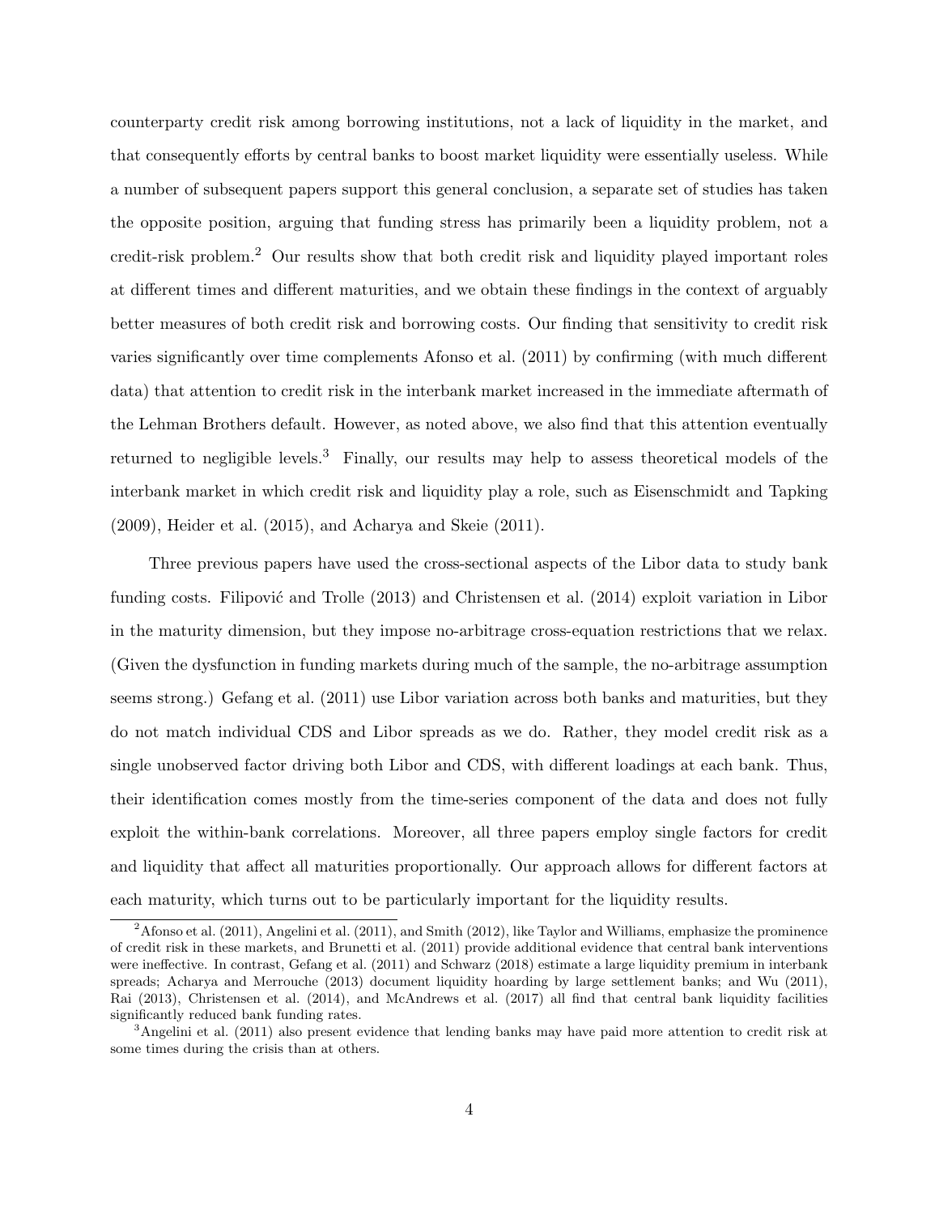counterparty credit risk among borrowing institutions, not a lack of liquidity in the market, and that consequently efforts by central banks to boost market liquidity were essentially useless. While a number of subsequent papers support this general conclusion, a separate set of studies has taken the opposite position, arguing that funding stress has primarily been a liquidity problem, not a credit-risk problem.[2] Our results show that both credit risk and liquidity played important roles at different times and different maturities, and we obtain these findings in the context of arguably better measures of both credit risk and borrowing costs. Our finding that sensitivity to credit risk varies significantly over time complements Afonso et al. (2011) by confirming (with much different data) that attention to credit risk in the interbank market increased in the immediate aftermath of the Lehman Brothers default. However, as noted above, we also find that this attention eventually returned to negligible levels.[3] Finally, our results may help to assess theoretical models of the interbank market in which credit risk and liquidity play a role, such as Eisenschmidt and Tapking (2009), Heider et al. (2015), and Acharya and Skeie (2011).

Three previous papers have used the cross-sectional aspects of the Libor data to study bank funding costs. Filipović and Trolle (2013) and Christensen et al. (2014) exploit variation in Libor in the maturity dimension, but they impose no-arbitrage cross-equation restrictions that we relax. (Given the dysfunction in funding markets during much of the sample, the no-arbitrage assumption seems strong.) Gefang et al. (2011) use Libor variation across both banks and maturities, but they do not match individual CDS and Libor spreads as we do. Rather, they model credit risk as a single unobserved factor driving both Libor and CDS, with different loadings at each bank. Thus, their identification comes mostly from the time-series component of the data and does not fully exploit the within-bank correlations. Moreover, all three papers employ single factors for credit and liquidity that affect all maturities proportionally. Our approach allows for different factors at each maturity, which turns out to be particularly important for the liquidity results.

[2] Afonso et al. (2011), Angelini et al. (2011), and Smith (2012), like Taylor and Williams, emphasize the prominence of credit risk in these markets, and Brunetti et al. (2011) provide additional evidence that central bank interventions were ineffective. In contrast, Gefang et al. (2011) and Schwarz (2018) estimate a large liquidity premium in interbank spreads; Acharya and Merrouche (2013) document liquidity hoarding by large settlement banks; and Wu (2011), Rai (2013), Christensen et al. (2014), and McAndrews et al. (2017) all find that central bank liquidity facilities significantly reduced bank funding rates.

[3] Angelini et al. (2011) also present evidence that lending banks may have paid more attention to credit risk at some times during the crisis than at others.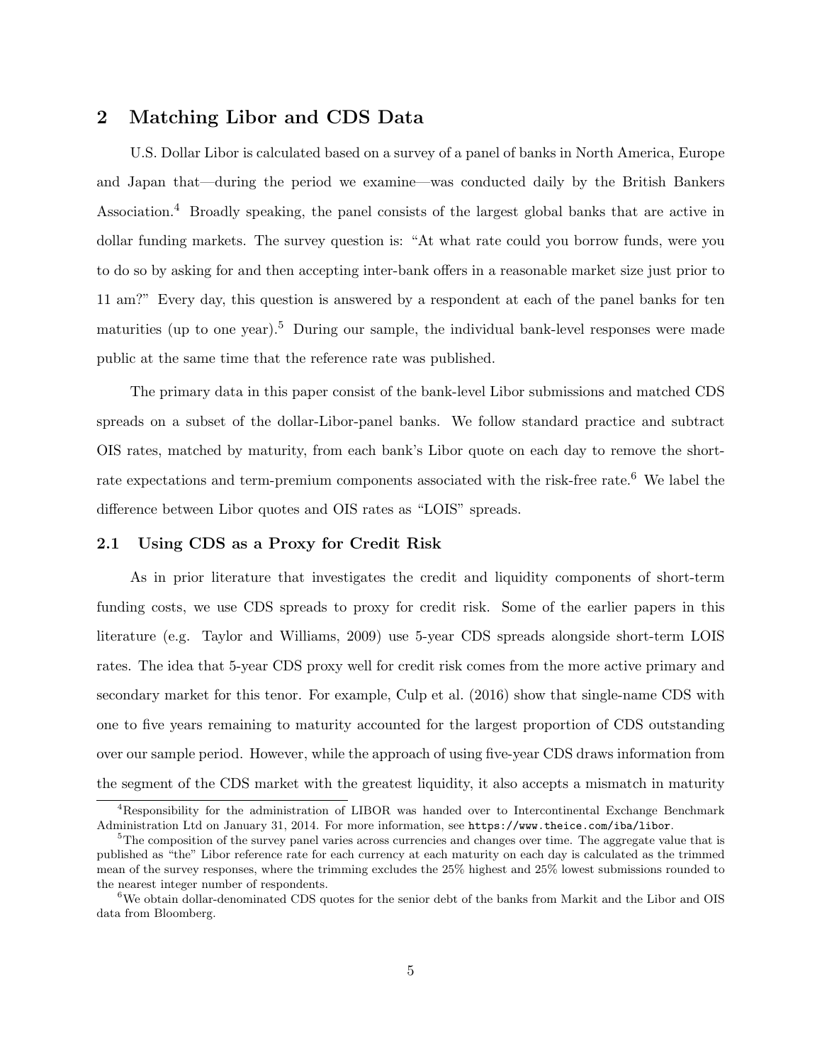## 2 Matching Libor and CDS Data

U.S. Dollar Libor is calculated based on a survey of a panel of banks in North America, Europe and Japan that—during the period we examine—was conducted daily by the British Bankers Association.[4] Broadly speaking, the panel consists of the largest global banks that are active in dollar funding markets. The survey question is: "At what rate could you borrow funds, were you to do so by asking for and then accepting inter-bank offers in a reasonable market size just prior to 11 am?" Every day, this question is answered by a respondent at each of the panel banks for ten maturities (up to one year).[5] During our sample, the individual bank-level responses were made public at the same time that the reference rate was published.

The primary data in this paper consist of the bank-level Libor submissions and matched CDS spreads on a subset of the dollar-Libor-panel banks. We follow standard practice and subtract OIS rates, matched by maturity, from each bank's Libor quote on each day to remove the short-rate expectations and term-premium components associated with the risk-free rate.[6] We label the difference between Libor quotes and OIS rates as "LOIS" spreads.

### 2.1 Using CDS as a Proxy for Credit Risk

As in prior literature that investigates the credit and liquidity components of short-term funding costs, we use CDS spreads to proxy for credit risk. Some of the earlier papers in this literature (e.g. Taylor and Williams, 2009) use 5-year CDS spreads alongside short-term LOIS rates. The idea that 5-year CDS proxy well for credit risk comes from the more active primary and secondary market for this tenor. For example, Culp et al. (2016) show that single-name CDS with one to five years remaining to maturity accounted for the largest proportion of CDS outstanding over our sample period. However, while the approach of using five-year CDS draws information from the segment of the CDS market with the greatest liquidity, it also accepts a mismatch in maturity

[4] Responsibility for the administration of LIBOR was handed over to Intercontinental Exchange Benchmark Administration Ltd on January 31, 2014. For more information, see `https://www.theice.com/iba/libor`.

[5] The composition of the survey panel varies across currencies and changes over time. The aggregate value that is published as "the" Libor reference rate for each currency at each maturity on each day is calculated as the trimmed mean of the survey responses, where the trimming excludes the 25% highest and 25% lowest submissions rounded to the nearest integer number of respondents.

[6] We obtain dollar-denominated CDS quotes for the senior debt of the banks from Markit and the Libor and OIS data from Bloomberg.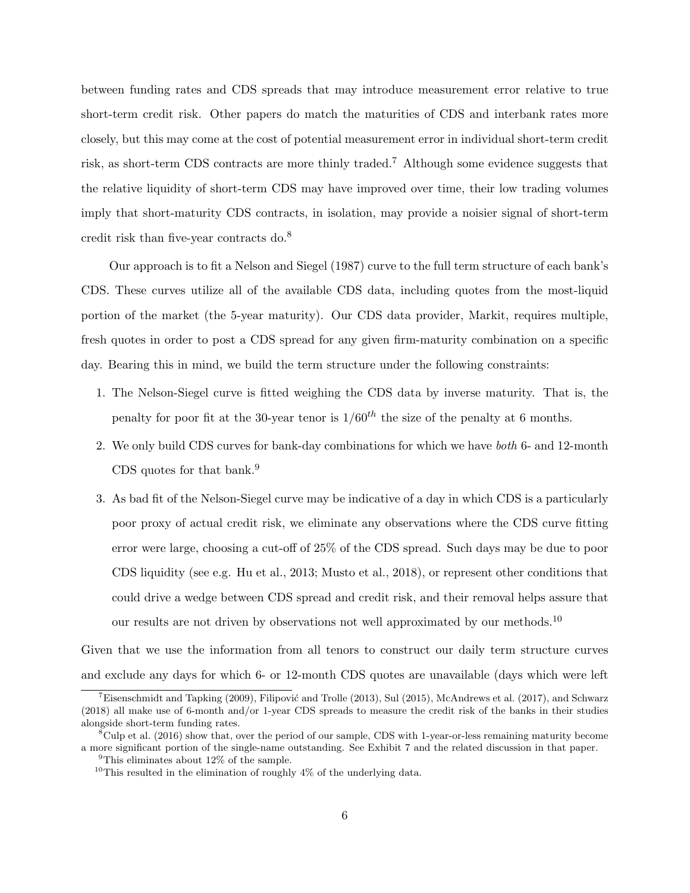between funding rates and CDS spreads that may introduce measurement error relative to true short-term credit risk. Other papers do match the maturities of CDS and interbank rates more closely, but this may come at the cost of potential measurement error in individual short-term credit risk, as short-term CDS contracts are more thinly traded.[7] Although some evidence suggests that the relative liquidity of short-term CDS may have improved over time, their low trading volumes imply that short-maturity CDS contracts, in isolation, may provide a noisier signal of short-term credit risk than five-year contracts do.[8]

Our approach is to fit a Nelson and Siegel (1987) curve to the full term structure of each bank's CDS. These curves utilize all of the available CDS data, including quotes from the most-liquid portion of the market (the 5-year maturity). Our CDS data provider, Markit, requires multiple, fresh quotes in order to post a CDS spread for any given firm-maturity combination on a specific day. Bearing this in mind, we build the term structure under the following constraints:

1. The Nelson-Siegel curve is fitted weighing the CDS data by inverse maturity. That is, the penalty for poor fit at the 30-year tenor is $1/60^{th}$ the size of the penalty at 6 months.
2. We only build CDS curves for bank-day combinations for which we have *both* 6- and 12-month CDS quotes for that bank.[9]
3. As bad fit of the Nelson-Siegel curve may be indicative of a day in which CDS is a particularly poor proxy of actual credit risk, we eliminate any observations where the CDS curve fitting error were large, choosing a cut-off of 25% of the CDS spread. Such days may be due to poor CDS liquidity (see e.g. Hu et al., 2013; Musto et al., 2018), or represent other conditions that could drive a wedge between CDS spread and credit risk, and their removal helps assure that our results are not driven by observations not well approximated by our methods.[10]

Given that we use the information from all tenors to construct our daily term structure curves and exclude any days for which 6- or 12-month CDS quotes are unavailable (days which were left

[7] Eisenschmidt and Tapking (2009), Filipović and Trolle (2013), Sul (2015), McAndrews et al. (2017), and Schwarz (2018) all make use of 6-month and/or 1-year CDS spreads to measure the credit risk of the banks in their studies alongside short-term funding rates.

[8] Culp et al. (2016) show that, over the period of our sample, CDS with 1-year-or-less remaining maturity become a more significant portion of the single-name outstanding. See Exhibit 7 and the related discussion in that paper.

[9] This eliminates about 12% of the sample.

[10] This resulted in the elimination of roughly 4% of the underlying data.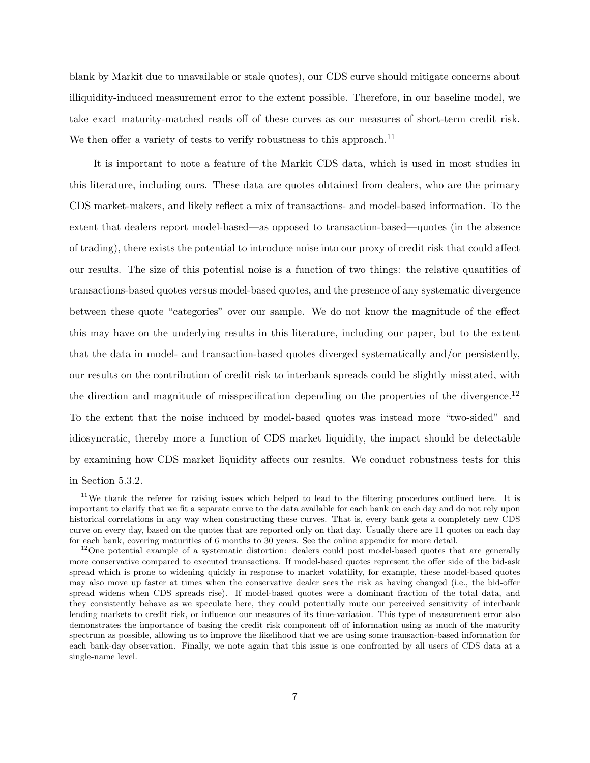blank by Markit due to unavailable or stale quotes), our CDS curve should mitigate concerns about illiquidity-induced measurement error to the extent possible. Therefore, in our baseline model, we take exact maturity-matched reads off of these curves as our measures of short-term credit risk. We then offer a variety of tests to verify robustness to this approach.[11]

It is important to note a feature of the Markit CDS data, which is used in most studies in this literature, including ours. These data are quotes obtained from dealers, who are the primary CDS market-makers, and likely reflect a mix of transactions- and model-based information. To the extent that dealers report model-based—as opposed to transaction-based—quotes (in the absence of trading), there exists the potential to introduce noise into our proxy of credit risk that could affect our results. The size of this potential noise is a function of two things: the relative quantities of transactions-based quotes versus model-based quotes, and the presence of any systematic divergence between these quote "categories" over our sample. We do not know the magnitude of the effect this may have on the underlying results in this literature, including our paper, but to the extent that the data in model- and transaction-based quotes diverged systematically and/or persistently, our results on the contribution of credit risk to interbank spreads could be slightly misstated, with the direction and magnitude of misspecification depending on the properties of the divergence.[12] To the extent that the noise induced by model-based quotes was instead more "two-sided" and idiosyncratic, thereby more a function of CDS market liquidity, the impact should be detectable by examining how CDS market liquidity affects our results. We conduct robustness tests for this in Section 5.3.2.

[11] We thank the referee for raising issues which helped to lead to the filtering procedures outlined here. It is important to clarify that we fit a separate curve to the data available for each bank on each day and do not rely upon historical correlations in any way when constructing these curves. That is, every bank gets a completely new CDS curve on every day, based on the quotes that are reported only on that day. Usually there are 11 quotes on each day for each bank, covering maturities of 6 months to 30 years. See the online appendix for more detail.

[12] One potential example of a systematic distortion: dealers could post model-based quotes that are generally more conservative compared to executed transactions. If model-based quotes represent the offer side of the bid-ask spread which is prone to widening quickly in response to market volatility, for example, these model-based quotes may also move up faster at times when the conservative dealer sees the risk as having changed (i.e., the bid-offer spread widens when CDS spreads rise). If model-based quotes were a dominant fraction of the total data, and they consistently behave as we speculate here, they could potentially mute our perceived sensitivity of interbank lending markets to credit risk, or influence our measures of its time-variation. This type of measurement error also demonstrates the importance of basing the credit risk component off of information using as much of the maturity spectrum as possible, allowing us to improve the likelihood that we are using some transaction-based information for each bank-day observation. Finally, we note again that this issue is one confronted by all users of CDS data at a single-name level.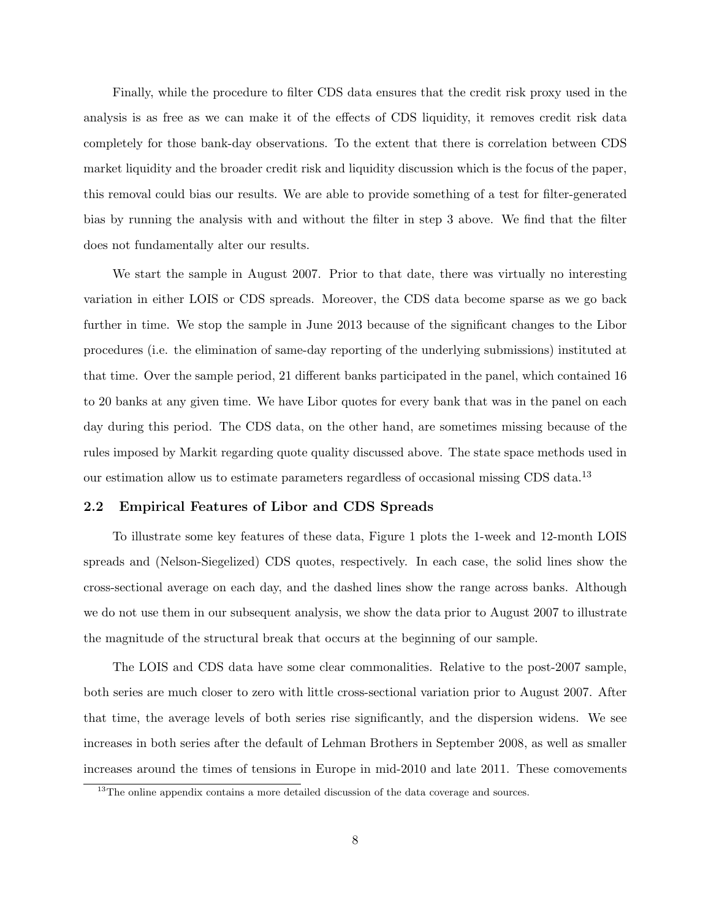Finally, while the procedure to filter CDS data ensures that the credit risk proxy used in the analysis is as free as we can make it of the effects of CDS liquidity, it removes credit risk data completely for those bank-day observations. To the extent that there is correlation between CDS market liquidity and the broader credit risk and liquidity discussion which is the focus of the paper, this removal could bias our results. We are able to provide something of a test for filter-generated bias by running the analysis with and without the filter in step 3 above. We find that the filter does not fundamentally alter our results.

We start the sample in August 2007. Prior to that date, there was virtually no interesting variation in either LOIS or CDS spreads. Moreover, the CDS data become sparse as we go back further in time. We stop the sample in June 2013 because of the significant changes to the Libor procedures (i.e. the elimination of same-day reporting of the underlying submissions) instituted at that time. Over the sample period, 21 different banks participated in the panel, which contained 16 to 20 banks at any given time. We have Libor quotes for every bank that was in the panel on each day during this period. The CDS data, on the other hand, are sometimes missing because of the rules imposed by Markit regarding quote quality discussed above. The state space methods used in our estimation allow us to estimate parameters regardless of occasional missing CDS data.[13]

## 2.2 Empirical Features of Libor and CDS Spreads

To illustrate some key features of these data, Figure 1 plots the 1-week and 12-month LOIS spreads and (Nelson-Siegelized) CDS quotes, respectively. In each case, the solid lines show the cross-sectional average on each day, and the dashed lines show the range across banks. Although we do not use them in our subsequent analysis, we show the data prior to August 2007 to illustrate the magnitude of the structural break that occurs at the beginning of our sample.

The LOIS and CDS data have some clear commonalities. Relative to the post-2007 sample, both series are much closer to zero with little cross-sectional variation prior to August 2007. After that time, the average levels of both series rise significantly, and the dispersion widens. We see increases in both series after the default of Lehman Brothers in September 2008, as well as smaller increases around the times of tensions in Europe in mid-2010 and late 2011. These comovements

[13] The online appendix contains a more detailed discussion of the data coverage and sources.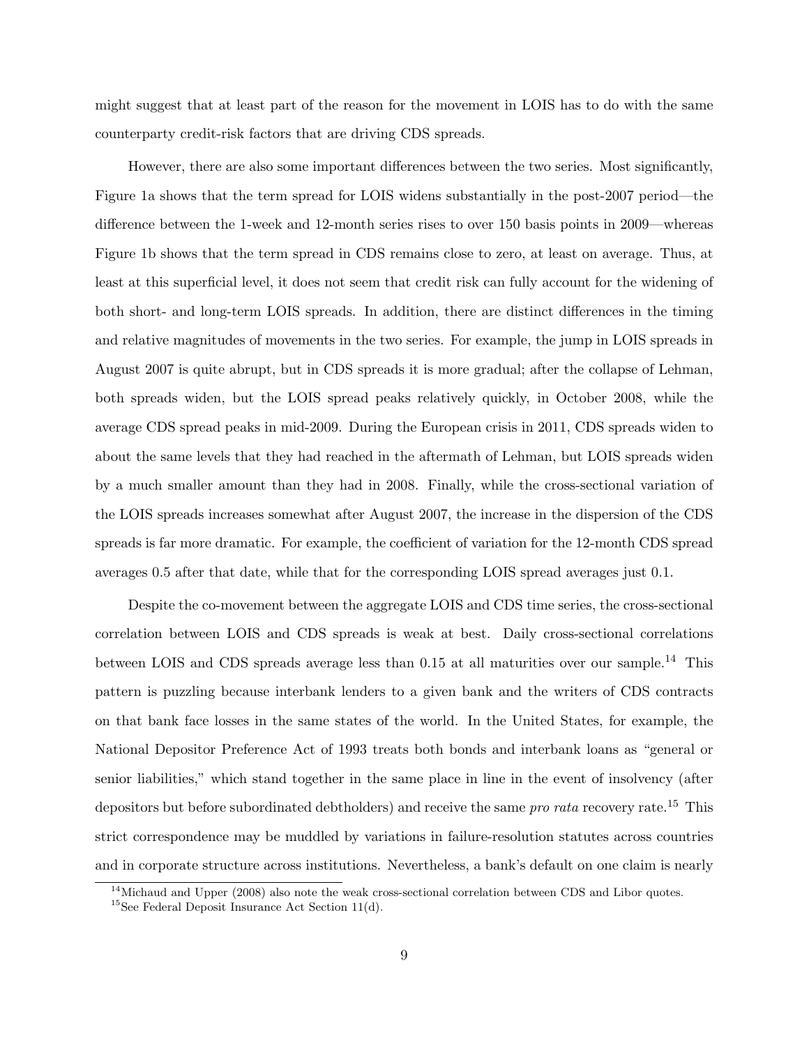might suggest that at least part of the reason for the movement in LOIS has to do with the same counterparty credit-risk factors that are driving CDS spreads.

However, there are also some important differences between the two series. Most significantly, Figure 1a shows that the term spread for LOIS widens substantially in the post-2007 period—the difference between the 1-week and 12-month series rises to over 150 basis points in 2009—whereas Figure 1b shows that the term spread in CDS remains close to zero, at least on average. Thus, at least at this superficial level, it does not seem that credit risk can fully account for the widening of both short- and long-term LOIS spreads. In addition, there are distinct differences in the timing and relative magnitudes of movements in the two series. For example, the jump in LOIS spreads in August 2007 is quite abrupt, but in CDS spreads it is more gradual; after the collapse of Lehman, both spreads widen, but the LOIS spread peaks relatively quickly, in October 2008, while the average CDS spread peaks in mid-2009. During the European crisis in 2011, CDS spreads widen to about the same levels that they had reached in the aftermath of Lehman, but LOIS spreads widen by a much smaller amount than they had in 2008. Finally, while the cross-sectional variation of the LOIS spreads increases somewhat after August 2007, the increase in the dispersion of the CDS spreads is far more dramatic. For example, the coefficient of variation for the 12-month CDS spread averages 0.5 after that date, while that for the corresponding LOIS spread averages just 0.1.

Despite the co-movement between the aggregate LOIS and CDS time series, the cross-sectional correlation between LOIS and CDS spreads is weak at best. Daily cross-sectional correlations between LOIS and CDS spreads average less than 0.15 at all maturities over our sample.[14] This pattern is puzzling because interbank lenders to a given bank and the writers of CDS contracts on that bank face losses in the same states of the world. In the United States, for example, the National Depositor Preference Act of 1993 treats both bonds and interbank loans as "general or senior liabilities," which stand together in the same place in line in the event of insolvency (after depositors but before subordinated debtholders) and receive the same *pro rata* recovery rate.[15] This strict correspondence may be muddled by variations in failure-resolution statutes across countries and in corporate structure across institutions. Nevertheless, a bank's default on one claim is nearly

[14] Michaud and Upper (2008) also note the weak cross-sectional correlation between CDS and Libor quotes.

[15] See Federal Deposit Insurance Act Section 11(d).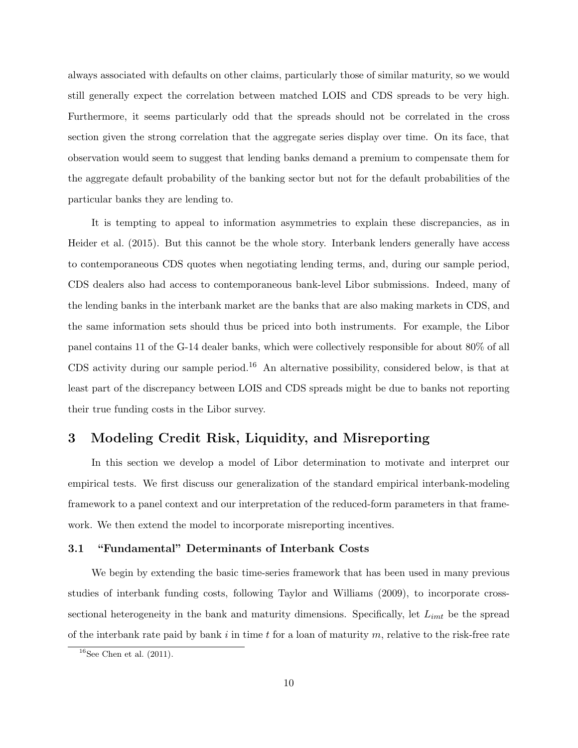always associated with defaults on other claims, particularly those of similar maturity, so we would still generally expect the correlation between matched LOIS and CDS spreads to be very high. Furthermore, it seems particularly odd that the spreads should not be correlated in the cross section given the strong correlation that the aggregate series display over time. On its face, that observation would seem to suggest that lending banks demand a premium to compensate them for the aggregate default probability of the banking sector but not for the default probabilities of the particular banks they are lending to.

It is tempting to appeal to information asymmetries to explain these discrepancies, as in Heider et al. (2015). But this cannot be the whole story. Interbank lenders generally have access to contemporaneous CDS quotes when negotiating lending terms, and, during our sample period, CDS dealers also had access to contemporaneous bank-level Libor submissions. Indeed, many of the lending banks in the interbank market are the banks that are also making markets in CDS, and the same information sets should thus be priced into both instruments. For example, the Libor panel contains 11 of the G-14 dealer banks, which were collectively responsible for about 80% of all CDS activity during our sample period.[16] An alternative possibility, considered below, is that at least part of the discrepancy between LOIS and CDS spreads might be due to banks not reporting their true funding costs in the Libor survey.

## 3 Modeling Credit Risk, Liquidity, and Misreporting

In this section we develop a model of Libor determination to motivate and interpret our empirical tests. We first discuss our generalization of the standard empirical interbank-modeling framework to a panel context and our interpretation of the reduced-form parameters in that framework. We then extend the model to incorporate misreporting incentives.

### 3.1 "Fundamental" Determinants of Interbank Costs

We begin by extending the basic time-series framework that has been used in many previous studies of interbank funding costs, following Taylor and Williams (2009), to incorporate cross-sectional heterogeneity in the bank and maturity dimensions. Specifically, let $L_{imt}$ be the spread of the interbank rate paid by bank $i$ in time $t$ for a loan of maturity $m$, relative to the risk-free rate

[16] See Chen et al. (2011).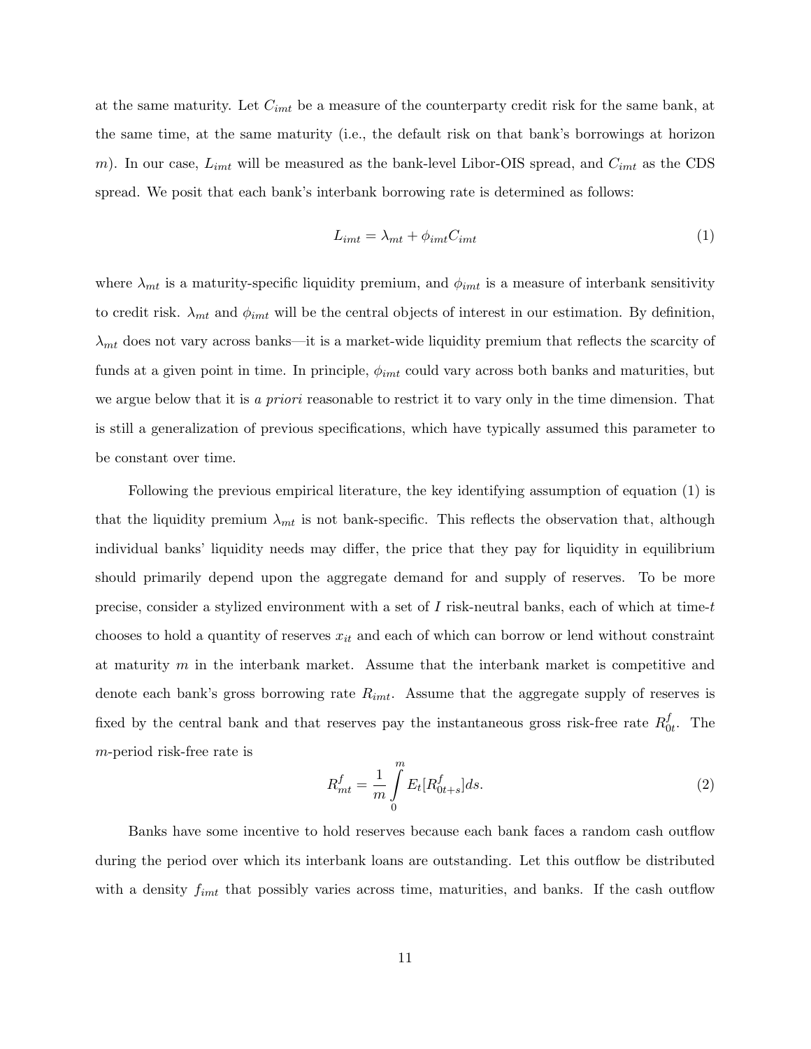at the same maturity. Let $C_{imt}$ be a measure of the counterparty credit risk for the same bank, at the same time, at the same maturity (i.e., the default risk on that bank's borrowings at horizon $m$). In our case, $L_{imt}$ will be measured as the bank-level Libor-OIS spread, and $C_{imt}$ as the CDS spread. We posit that each bank's interbank borrowing rate is determined as follows:

$$L_{imt} = \lambda_{mt} + \phi_{imt} C_{imt} \tag{1}$$

where $\lambda_{mt}$ is a maturity-specific liquidity premium, and $\phi_{imt}$ is a measure of interbank sensitivity to credit risk. $\lambda_{mt}$ and $\phi_{imt}$ will be the central objects of interest in our estimation. By definition, $\lambda_{mt}$ does not vary across banks—it is a market-wide liquidity premium that reflects the scarcity of funds at a given point in time. In principle, $\phi_{imt}$ could vary across both banks and maturities, but we argue below that it is *a priori* reasonable to restrict it to vary only in the time dimension. That is still a generalization of previous specifications, which have typically assumed this parameter to be constant over time.

Following the previous empirical literature, the key identifying assumption of equation (1) is that the liquidity premium $\lambda_{mt}$ is not bank-specific. This reflects the observation that, although individual banks' liquidity needs may differ, the price that they pay for liquidity in equilibrium should primarily depend upon the aggregate demand for and supply of reserves. To be more precise, consider a stylized environment with a set of $I$ risk-neutral banks, each of which at time-$t$ chooses to hold a quantity of reserves $x_{it}$ and each of which can borrow or lend without constraint at maturity $m$ in the interbank market. Assume that the interbank market is competitive and denote each bank's gross borrowing rate $R_{imt}$. Assume that the aggregate supply of reserves is fixed by the central bank and that reserves pay the instantaneous gross risk-free rate $R^f_{0t}$. The $m$-period risk-free rate is

$$R^f_{mt} = \frac{1}{m} \int_0^m E_t[R^f_{0t+s}] ds. \tag{2}$$

Banks have some incentive to hold reserves because each bank faces a random cash outflow during the period over which its interbank loans are outstanding. Let this outflow be distributed with a density $f_{imt}$ that possibly varies across time, maturities, and banks. If the cash outflow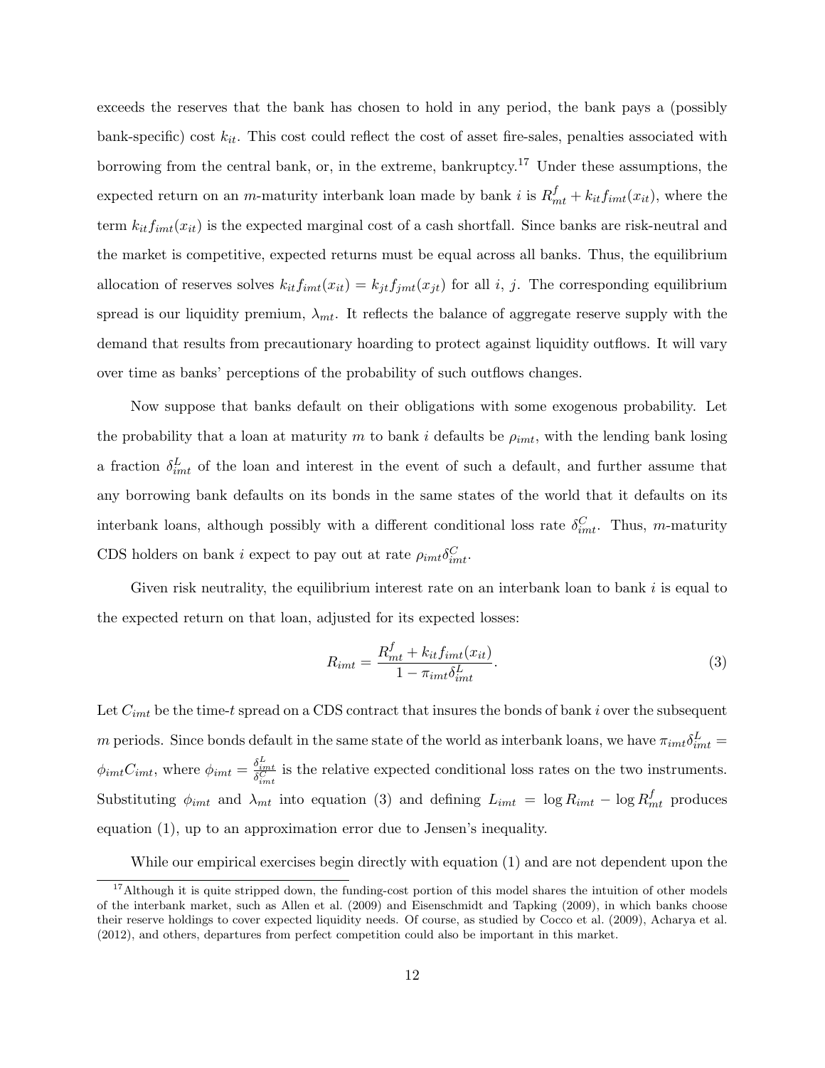exceeds the reserves that the bank has chosen to hold in any period, the bank pays a (possibly bank-specific) cost $k_{it}$. This cost could reflect the cost of asset fire-sales, penalties associated with borrowing from the central bank, or, in the extreme, bankruptcy.[17] Under these assumptions, the expected return on an $m$-maturity interbank loan made by bank $i$ is $R^f_{mt} + k_{it} f_{imt}(x_{it})$, where the term $k_{it} f_{imt}(x_{it})$ is the expected marginal cost of a cash shortfall. Since banks are risk-neutral and the market is competitive, expected returns must be equal across all banks. Thus, the equilibrium allocation of reserves solves $k_{it} f_{imt}(x_{it}) = k_{jt} f_{jmt}(x_{jt})$ for all $i$, $j$. The corresponding equilibrium spread is our liquidity premium, $\lambda_{mt}$. It reflects the balance of aggregate reserve supply with the demand that results from precautionary hoarding to protect against liquidity outflows. It will vary over time as banks' perceptions of the probability of such outflows changes.

Now suppose that banks default on their obligations with some exogenous probability. Let the probability that a loan at maturity $m$ to bank $i$ defaults be $\rho_{imt}$, with the lending bank losing a fraction $\delta^L_{imt}$ of the loan and interest in the event of such a default, and further assume that any borrowing bank defaults on its bonds in the same states of the world that it defaults on its interbank loans, although possibly with a different conditional loss rate $\delta^C_{imt}$. Thus, $m$-maturity CDS holders on bank $i$ expect to pay out at rate $\rho_{imt}\delta^C_{imt}$.

Given risk neutrality, the equilibrium interest rate on an interbank loan to bank $i$ is equal to the expected return on that loan, adjusted for its expected losses:

$$R_{imt} = \frac{R^f_{mt} + k_{it} f_{imt}(x_{it})}{1 - \pi_{imt}\delta^L_{imt}}. \tag{3}$$

Let $C_{imt}$ be the time-$t$ spread on a CDS contract that insures the bonds of bank $i$ over the subsequent $m$ periods. Since bonds default in the same state of the world as interbank loans, we have $\pi_{imt}\delta^L_{imt} = \phi_{imt} C_{imt}$, where $\phi_{imt} = \frac{\delta^L_{imt}}{\delta^C_{imt}}$ is the relative expected conditional loss rates on the two instruments. Substituting $\phi_{imt}$ and $\lambda_{mt}$ into equation (3) and defining $L_{imt} = \log R_{imt} - \log R^f_{mt}$ produces equation (1), up to an approximation error due to Jensen's inequality.

While our empirical exercises begin directly with equation (1) and are not dependent upon the

[17] Although it is quite stripped down, the funding-cost portion of this model shares the intuition of other models of the interbank market, such as Allen et al. (2009) and Eisenschmidt and Tapking (2009), in which banks choose their reserve holdings to cover expected liquidity needs. Of course, as studied by Cocco et al. (2009), Acharya et al. (2012), and others, departures from perfect competition could also be important in this market.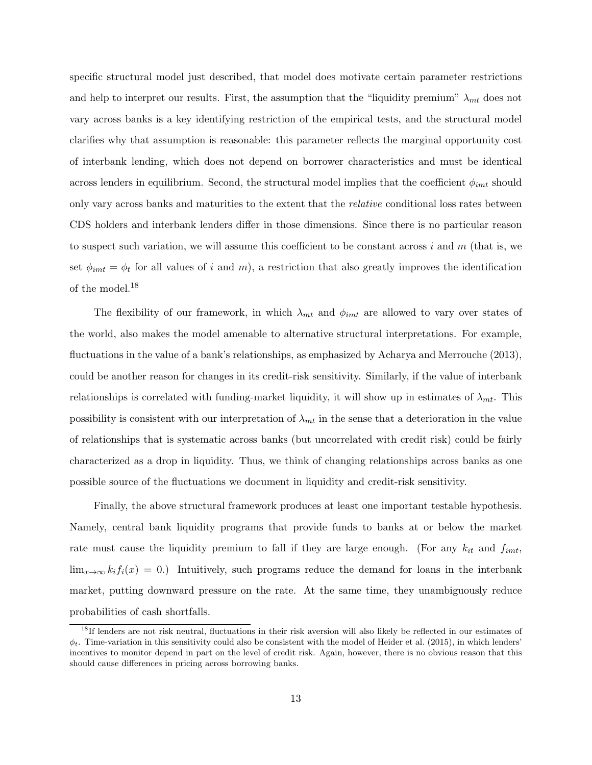specific structural model just described, that model does motivate certain parameter restrictions and help to interpret our results. First, the assumption that the "liquidity premium" $\lambda_{mt}$ does not vary across banks is a key identifying restriction of the empirical tests, and the structural model clarifies why that assumption is reasonable: this parameter reflects the marginal opportunity cost of interbank lending, which does not depend on borrower characteristics and must be identical across lenders in equilibrium. Second, the structural model implies that the coefficient $\phi_{imt}$ should only vary across banks and maturities to the extent that the *relative* conditional loss rates between CDS holders and interbank lenders differ in those dimensions. Since there is no particular reason to suspect such variation, we will assume this coefficient to be constant across $i$ and $m$ (that is, we set $\phi_{imt} = \phi_t$ for all values of $i$ and $m$), a restriction that also greatly improves the identification of the model.[18]

The flexibility of our framework, in which $\lambda_{mt}$ and $\phi_{imt}$ are allowed to vary over states of the world, also makes the model amenable to alternative structural interpretations. For example, fluctuations in the value of a bank's relationships, as emphasized by Acharya and Merrouche (2013), could be another reason for changes in its credit-risk sensitivity. Similarly, if the value of interbank relationships is correlated with funding-market liquidity, it will show up in estimates of $\lambda_{mt}$. This possibility is consistent with our interpretation of $\lambda_{mt}$ in the sense that a deterioration in the value of relationships that is systematic across banks (but uncorrelated with credit risk) could be fairly characterized as a drop in liquidity. Thus, we think of changing relationships across banks as one possible source of the fluctuations we document in liquidity and credit-risk sensitivity.

Finally, the above structural framework produces at least one important testable hypothesis. Namely, central bank liquidity programs that provide funds to banks at or below the market rate must cause the liquidity premium to fall if they are large enough. (For any $k_{it}$ and $f_{imt}$, $\lim_{x \to \infty} k_i f_i(x) = 0$.) Intuitively, such programs reduce the demand for loans in the interbank market, putting downward pressure on the rate. At the same time, they unambiguously reduce probabilities of cash shortfalls.

[18] If lenders are not risk neutral, fluctuations in their risk aversion will also likely be reflected in our estimates of $\phi_t$. Time-variation in this sensitivity could also be consistent with the model of Heider et al. (2015), in which lenders' incentives to monitor depend in part on the level of credit risk. Again, however, there is no obvious reason that this should cause differences in pricing across borrowing banks.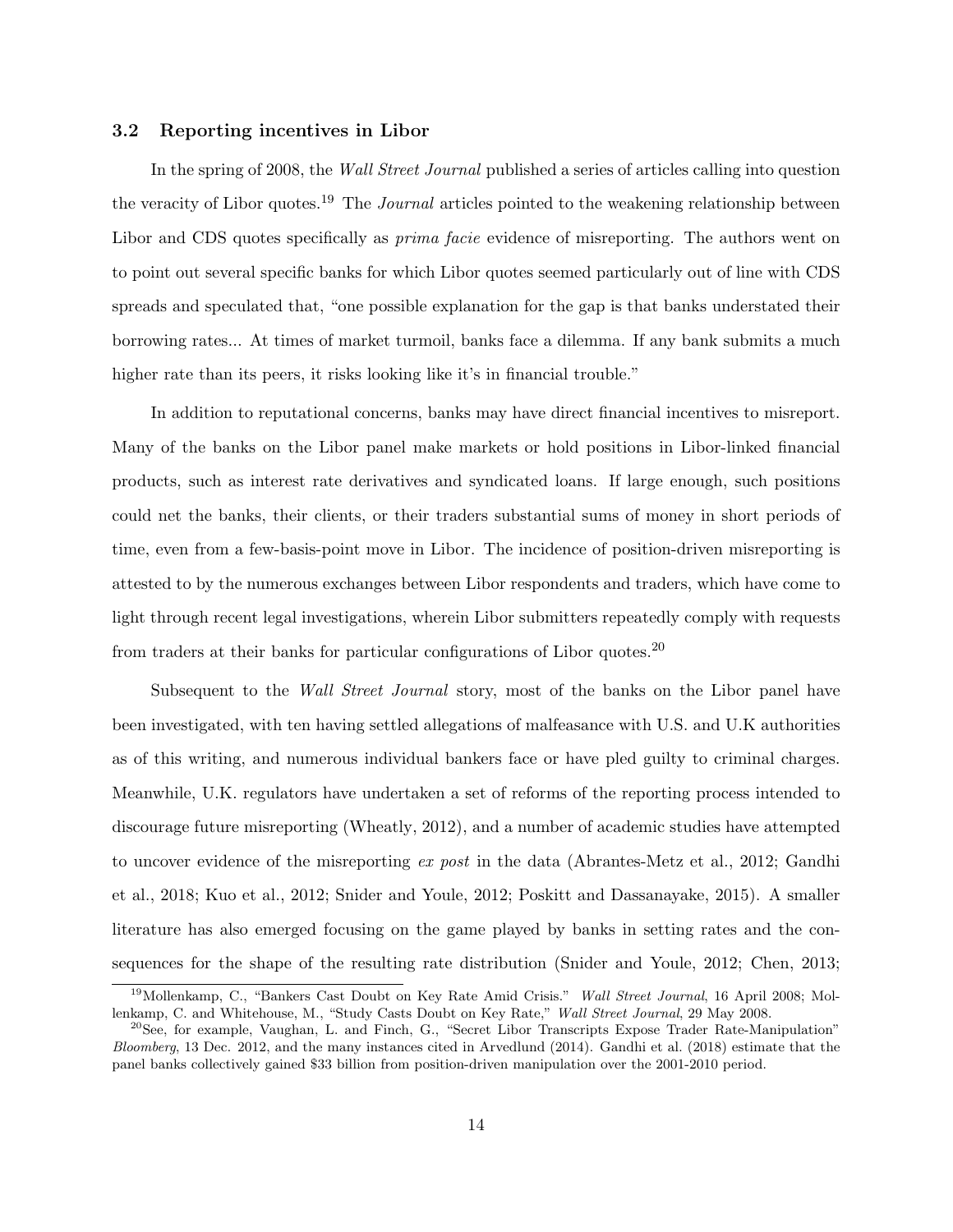### 3.2 Reporting incentives in Libor

In the spring of 2008, the *Wall Street Journal* published a series of articles calling into question the veracity of Libor quotes.[19] The *Journal* articles pointed to the weakening relationship between Libor and CDS quotes specifically as *prima facie* evidence of misreporting. The authors went on to point out several specific banks for which Libor quotes seemed particularly out of line with CDS spreads and speculated that, "one possible explanation for the gap is that banks understated their borrowing rates... At times of market turmoil, banks face a dilemma. If any bank submits a much higher rate than its peers, it risks looking like it's in financial trouble."

In addition to reputational concerns, banks may have direct financial incentives to misreport. Many of the banks on the Libor panel make markets or hold positions in Libor-linked financial products, such as interest rate derivatives and syndicated loans. If large enough, such positions could net the banks, their clients, or their traders substantial sums of money in short periods of time, even from a few-basis-point move in Libor. The incidence of position-driven misreporting is attested to by the numerous exchanges between Libor respondents and traders, which have come to light through recent legal investigations, wherein Libor submitters repeatedly comply with requests from traders at their banks for particular configurations of Libor quotes.[20]

Subsequent to the *Wall Street Journal* story, most of the banks on the Libor panel have been investigated, with ten having settled allegations of malfeasance with U.S. and U.K authorities as of this writing, and numerous individual bankers face or have pled guilty to criminal charges. Meanwhile, U.K. regulators have undertaken a set of reforms of the reporting process intended to discourage future misreporting (Wheatly, 2012), and a number of academic studies have attempted to uncover evidence of the misreporting *ex post* in the data (Abrantes-Metz et al., 2012; Gandhi et al., 2018; Kuo et al., 2012; Snider and Youle, 2012; Poskitt and Dassanayake, 2015). A smaller literature has also emerged focusing on the game played by banks in setting rates and the consequences for the shape of the resulting rate distribution (Snider and Youle, 2012; Chen, 2013;

[19] Mollenkamp, C., "Bankers Cast Doubt on Key Rate Amid Crisis." *Wall Street Journal*, 16 April 2008; Mollenkamp, C. and Whitehouse, M., "Study Casts Doubt on Key Rate," *Wall Street Journal*, 29 May 2008.

[20] See, for example, Vaughan, L. and Finch, G., "Secret Libor Transcripts Expose Trader Rate-Manipulation" *Bloomberg*, 13 Dec. 2012, and the many instances cited in Arvedlund (2014). Gandhi et al. (2018) estimate that the panel banks collectively gained $33 billion from position-driven manipulation over the 2001-2010 period.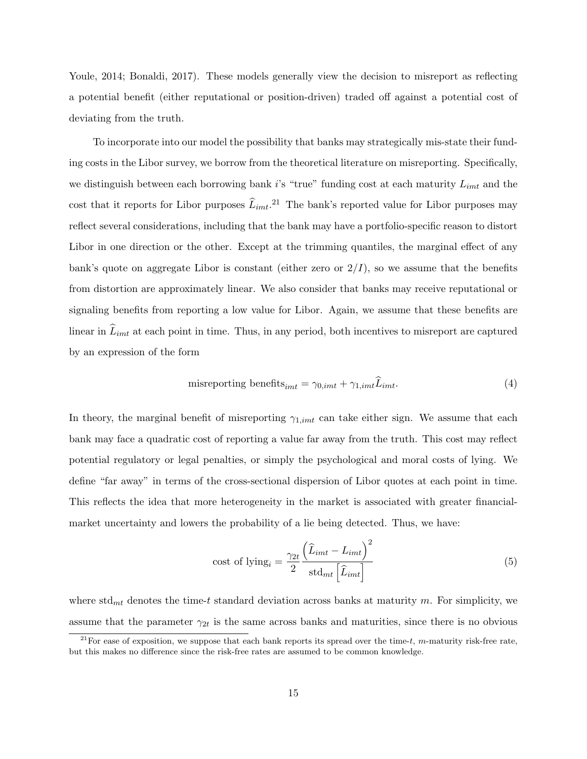Youle, 2014; Bonaldi, 2017). These models generally view the decision to misreport as reflecting a potential benefit (either reputational or position-driven) traded off against a potential cost of deviating from the truth.

To incorporate into our model the possibility that banks may strategically mis-state their funding costs in the Libor survey, we borrow from the theoretical literature on misreporting. Specifically, we distinguish between each borrowing bank $i$'s "true" funding cost at each maturity $L_{imt}$ and the cost that it reports for Libor purposes $\widehat{L}_{imt}$.[21] The bank's reported value for Libor purposes may reflect several considerations, including that the bank may have a portfolio-specific reason to distort Libor in one direction or the other. Except at the trimming quantiles, the marginal effect of any bank's quote on aggregate Libor is constant (either zero or $2/I$), so we assume that the benefits from distortion are approximately linear. We also consider that banks may receive reputational or signaling benefits from reporting a low value for Libor. Again, we assume that these benefits are linear in $\widehat{L}_{imt}$ at each point in time. Thus, in any period, both incentives to misreport are captured by an expression of the form

$$\text{misreporting benefits}_{imt} = \gamma_{0,imt} + \gamma_{1,imt}\widehat{L}_{imt}. \tag{4}$$

In theory, the marginal benefit of misreporting $\gamma_{1,imt}$ can take either sign. We assume that each bank may face a quadratic cost of reporting a value far away from the truth. This cost may reflect potential regulatory or legal penalties, or simply the psychological and moral costs of lying. We define "far away" in terms of the cross-sectional dispersion of Libor quotes at each point in time. This reflects the idea that more heterogeneity in the market is associated with greater financial-market uncertainty and lowers the probability of a lie being detected. Thus, we have:

$$\text{cost of lying}_i = \frac{\gamma_{2t}}{2} \frac{\left(\widehat{L}_{imt} - L_{imt}\right)^2}{\text{std}_{mt}\left[\widehat{L}_{imt}\right]} \tag{5}$$

where $\text{std}_{mt}$ denotes the time-$t$ standard deviation across banks at maturity $m$. For simplicity, we assume that the parameter $\gamma_{2t}$ is the same across banks and maturities, since there is no obvious

[21] For ease of exposition, we suppose that each bank reports its spread over the time-$t$, $m$-maturity risk-free rate, but this makes no difference since the risk-free rates are assumed to be common knowledge.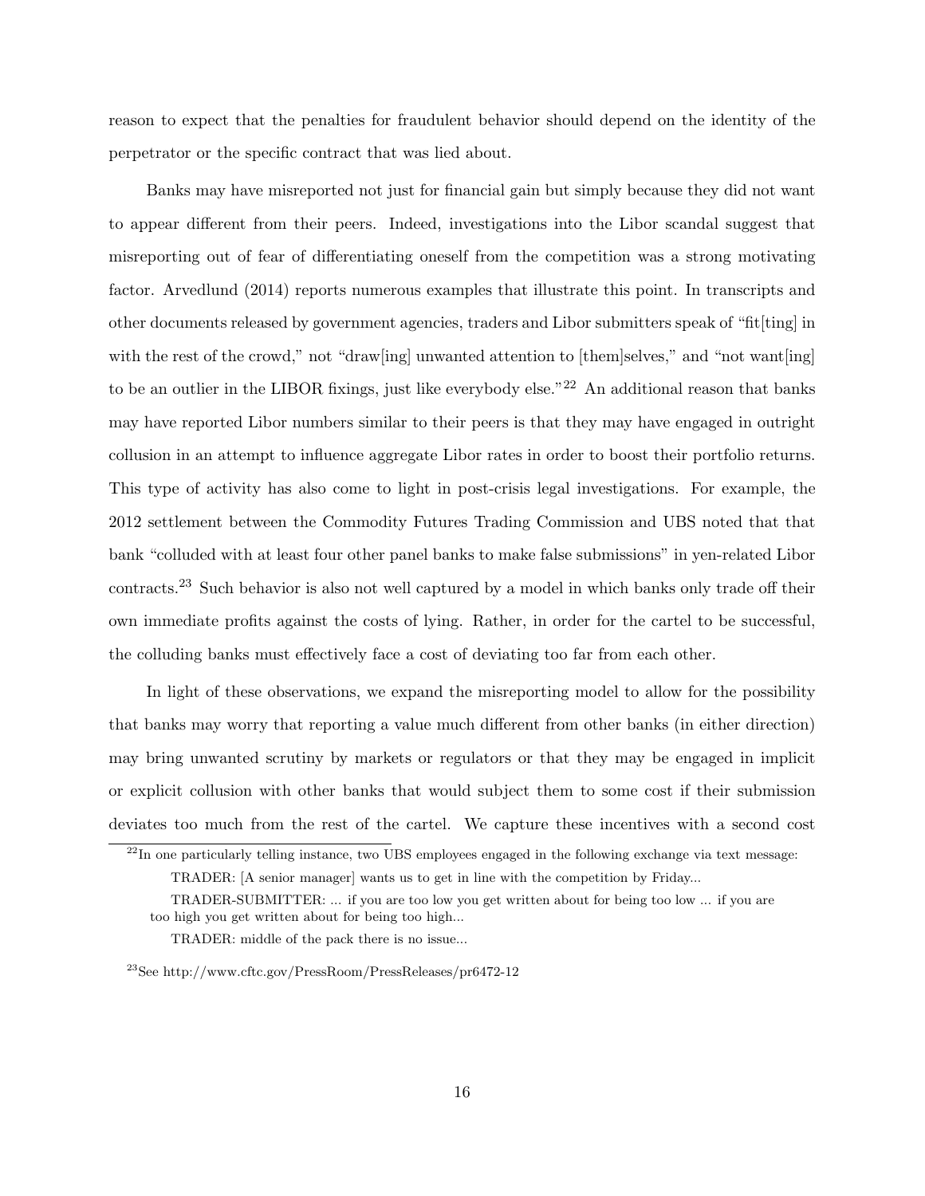reason to expect that the penalties for fraudulent behavior should depend on the identity of the perpetrator or the specific contract that was lied about.

Banks may have misreported not just for financial gain but simply because they did not want to appear different from their peers. Indeed, investigations into the Libor scandal suggest that misreporting out of fear of differentiating oneself from the competition was a strong motivating factor. Arvedlund (2014) reports numerous examples that illustrate this point. In transcripts and other documents released by government agencies, traders and Libor submitters speak of "fit[ting] in with the rest of the crowd," not "draw[ing] unwanted attention to [them]selves," and "not want[ing] to be an outlier in the LIBOR fixings, just like everybody else."[22] An additional reason that banks may have reported Libor numbers similar to their peers is that they may have engaged in outright collusion in an attempt to influence aggregate Libor rates in order to boost their portfolio returns. This type of activity has also come to light in post-crisis legal investigations. For example, the 2012 settlement between the Commodity Futures Trading Commission and UBS noted that that bank "colluded with at least four other panel banks to make false submissions" in yen-related Libor contracts.[23] Such behavior is also not well captured by a model in which banks only trade off their own immediate profits against the costs of lying. Rather, in order for the cartel to be successful, the colluding banks must effectively face a cost of deviating too far from each other.

In light of these observations, we expand the misreporting model to allow for the possibility that banks may worry that reporting a value much different from other banks (in either direction) may bring unwanted scrutiny by markets or regulators or that they may be engaged in implicit or explicit collusion with other banks that would subject them to some cost if their submission deviates too much from the rest of the cartel. We capture these incentives with a second cost

---

[22] In one particularly telling instance, two UBS employees engaged in the following exchange via text message:

> TRADER: [A senior manager] wants us to get in line with the competition by Friday...
>
> TRADER-SUBMITTER: ... if you are too low you get written about for being too low ... if you are too high you get written about for being too high...
>
> TRADER: middle of the pack there is no issue...

[23] See http://www.cftc.gov/PressRoom/PressReleases/pr6472-12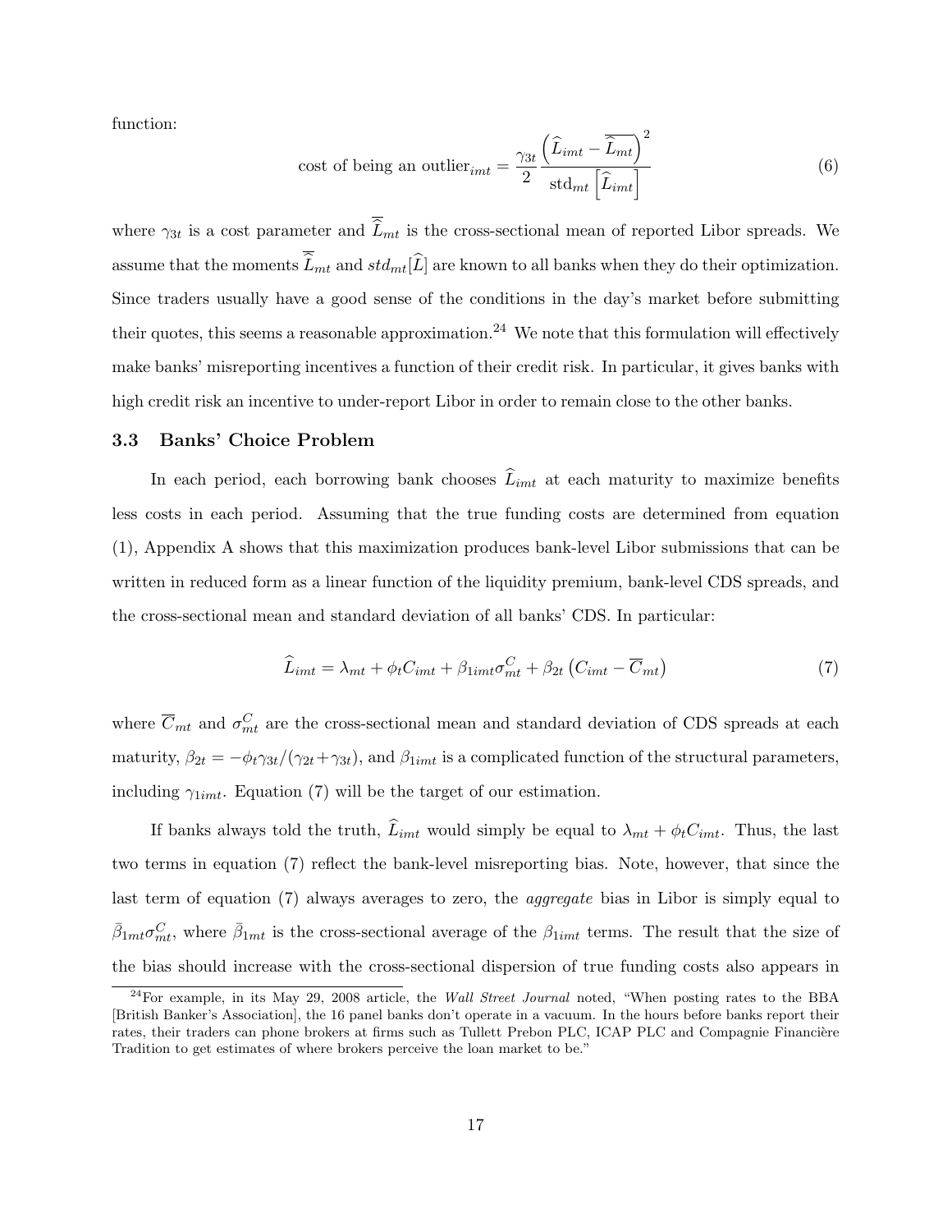function:

$$\text{cost of being an outlier}_{imt} = \frac{\gamma_{3t}}{2} \frac{\left(\widehat{L}_{imt} - \overline{\widehat{L}_{mt}}\right)^2}{\text{std}_{mt}\left[\widehat{L}_{imt}\right]} \tag{6}$$

where $\gamma_{3t}$ is a cost parameter and $\overline{\widehat{L}}_{mt}$ is the cross-sectional mean of reported Libor spreads. We assume that the moments $\overline{\widehat{L}}_{mt}$ and $std_{mt}[\widehat{L}]$ are known to all banks when they do their optimization. Since traders usually have a good sense of the conditions in the day's market before submitting their quotes, this seems a reasonable approximation.[24] We note that this formulation will effectively make banks' misreporting incentives a function of their credit risk. In particular, it gives banks with high credit risk an incentive to under-report Libor in order to remain close to the other banks.

### 3.3 Banks' Choice Problem

In each period, each borrowing bank chooses $\widehat{L}_{imt}$ at each maturity to maximize benefits less costs in each period. Assuming that the true funding costs are determined from equation (1), Appendix A shows that this maximization produces bank-level Libor submissions that can be written in reduced form as a linear function of the liquidity premium, bank-level CDS spreads, and the cross-sectional mean and standard deviation of all banks' CDS. In particular:

$$\widehat{L}_{imt} = \lambda_{mt} + \phi_t C_{imt} + \beta_{1imt}\sigma^C_{mt} + \beta_{2t}\left(C_{imt} - \overline{C}_{mt}\right) \tag{7}$$

where $\overline{C}_{mt}$ and $\sigma^C_{mt}$ are the cross-sectional mean and standard deviation of CDS spreads at each maturity, $\beta_{2t} = -\phi_t\gamma_{3t}/(\gamma_{2t}+\gamma_{3t})$, and $\beta_{1imt}$ is a complicated function of the structural parameters, including $\gamma_{1imt}$. Equation (7) will be the target of our estimation.

If banks always told the truth, $\widehat{L}_{imt}$ would simply be equal to $\lambda_{mt} + \phi_t C_{imt}$. Thus, the last two terms in equation (7) reflect the bank-level misreporting bias. Note, however, that since the last term of equation (7) always averages to zero, the *aggregate* bias in Libor is simply equal to $\bar{\beta}_{1mt}\sigma^C_{mt}$, where $\bar{\beta}_{1mt}$ is the cross-sectional average of the $\beta_{1imt}$ terms. The result that the size of the bias should increase with the cross-sectional dispersion of true funding costs also appears in

[24] For example, in its May 29, 2008 article, the *Wall Street Journal* noted, "When posting rates to the BBA [British Banker's Association], the 16 panel banks don't operate in a vacuum. In the hours before banks report their rates, their traders can phone brokers at firms such as Tullett Prebon PLC, ICAP PLC and Compagnie Financière Tradition to get estimates of where brokers perceive the loan market to be."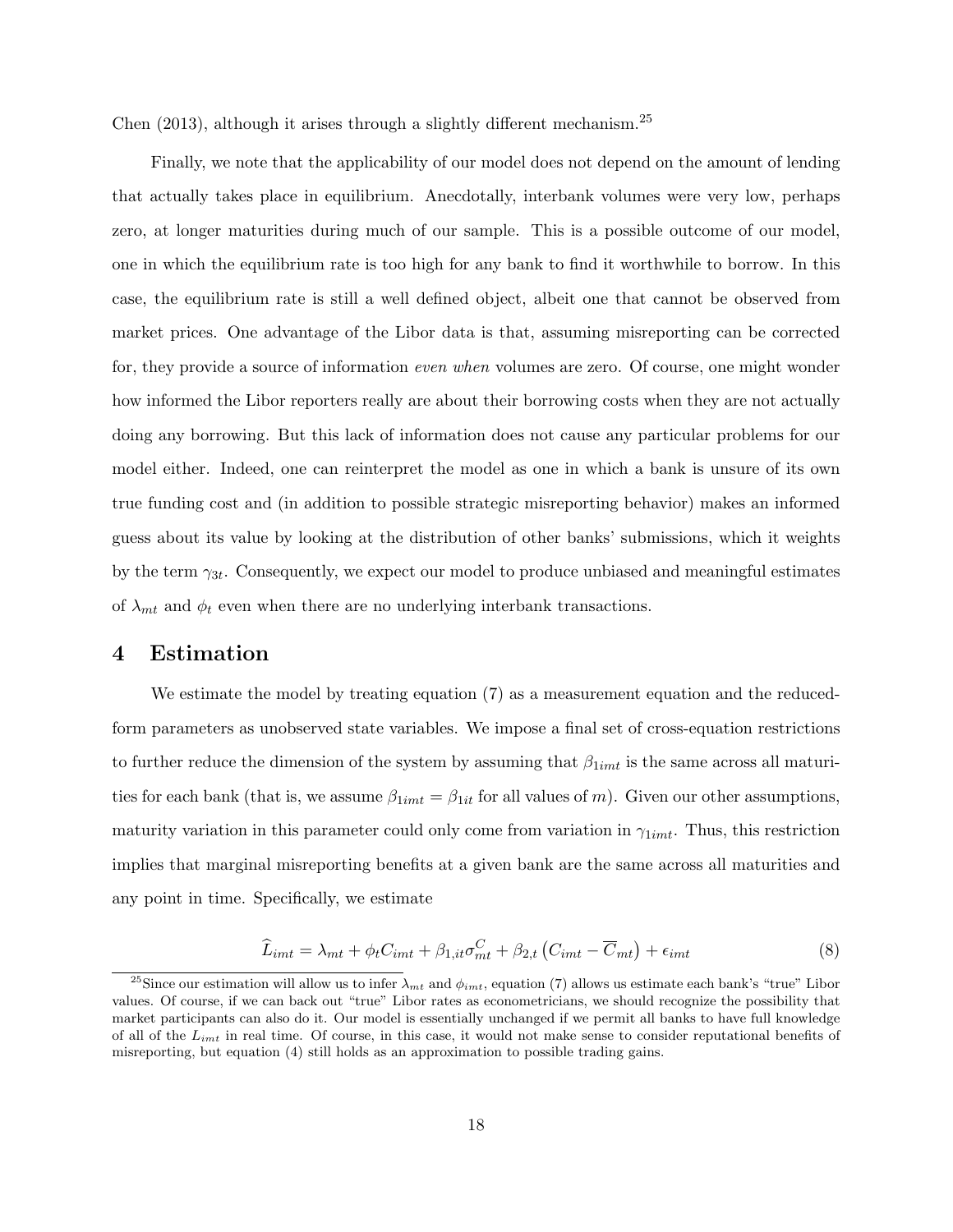Chen (2013), although it arises through a slightly different mechanism.[25]

Finally, we note that the applicability of our model does not depend on the amount of lending that actually takes place in equilibrium. Anecdotally, interbank volumes were very low, perhaps zero, at longer maturities during much of our sample. This is a possible outcome of our model, one in which the equilibrium rate is too high for any bank to find it worthwhile to borrow. In this case, the equilibrium rate is still a well defined object, albeit one that cannot be observed from market prices. One advantage of the Libor data is that, assuming misreporting can be corrected for, they provide a source of information *even when* volumes are zero. Of course, one might wonder how informed the Libor reporters really are about their borrowing costs when they are not actually doing any borrowing. But this lack of information does not cause any particular problems for our model either. Indeed, one can reinterpret the model as one in which a bank is unsure of its own true funding cost and (in addition to possible strategic misreporting behavior) makes an informed guess about its value by looking at the distribution of other banks' submissions, which it weights by the term $\gamma_{3t}$. Consequently, we expect our model to produce unbiased and meaningful estimates of $\lambda_{mt}$ and $\phi_t$ even when there are no underlying interbank transactions.

# 4 Estimation

We estimate the model by treating equation (7) as a measurement equation and the reduced-form parameters as unobserved state variables. We impose a final set of cross-equation restrictions to further reduce the dimension of the system by assuming that $\beta_{1imt}$ is the same across all maturities for each bank (that is, we assume $\beta_{1imt} = \beta_{1it}$ for all values of $m$). Given our other assumptions, maturity variation in this parameter could only come from variation in $\gamma_{1imt}$. Thus, this restriction implies that marginal misreporting benefits at a given bank are the same across all maturities and any point in time. Specifically, we estimate

$$\widehat{L}_{imt} = \lambda_{mt} + \phi_t C_{imt} + \beta_{1,it}\sigma_{mt}^C + \beta_{2,t}\left(C_{imt} - \overline{C}_{mt}\right) + \epsilon_{imt} \tag{8}$$

[25] Since our estimation will allow us to infer $\lambda_{mt}$ and $\phi_{imt}$, equation (7) allows us estimate each bank's "true" Libor values. Of course, if we can back out "true" Libor rates as econometricians, we should recognize the possibility that market participants can also do it. Our model is essentially unchanged if we permit all banks to have full knowledge of all of the $L_{imt}$ in real time. Of course, in this case, it would not make sense to consider reputational benefits of misreporting, but equation (4) still holds as an approximation to possible trading gains.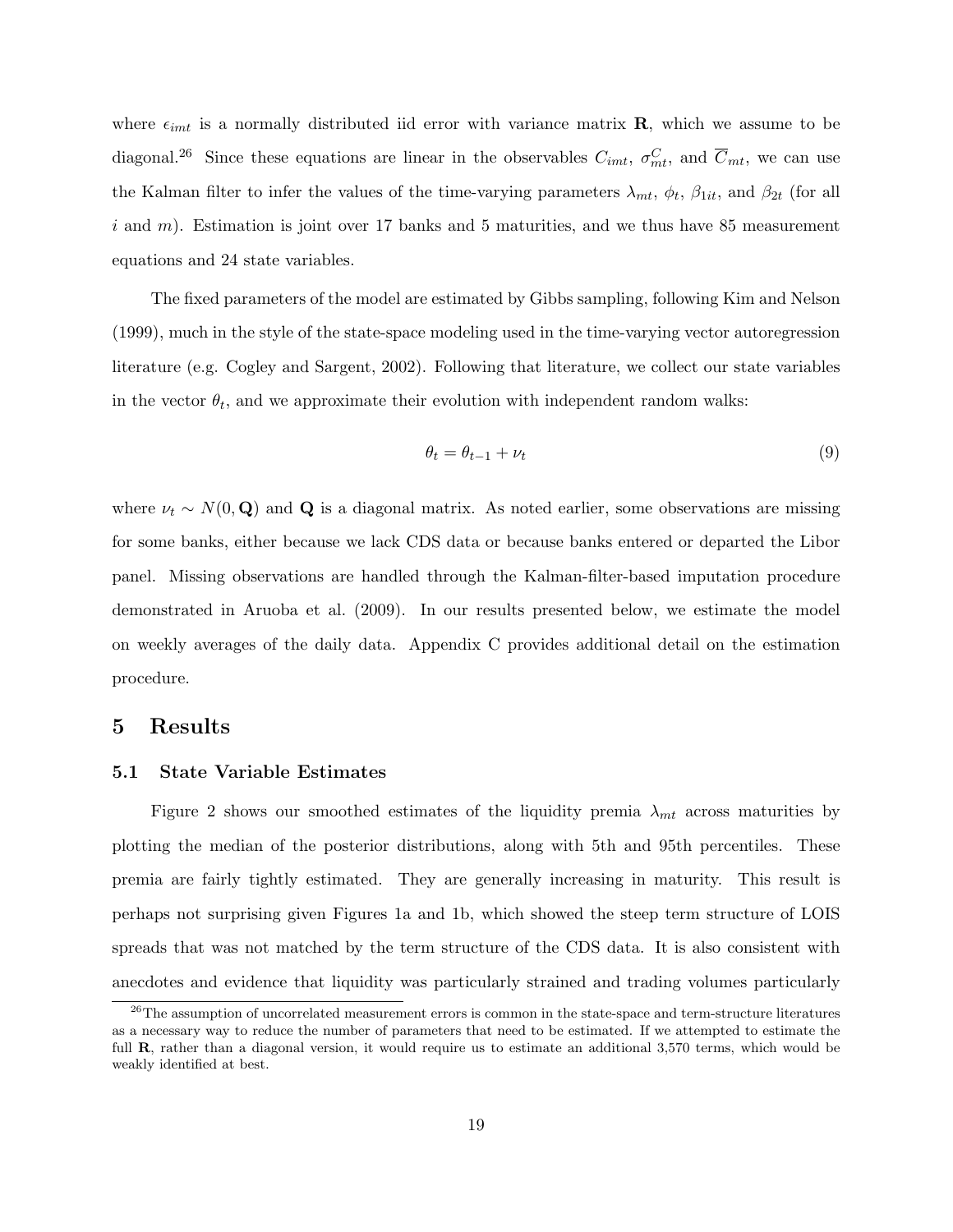where $\epsilon_{imt}$ is a normally distributed iid error with variance matrix $\mathbf{R}$, which we assume to be diagonal.[26] Since these equations are linear in the observables $C_{imt}$, $\sigma^C_{mt}$, and $\overline{C}_{mt}$, we can use the Kalman filter to infer the values of the time-varying parameters $\lambda_{mt}$, $\phi_t$, $\beta_{1it}$, and $\beta_{2t}$ (for all $i$ and $m$). Estimation is joint over 17 banks and 5 maturities, and we thus have 85 measurement equations and 24 state variables.

The fixed parameters of the model are estimated by Gibbs sampling, following Kim and Nelson (1999), much in the style of the state-space modeling used in the time-varying vector autoregression literature (e.g. Cogley and Sargent, 2002). Following that literature, we collect our state variables in the vector $\theta_t$, and we approximate their evolution with independent random walks:

$$\theta_t = \theta_{t-1} + \nu_t \tag{9}$$

where $\nu_t \sim N(0, \mathbf{Q})$ and $\mathbf{Q}$ is a diagonal matrix. As noted earlier, some observations are missing for some banks, either because we lack CDS data or because banks entered or departed the Libor panel. Missing observations are handled through the Kalman-filter-based imputation procedure demonstrated in Aruoba et al. (2009). In our results presented below, we estimate the model on weekly averages of the daily data. Appendix C provides additional detail on the estimation procedure.

## 5 Results

### 5.1 State Variable Estimates

Figure 2 shows our smoothed estimates of the liquidity premia $\lambda_{mt}$ across maturities by plotting the median of the posterior distributions, along with 5th and 95th percentiles. These premia are fairly tightly estimated. They are generally increasing in maturity. This result is perhaps not surprising given Figures 1a and 1b, which showed the steep term structure of LOIS spreads that was not matched by the term structure of the CDS data. It is also consistent with anecdotes and evidence that liquidity was particularly strained and trading volumes particularly

[26] The assumption of uncorrelated measurement errors is common in the state-space and term-structure literatures as a necessary way to reduce the number of parameters that need to be estimated. If we attempted to estimate the full $\mathbf{R}$, rather than a diagonal version, it would require us to estimate an additional 3,570 terms, which would be weakly identified at best.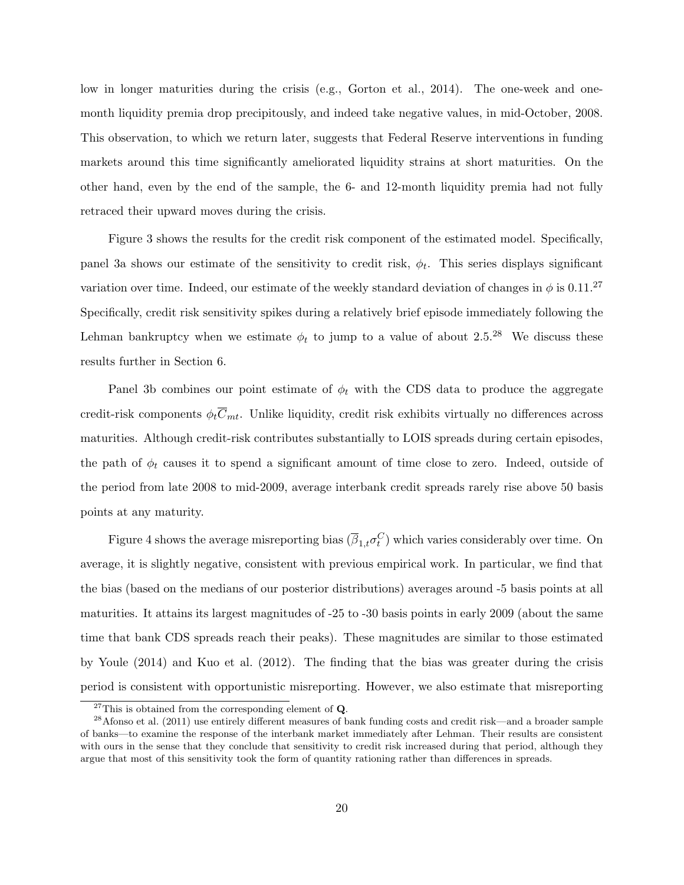low in longer maturities during the crisis (e.g., Gorton et al., 2014). The one-week and one-month liquidity premia drop precipitously, and indeed take negative values, in mid-October, 2008. This observation, to which we return later, suggests that Federal Reserve interventions in funding markets around this time significantly ameliorated liquidity strains at short maturities. On the other hand, even by the end of the sample, the 6- and 12-month liquidity premia had not fully retraced their upward moves during the crisis.

Figure 3 shows the results for the credit risk component of the estimated model. Specifically, panel 3a shows our estimate of the sensitivity to credit risk, $\phi_t$. This series displays significant variation over time. Indeed, our estimate of the weekly standard deviation of changes in $\phi$ is 0.11.[27] Specifically, credit risk sensitivity spikes during a relatively brief episode immediately following the Lehman bankruptcy when we estimate $\phi_t$ to jump to a value of about 2.5.[28] We discuss these results further in Section 6.

Panel 3b combines our point estimate of $\phi_t$ with the CDS data to produce the aggregate credit-risk components $\phi_t \overline{C}_{mt}$. Unlike liquidity, credit risk exhibits virtually no differences across maturities. Although credit-risk contributes substantially to LOIS spreads during certain episodes, the path of $\phi_t$ causes it to spend a significant amount of time close to zero. Indeed, outside of the period from late 2008 to mid-2009, average interbank credit spreads rarely rise above 50 basis points at any maturity.

Figure 4 shows the average misreporting bias ($\overline{\beta}_{1,t}\sigma_t^C$) which varies considerably over time. On average, it is slightly negative, consistent with previous empirical work. In particular, we find that the bias (based on the medians of our posterior distributions) averages around -5 basis points at all maturities. It attains its largest magnitudes of -25 to -30 basis points in early 2009 (about the same time that bank CDS spreads reach their peaks). These magnitudes are similar to those estimated by Youle (2014) and Kuo et al. (2012). The finding that the bias was greater during the crisis period is consistent with opportunistic misreporting. However, we also estimate that misreporting

[27] This is obtained from the corresponding element of $\mathbf{Q}$.

[28] Afonso et al. (2011) use entirely different measures of bank funding costs and credit risk—and a broader sample of banks—to examine the response of the interbank market immediately after Lehman. Their results are consistent with ours in the sense that they conclude that sensitivity to credit risk increased during that period, although they argue that most of this sensitivity took the form of quantity rationing rather than differences in spreads.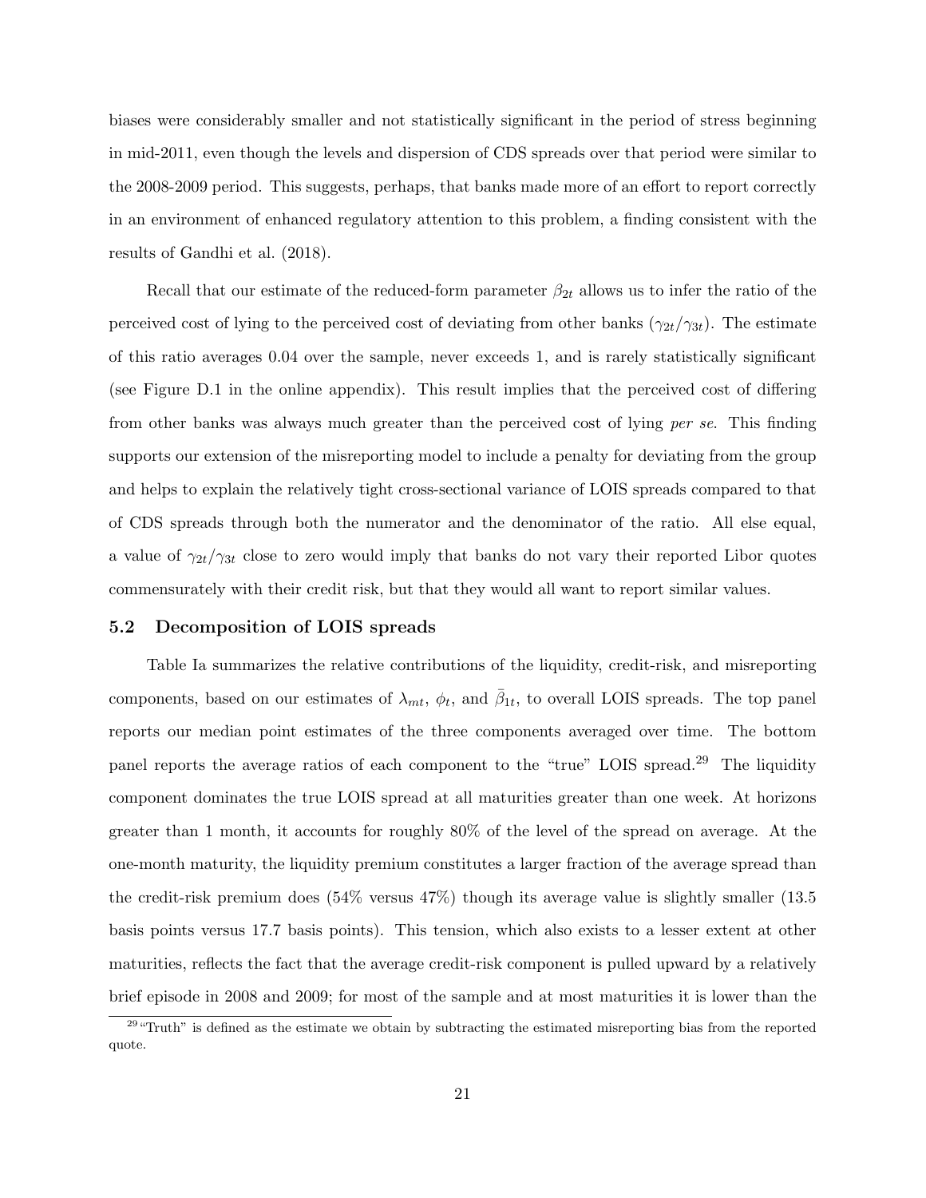biases were considerably smaller and not statistically significant in the period of stress beginning in mid-2011, even though the levels and dispersion of CDS spreads over that period were similar to the 2008-2009 period. This suggests, perhaps, that banks made more of an effort to report correctly in an environment of enhanced regulatory attention to this problem, a finding consistent with the results of Gandhi et al. (2018).

Recall that our estimate of the reduced-form parameter $\beta_{2t}$ allows us to infer the ratio of the perceived cost of lying to the perceived cost of deviating from other banks ($\gamma_{2t}/\gamma_{3t}$). The estimate of this ratio averages 0.04 over the sample, never exceeds 1, and is rarely statistically significant (see Figure D.1 in the online appendix). This result implies that the perceived cost of differing from other banks was always much greater than the perceived cost of lying *per se*. This finding supports our extension of the misreporting model to include a penalty for deviating from the group and helps to explain the relatively tight cross-sectional variance of LOIS spreads compared to that of CDS spreads through both the numerator and the denominator of the ratio. All else equal, a value of $\gamma_{2t}/\gamma_{3t}$ close to zero would imply that banks do not vary their reported Libor quotes commensurately with their credit risk, but that they would all want to report similar values.

### 5.2 Decomposition of LOIS spreads

Table Ia summarizes the relative contributions of the liquidity, credit-risk, and misreporting components, based on our estimates of $\lambda_{mt}$, $\phi_t$, and $\bar{\beta}_{1t}$, to overall LOIS spreads. The top panel reports our median point estimates of the three components averaged over time. The bottom panel reports the average ratios of each component to the "true" LOIS spread.[29] The liquidity component dominates the true LOIS spread at all maturities greater than one week. At horizons greater than 1 month, it accounts for roughly 80% of the level of the spread on average. At the one-month maturity, the liquidity premium constitutes a larger fraction of the average spread than the credit-risk premium does (54% versus 47%) though its average value is slightly smaller (13.5 basis points versus 17.7 basis points). This tension, which also exists to a lesser extent at other maturities, reflects the fact that the average credit-risk component is pulled upward by a relatively brief episode in 2008 and 2009; for most of the sample and at most maturities it is lower than the

[29] "Truth" is defined as the estimate we obtain by subtracting the estimated misreporting bias from the reported quote.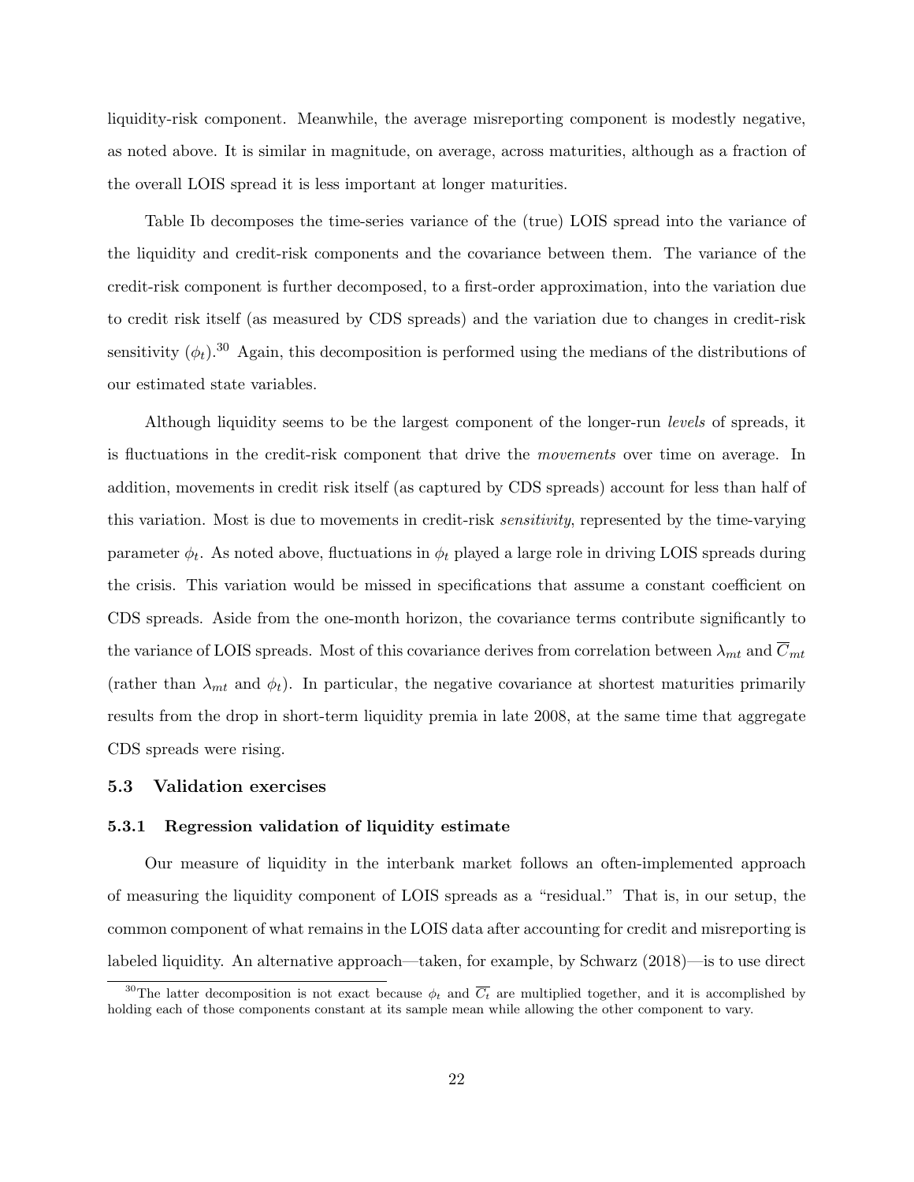liquidity-risk component. Meanwhile, the average misreporting component is modestly negative, as noted above. It is similar in magnitude, on average, across maturities, although as a fraction of the overall LOIS spread it is less important at longer maturities.

Table Ib decomposes the time-series variance of the (true) LOIS spread into the variance of the liquidity and credit-risk components and the covariance between them. The variance of the credit-risk component is further decomposed, to a first-order approximation, into the variation due to credit risk itself (as measured by CDS spreads) and the variation due to changes in credit-risk sensitivity ($\phi_t$).[30] Again, this decomposition is performed using the medians of the distributions of our estimated state variables.

Although liquidity seems to be the largest component of the longer-run *levels* of spreads, it is fluctuations in the credit-risk component that drive the *movements* over time on average. In addition, movements in credit risk itself (as captured by CDS spreads) account for less than half of this variation. Most is due to movements in credit-risk *sensitivity*, represented by the time-varying parameter $\phi_t$. As noted above, fluctuations in $\phi_t$ played a large role in driving LOIS spreads during the crisis. This variation would be missed in specifications that assume a constant coefficient on CDS spreads. Aside from the one-month horizon, the covariance terms contribute significantly to the variance of LOIS spreads. Most of this covariance derives from correlation between $\lambda_{mt}$ and $\overline{C}_{mt}$ (rather than $\lambda_{mt}$ and $\phi_t$). In particular, the negative covariance at shortest maturities primarily results from the drop in short-term liquidity premia in late 2008, at the same time that aggregate CDS spreads were rising.

### 5.3 Validation exercises

#### 5.3.1 Regression validation of liquidity estimate

Our measure of liquidity in the interbank market follows an often-implemented approach of measuring the liquidity component of LOIS spreads as a "residual." That is, in our setup, the common component of what remains in the LOIS data after accounting for credit and misreporting is labeled liquidity. An alternative approach—taken, for example, by Schwarz (2018)—is to use direct

[30] The latter decomposition is not exact because $\phi_t$ and $\overline{C_t}$ are multiplied together, and it is accomplished by holding each of those components constant at its sample mean while allowing the other component to vary.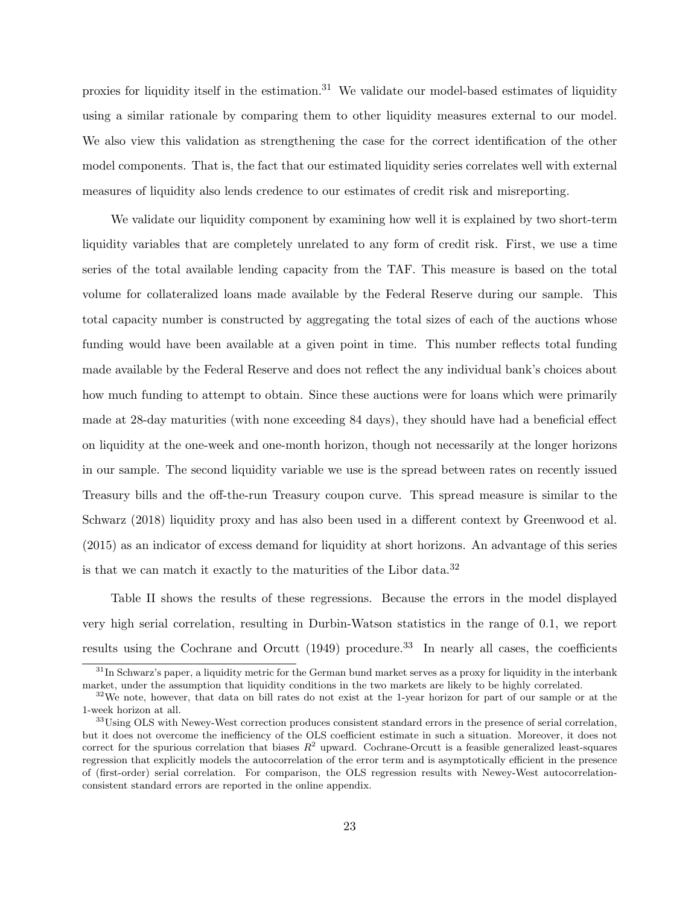proxies for liquidity itself in the estimation.[31] We validate our model-based estimates of liquidity using a similar rationale by comparing them to other liquidity measures external to our model. We also view this validation as strengthening the case for the correct identification of the other model components. That is, the fact that our estimated liquidity series correlates well with external measures of liquidity also lends credence to our estimates of credit risk and misreporting.

We validate our liquidity component by examining how well it is explained by two short-term liquidity variables that are completely unrelated to any form of credit risk. First, we use a time series of the total available lending capacity from the TAF. This measure is based on the total volume for collateralized loans made available by the Federal Reserve during our sample. This total capacity number is constructed by aggregating the total sizes of each of the auctions whose funding would have been available at a given point in time. This number reflects total funding made available by the Federal Reserve and does not reflect the any individual bank's choices about how much funding to attempt to obtain. Since these auctions were for loans which were primarily made at 28-day maturities (with none exceeding 84 days), they should have had a beneficial effect on liquidity at the one-week and one-month horizon, though not necessarily at the longer horizons in our sample. The second liquidity variable we use is the spread between rates on recently issued Treasury bills and the off-the-run Treasury coupon curve. This spread measure is similar to the Schwarz (2018) liquidity proxy and has also been used in a different context by Greenwood et al. (2015) as an indicator of excess demand for liquidity at short horizons. An advantage of this series is that we can match it exactly to the maturities of the Libor data.[32]

Table II shows the results of these regressions. Because the errors in the model displayed very high serial correlation, resulting in Durbin-Watson statistics in the range of 0.1, we report results using the Cochrane and Orcutt (1949) procedure.[33] In nearly all cases, the coefficients

[31] In Schwarz's paper, a liquidity metric for the German bund market serves as a proxy for liquidity in the interbank market, under the assumption that liquidity conditions in the two markets are likely to be highly correlated.

[32] We note, however, that data on bill rates do not exist at the 1-year horizon for part of our sample or at the 1-week horizon at all.

[33] Using OLS with Newey-West correction produces consistent standard errors in the presence of serial correlation, but it does not overcome the inefficiency of the OLS coefficient estimate in such a situation. Moreover, it does not correct for the spurious correlation that biases $R^2$ upward. Cochrane-Orcutt is a feasible generalized least-squares regression that explicitly models the autocorrelation of the error term and is asymptotically efficient in the presence of (first-order) serial correlation. For comparison, the OLS regression results with Newey-West autocorrelation-consistent standard errors are reported in the online appendix.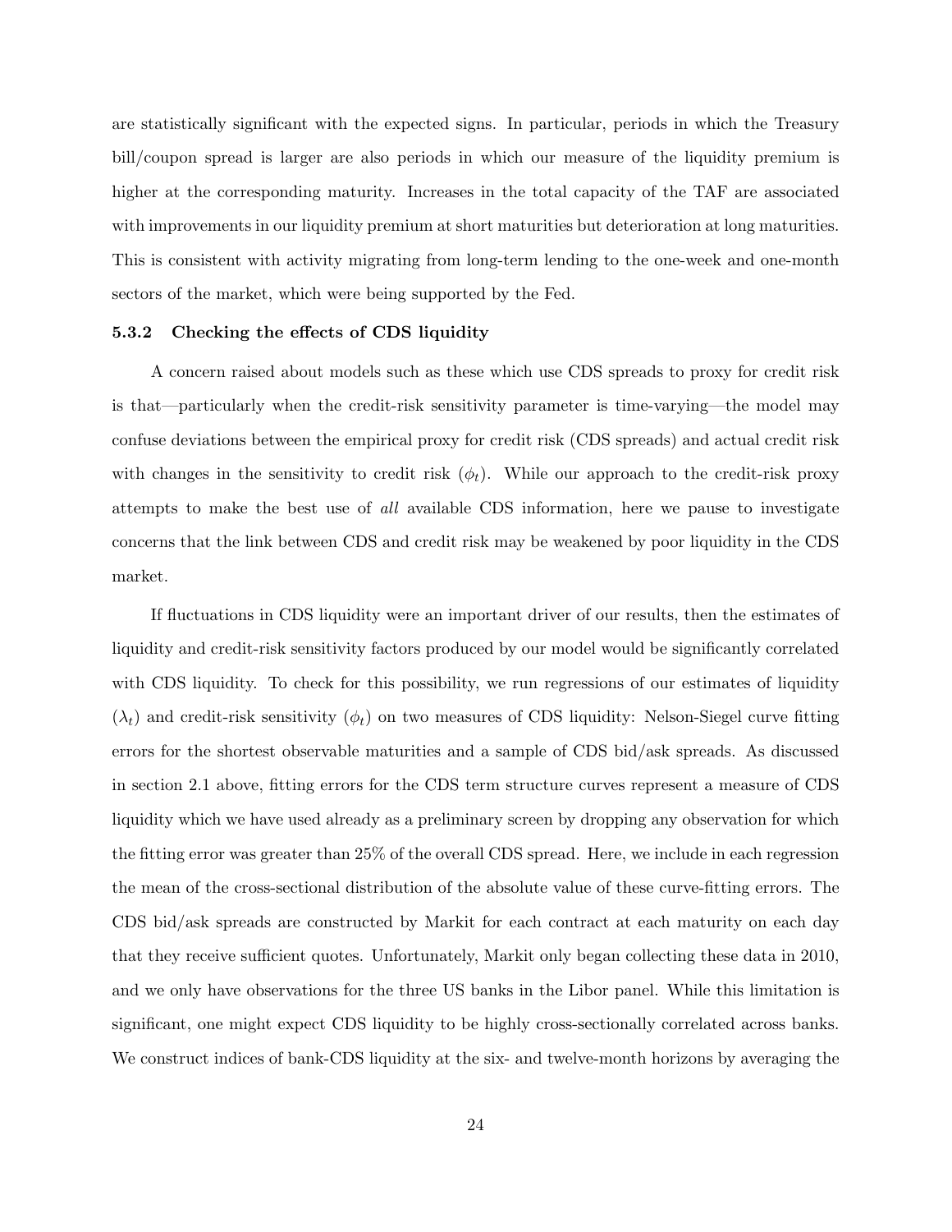are statistically significant with the expected signs. In particular, periods in which the Treasury bill/coupon spread is larger are also periods in which our measure of the liquidity premium is higher at the corresponding maturity. Increases in the total capacity of the TAF are associated with improvements in our liquidity premium at short maturities but deterioration at long maturities. This is consistent with activity migrating from long-term lending to the one-week and one-month sectors of the market, which were being supported by the Fed.

### 5.3.2 Checking the effects of CDS liquidity

A concern raised about models such as these which use CDS spreads to proxy for credit risk is that—particularly when the credit-risk sensitivity parameter is time-varying—the model may confuse deviations between the empirical proxy for credit risk (CDS spreads) and actual credit risk with changes in the sensitivity to credit risk ($\phi_t$). While our approach to the credit-risk proxy attempts to make the best use of *all* available CDS information, here we pause to investigate concerns that the link between CDS and credit risk may be weakened by poor liquidity in the CDS market.

If fluctuations in CDS liquidity were an important driver of our results, then the estimates of liquidity and credit-risk sensitivity factors produced by our model would be significantly correlated with CDS liquidity. To check for this possibility, we run regressions of our estimates of liquidity ($\lambda_t$) and credit-risk sensitivity ($\phi_t$) on two measures of CDS liquidity: Nelson-Siegel curve fitting errors for the shortest observable maturities and a sample of CDS bid/ask spreads. As discussed in section 2.1 above, fitting errors for the CDS term structure curves represent a measure of CDS liquidity which we have used already as a preliminary screen by dropping any observation for which the fitting error was greater than 25% of the overall CDS spread. Here, we include in each regression the mean of the cross-sectional distribution of the absolute value of these curve-fitting errors. The CDS bid/ask spreads are constructed by Markit for each contract at each maturity on each day that they receive sufficient quotes. Unfortunately, Markit only began collecting these data in 2010, and we only have observations for the three US banks in the Libor panel. While this limitation is significant, one might expect CDS liquidity to be highly cross-sectionally correlated across banks. We construct indices of bank-CDS liquidity at the six- and twelve-month horizons by averaging the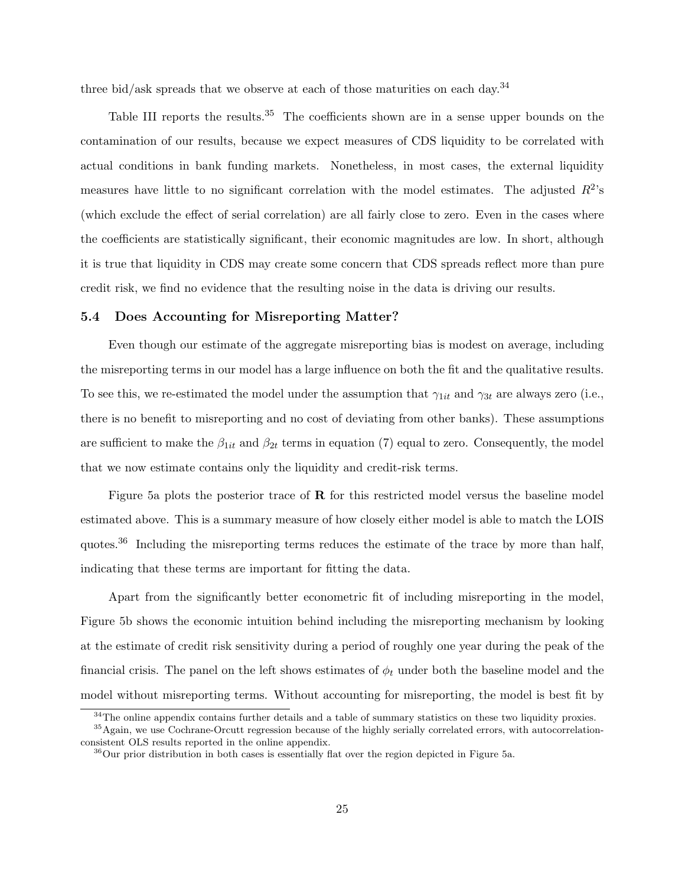three bid/ask spreads that we observe at each of those maturities on each day.[34]

Table III reports the results.[35] The coefficients shown are in a sense upper bounds on the contamination of our results, because we expect measures of CDS liquidity to be correlated with actual conditions in bank funding markets. Nonetheless, in most cases, the external liquidity measures have little to no significant correlation with the model estimates. The adjusted $R^2$'s (which exclude the effect of serial correlation) are all fairly close to zero. Even in the cases where the coefficients are statistically significant, their economic magnitudes are low. In short, although it is true that liquidity in CDS may create some concern that CDS spreads reflect more than pure credit risk, we find no evidence that the resulting noise in the data is driving our results.

### 5.4 Does Accounting for Misreporting Matter?

Even though our estimate of the aggregate misreporting bias is modest on average, including the misreporting terms in our model has a large influence on both the fit and the qualitative results. To see this, we re-estimated the model under the assumption that $\gamma_{1it}$ and $\gamma_{3t}$ are always zero (i.e., there is no benefit to misreporting and no cost of deviating from other banks). These assumptions are sufficient to make the $\beta_{1it}$ and $\beta_{2t}$ terms in equation (7) equal to zero. Consequently, the model that we now estimate contains only the liquidity and credit-risk terms.

Figure 5a plots the posterior trace of $\mathbf{R}$ for this restricted model versus the baseline model estimated above. This is a summary measure of how closely either model is able to match the LOIS quotes.[36] Including the misreporting terms reduces the estimate of the trace by more than half, indicating that these terms are important for fitting the data.

Apart from the significantly better econometric fit of including misreporting in the model, Figure 5b shows the economic intuition behind including the misreporting mechanism by looking at the estimate of credit risk sensitivity during a period of roughly one year during the peak of the financial crisis. The panel on the left shows estimates of $\phi_t$ under both the baseline model and the model without misreporting terms. Without accounting for misreporting, the model is best fit by

[34] The online appendix contains further details and a table of summary statistics on these two liquidity proxies.

[35] Again, we use Cochrane-Orcutt regression because of the highly serially correlated errors, with autocorrelation-consistent OLS results reported in the online appendix.

[36] Our prior distribution in both cases is essentially flat over the region depicted in Figure 5a.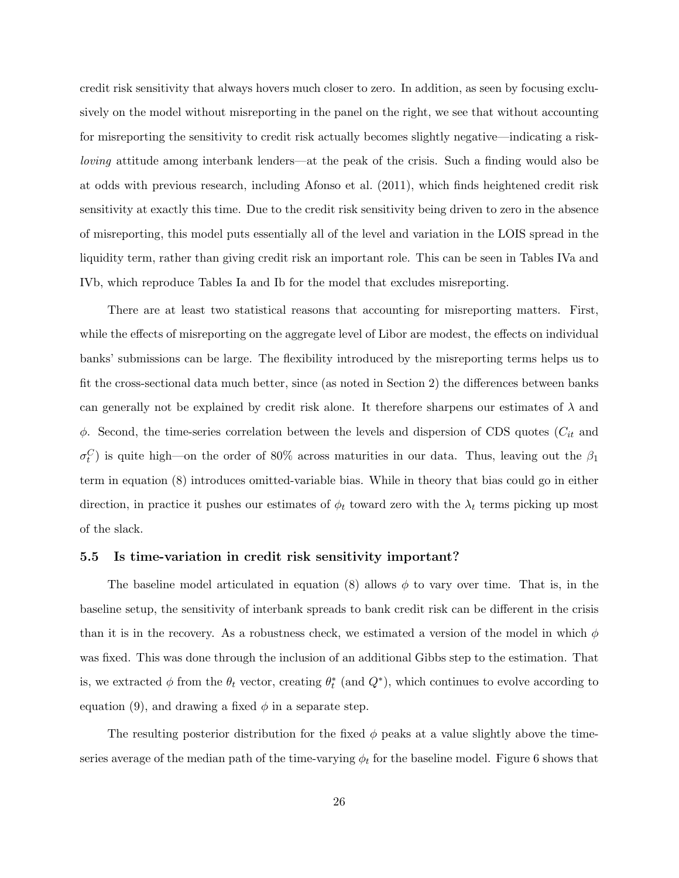credit risk sensitivity that always hovers much closer to zero. In addition, as seen by focusing exclusively on the model without misreporting in the panel on the right, we see that without accounting for misreporting the sensitivity to credit risk actually becomes slightly negative—indicating a risk-*loving* attitude among interbank lenders—at the peak of the crisis. Such a finding would also be at odds with previous research, including Afonso et al. (2011), which finds heightened credit risk sensitivity at exactly this time. Due to the credit risk sensitivity being driven to zero in the absence of misreporting, this model puts essentially all of the level and variation in the LOIS spread in the liquidity term, rather than giving credit risk an important role. This can be seen in Tables IVa and IVb, which reproduce Tables Ia and Ib for the model that excludes misreporting.

There are at least two statistical reasons that accounting for misreporting matters. First, while the effects of misreporting on the aggregate level of Libor are modest, the effects on individual banks' submissions can be large. The flexibility introduced by the misreporting terms helps us to fit the cross-sectional data much better, since (as noted in Section 2) the differences between banks can generally not be explained by credit risk alone. It therefore sharpens our estimates of $\lambda$ and $\phi$. Second, the time-series correlation between the levels and dispersion of CDS quotes ($C_{it}$ and $\sigma_t^C$) is quite high—on the order of 80% across maturities in our data. Thus, leaving out the $\beta_1$ term in equation (8) introduces omitted-variable bias. While in theory that bias could go in either direction, in practice it pushes our estimates of $\phi_t$ toward zero with the $\lambda_t$ terms picking up most of the slack.

### 5.5 Is time-variation in credit risk sensitivity important?

The baseline model articulated in equation (8) allows $\phi$ to vary over time. That is, in the baseline setup, the sensitivity of interbank spreads to bank credit risk can be different in the crisis than it is in the recovery. As a robustness check, we estimated a version of the model in which $\phi$ was fixed. This was done through the inclusion of an additional Gibbs step to the estimation. That is, we extracted $\phi$ from the $\theta_t$ vector, creating $\theta_t^*$ (and $Q^*$), which continues to evolve according to equation (9), and drawing a fixed $\phi$ in a separate step.

The resulting posterior distribution for the fixed $\phi$ peaks at a value slightly above the time-series average of the median path of the time-varying $\phi_t$ for the baseline model. Figure 6 shows that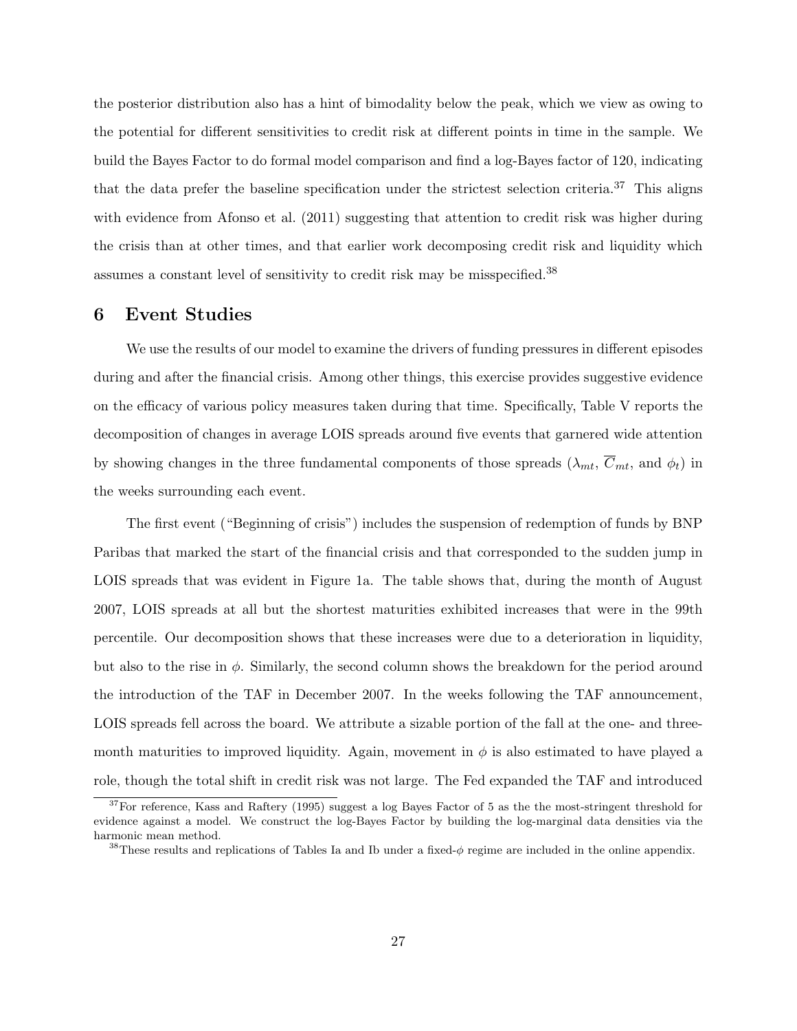the posterior distribution also has a hint of bimodality below the peak, which we view as owing to the potential for different sensitivities to credit risk at different points in time in the sample. We build the Bayes Factor to do formal model comparison and find a log-Bayes factor of 120, indicating that the data prefer the baseline specification under the strictest selection criteria.[37] This aligns with evidence from Afonso et al. (2011) suggesting that attention to credit risk was higher during the crisis than at other times, and that earlier work decomposing credit risk and liquidity which assumes a constant level of sensitivity to credit risk may be misspecified.[38]

## 6 Event Studies

We use the results of our model to examine the drivers of funding pressures in different episodes during and after the financial crisis. Among other things, this exercise provides suggestive evidence on the efficacy of various policy measures taken during that time. Specifically, Table V reports the decomposition of changes in average LOIS spreads around five events that garnered wide attention by showing changes in the three fundamental components of those spreads ($\lambda_{mt}$, $\overline{C}_{mt}$, and $\phi_t$) in the weeks surrounding each event.

The first event ("Beginning of crisis") includes the suspension of redemption of funds by BNP Paribas that marked the start of the financial crisis and that corresponded to the sudden jump in LOIS spreads that was evident in Figure 1a. The table shows that, during the month of August 2007, LOIS spreads at all but the shortest maturities exhibited increases that were in the 99th percentile. Our decomposition shows that these increases were due to a deterioration in liquidity, but also to the rise in $\phi$. Similarly, the second column shows the breakdown for the period around the introduction of the TAF in December 2007. In the weeks following the TAF announcement, LOIS spreads fell across the board. We attribute a sizable portion of the fall at the one- and three-month maturities to improved liquidity. Again, movement in $\phi$ is also estimated to have played a role, though the total shift in credit risk was not large. The Fed expanded the TAF and introduced

[37] For reference, Kass and Raftery (1995) suggest a log Bayes Factor of 5 as the the most-stringent threshold for evidence against a model. We construct the log-Bayes Factor by building the log-marginal data densities via the harmonic mean method.

[38] These results and replications of Tables Ia and Ib under a fixed-$\phi$ regime are included in the online appendix.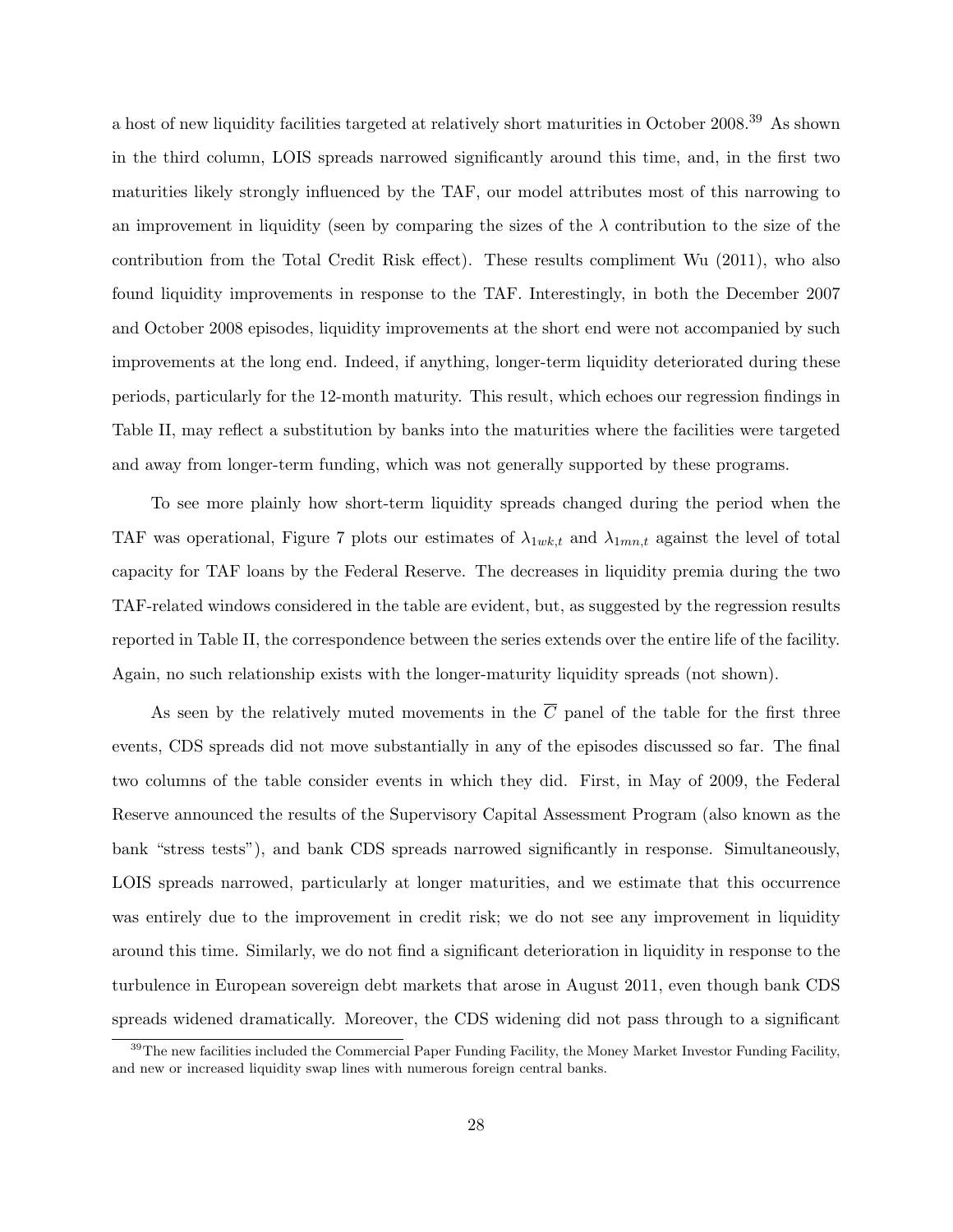a host of new liquidity facilities targeted at relatively short maturities in October 2008.[39] As shown in the third column, LOIS spreads narrowed significantly around this time, and, in the first two maturities likely strongly influenced by the TAF, our model attributes most of this narrowing to an improvement in liquidity (seen by comparing the sizes of the $\lambda$ contribution to the size of the contribution from the Total Credit Risk effect). These results compliment Wu (2011), who also found liquidity improvements in response to the TAF. Interestingly, in both the December 2007 and October 2008 episodes, liquidity improvements at the short end were not accompanied by such improvements at the long end. Indeed, if anything, longer-term liquidity deteriorated during these periods, particularly for the 12-month maturity. This result, which echoes our regression findings in Table II, may reflect a substitution by banks into the maturities where the facilities were targeted and away from longer-term funding, which was not generally supported by these programs.

To see more plainly how short-term liquidity spreads changed during the period when the TAF was operational, Figure 7 plots our estimates of $\lambda_{1wk,t}$ and $\lambda_{1mn,t}$ against the level of total capacity for TAF loans by the Federal Reserve. The decreases in liquidity premia during the two TAF-related windows considered in the table are evident, but, as suggested by the regression results reported in Table II, the correspondence between the series extends over the entire life of the facility. Again, no such relationship exists with the longer-maturity liquidity spreads (not shown).

As seen by the relatively muted movements in the $\overline{C}$ panel of the table for the first three events, CDS spreads did not move substantially in any of the episodes discussed so far. The final two columns of the table consider events in which they did. First, in May of 2009, the Federal Reserve announced the results of the Supervisory Capital Assessment Program (also known as the bank "stress tests"), and bank CDS spreads narrowed significantly in response. Simultaneously, LOIS spreads narrowed, particularly at longer maturities, and we estimate that this occurrence was entirely due to the improvement in credit risk; we do not see any improvement in liquidity around this time. Similarly, we do not find a significant deterioration in liquidity in response to the turbulence in European sovereign debt markets that arose in August 2011, even though bank CDS spreads widened dramatically. Moreover, the CDS widening did not pass through to a significant

[39]The new facilities included the Commercial Paper Funding Facility, the Money Market Investor Funding Facility, and new or increased liquidity swap lines with numerous foreign central banks.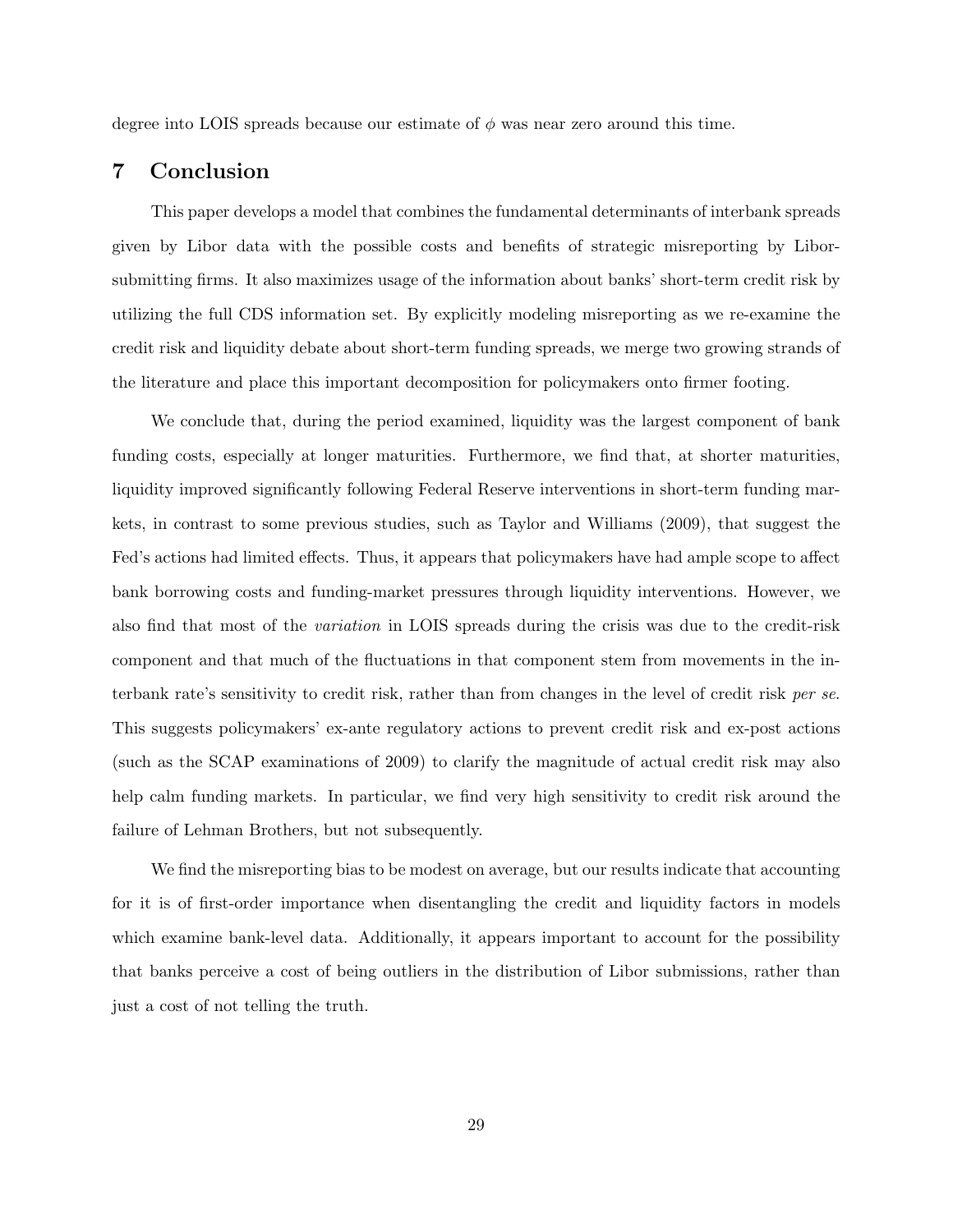degree into LOIS spreads because our estimate of $\phi$ was near zero around this time.

## 7 Conclusion

This paper develops a model that combines the fundamental determinants of interbank spreads given by Libor data with the possible costs and benefits of strategic misreporting by Libor-submitting firms. It also maximizes usage of the information about banks' short-term credit risk by utilizing the full CDS information set. By explicitly modeling misreporting as we re-examine the credit risk and liquidity debate about short-term funding spreads, we merge two growing strands of the literature and place this important decomposition for policymakers onto firmer footing.

We conclude that, during the period examined, liquidity was the largest component of bank funding costs, especially at longer maturities. Furthermore, we find that, at shorter maturities, liquidity improved significantly following Federal Reserve interventions in short-term funding markets, in contrast to some previous studies, such as Taylor and Williams (2009), that suggest the Fed's actions had limited effects. Thus, it appears that policymakers have had ample scope to affect bank borrowing costs and funding-market pressures through liquidity interventions. However, we also find that most of the *variation* in LOIS spreads during the crisis was due to the credit-risk component and that much of the fluctuations in that component stem from movements in the interbank rate's sensitivity to credit risk, rather than from changes in the level of credit risk *per se*. This suggests policymakers' ex-ante regulatory actions to prevent credit risk and ex-post actions (such as the SCAP examinations of 2009) to clarify the magnitude of actual credit risk may also help calm funding markets. In particular, we find very high sensitivity to credit risk around the failure of Lehman Brothers, but not subsequently.

We find the misreporting bias to be modest on average, but our results indicate that accounting for it is of first-order importance when disentangling the credit and liquidity factors in models which examine bank-level data. Additionally, it appears important to account for the possibility that banks perceive a cost of being outliers in the distribution of Libor submissions, rather than just a cost of not telling the truth.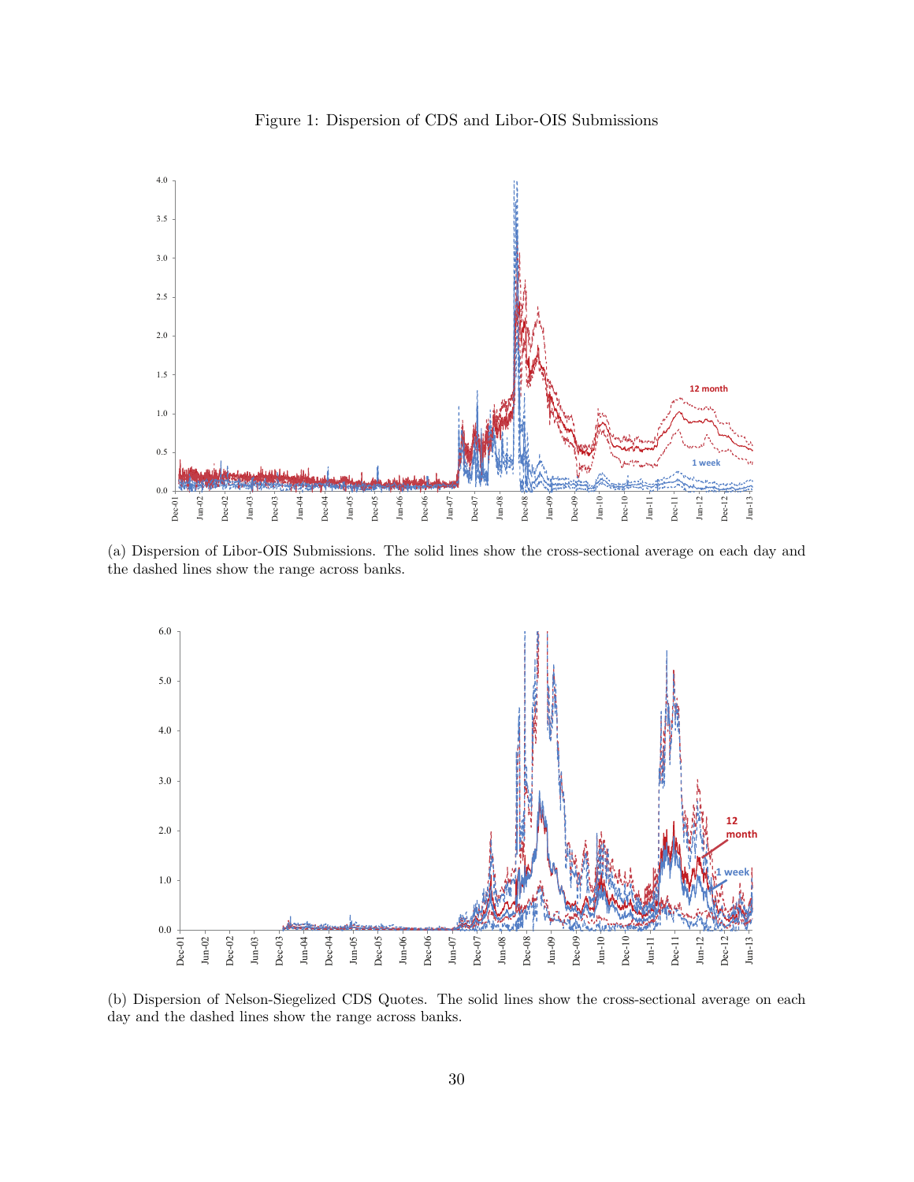Figure 1: Dispersion of CDS and Libor-OIS Submissions

(a) Dispersion of Libor-OIS Submissions. The solid lines show the cross-sectional average on each day and the dashed lines show the range across banks.

(b) Dispersion of Nelson-Siegelized CDS Quotes. The solid lines show the cross-sectional average on each day and the dashed lines show the range across banks.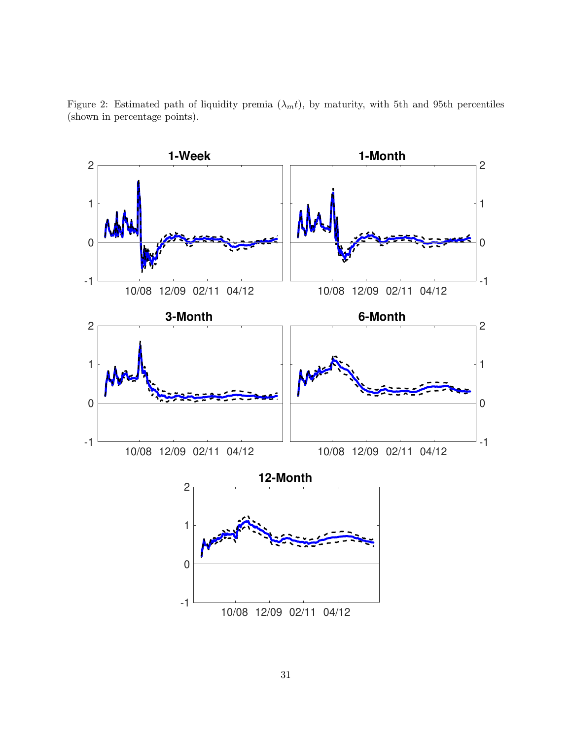Figure 2: Estimated path of liquidity premia ($\lambda_{mt}$), by maturity, with 5th and 95th percentiles (shown in percentage points).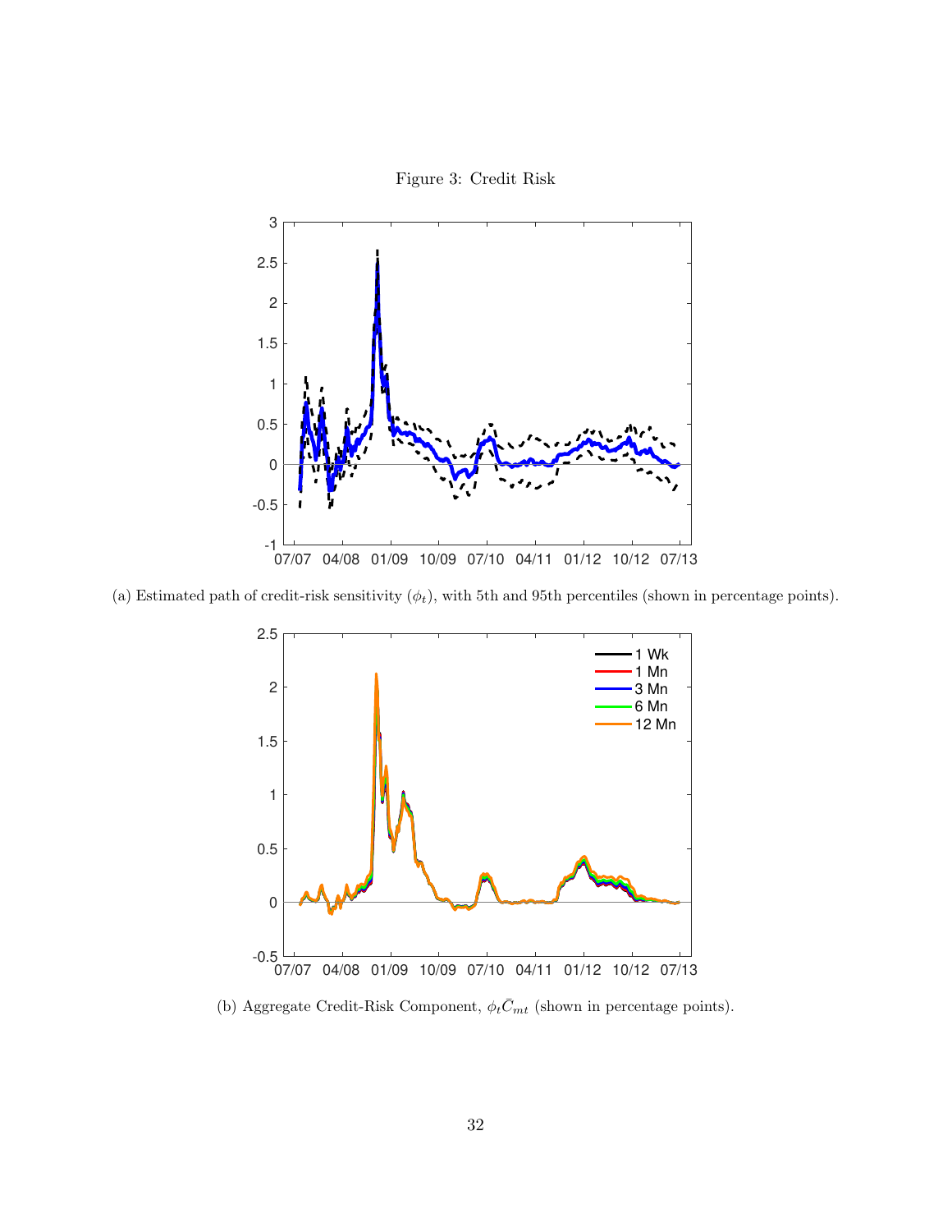Figure 3: Credit Risk

(a) Estimated path of credit-risk sensitivity ($\phi_t$), with 5th and 95th percentiles (shown in percentage points).

(b) Aggregate Credit-Risk Component, $\phi_t \bar{C}_{mt}$ (shown in percentage points).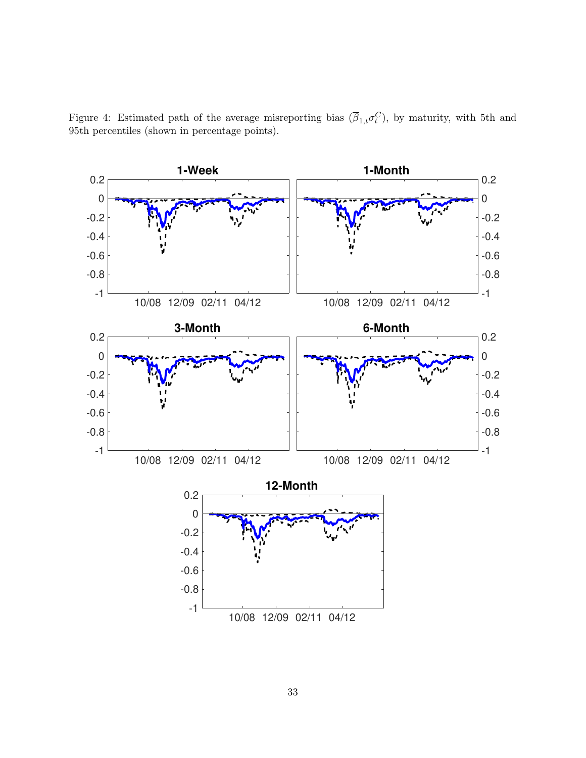Figure 4: Estimated path of the average misreporting bias ($\overline{\beta}_{1,t}\sigma_t^C$), by maturity, with 5th and 95th percentiles (shown in percentage points).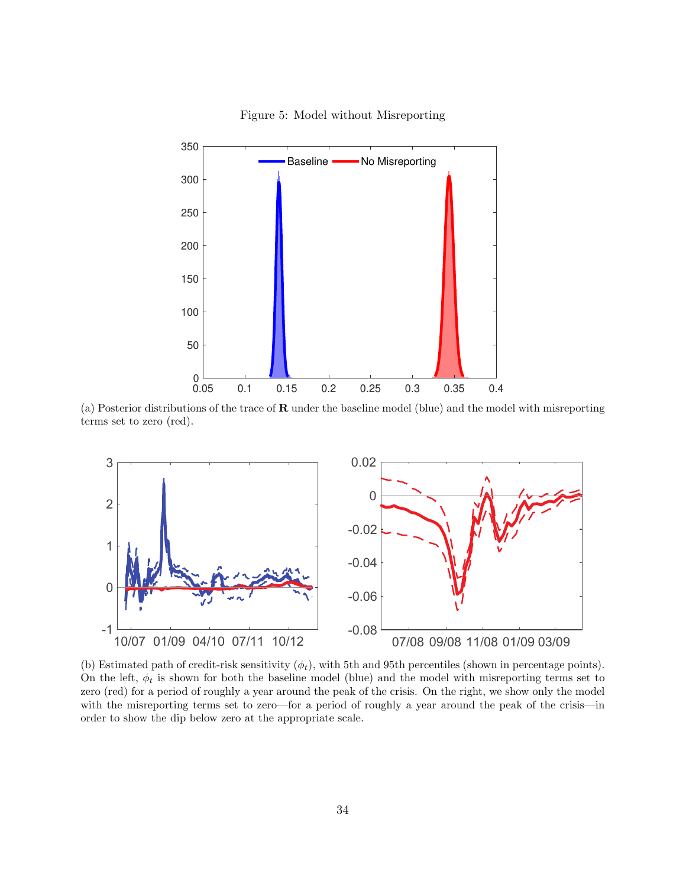Figure 5: Model without Misreporting

(a) Posterior distributions of the trace of $\mathbf{R}$ under the baseline model (blue) and the model with misreporting terms set to zero (red).

(b) Estimated path of credit-risk sensitivity ($\phi_t$), with 5th and 95th percentiles (shown in percentage points). On the left, $\phi_t$ is shown for both the baseline model (blue) and the model with misreporting terms set to zero (red) for a period of roughly a year around the peak of the crisis. On the right, we show only the model with the misreporting terms set to zero—for a period of roughly a year around the peak of the crisis—in order to show the dip below zero at the appropriate scale.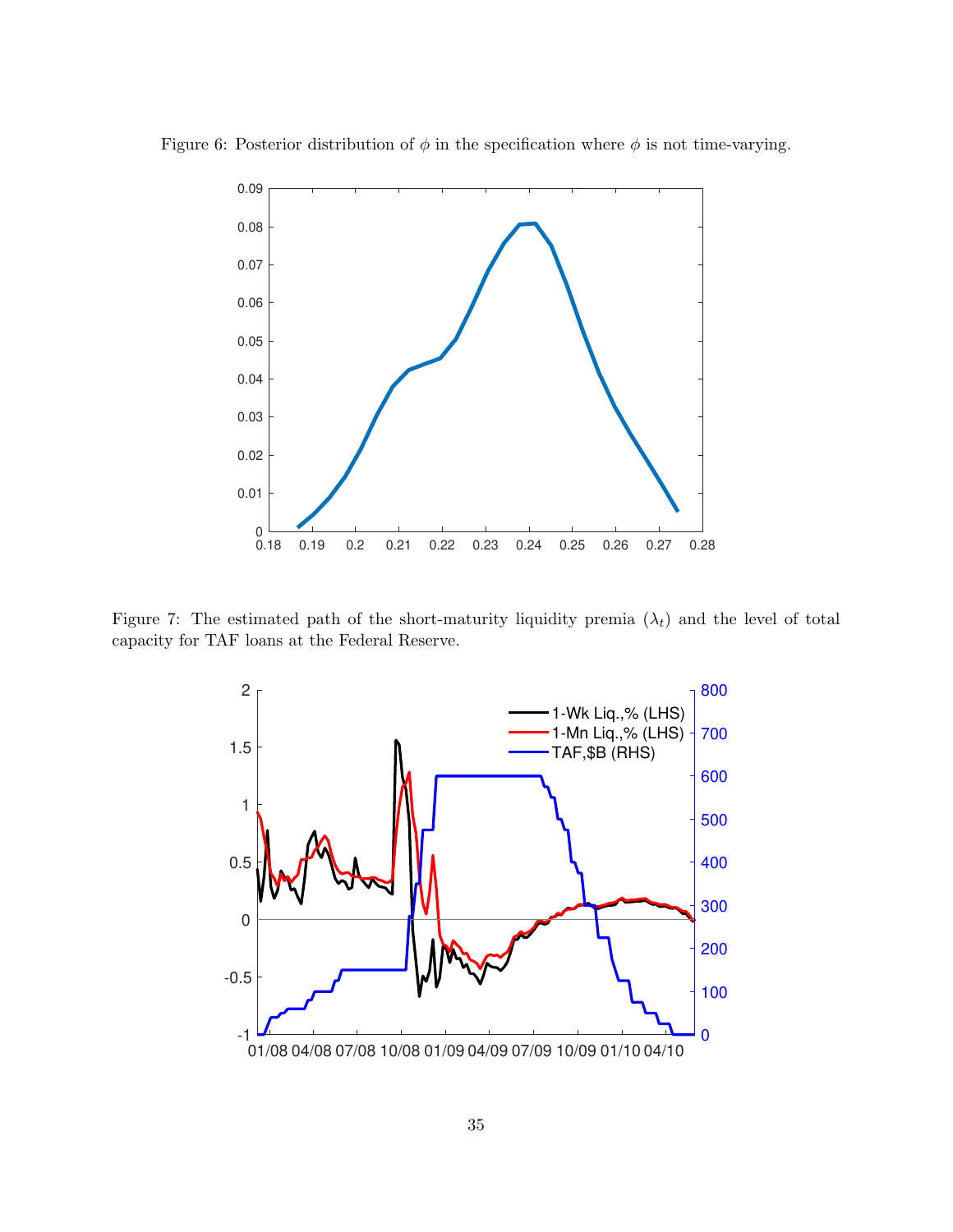Figure 6: Posterior distribution of $\phi$ in the specification where $\phi$ is not time-varying.

Figure 7: The estimated path of the short-maturity liquidity premia ($\lambda_t$) and the level of total capacity for TAF loans at the Federal Reserve.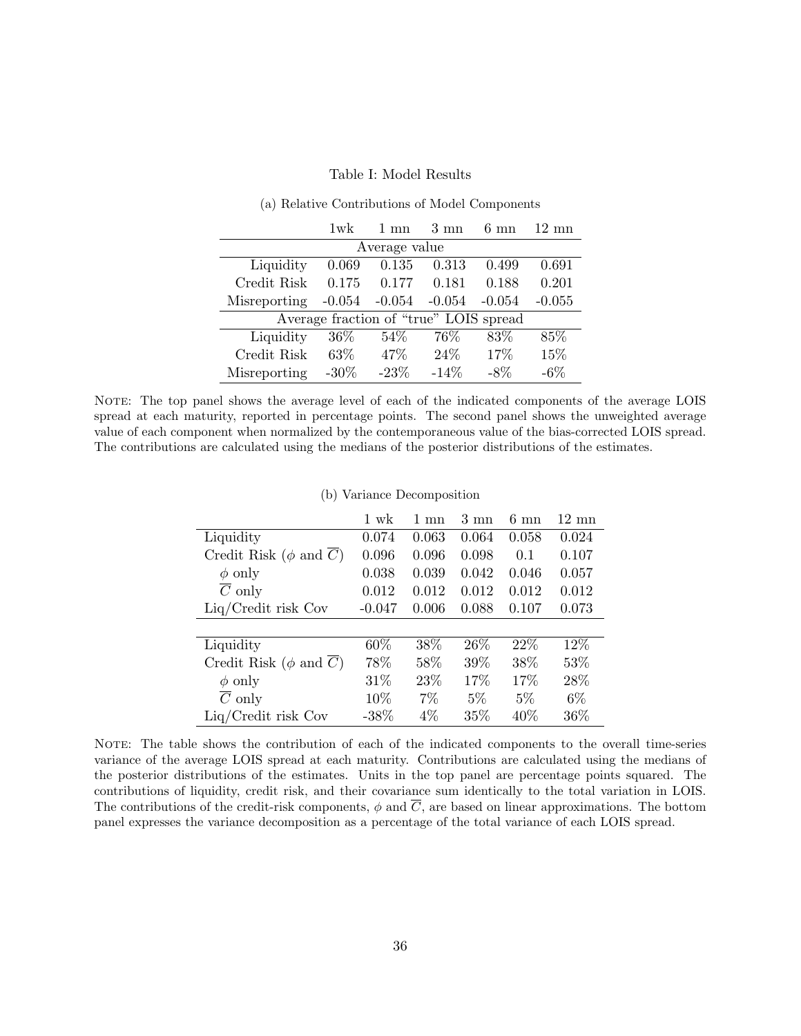Table I: Model Results

(a) Relative Contributions of Model Components

| | 1wk | 1 mn | 3 mn | 6 mn | 12 mn |
|---|---|---|---|---|---|
| **Average value** | | | | | |
| Liquidity | 0.069 | 0.135 | 0.313 | 0.499 | 0.691 |
| Credit Risk | 0.175 | 0.177 | 0.181 | 0.188 | 0.201 |
| Misreporting | -0.054 | -0.054 | -0.054 | -0.054 | -0.055 |
| **Average fraction of "true" LOIS spread** | | | | | |
| Liquidity | 36% | 54% | 76% | 83% | 85% |
| Credit Risk | 63% | 47% | 24% | 17% | 15% |
| Misreporting | -30% | -23% | -14% | -8% | -6% |

Note: The top panel shows the average level of each of the indicated components of the average LOIS spread at each maturity, reported in percentage points. The second panel shows the unweighted average value of each component when normalized by the contemporaneous value of the bias-corrected LOIS spread. The contributions are calculated using the medians of the posterior distributions of the estimates.

(b) Variance Decomposition

| | 1 wk | 1 mn | 3 mn | 6 mn | 12 mn |
|---|---|---|---|---|---|
| Liquidity | 0.074 | 0.063 | 0.064 | 0.058 | 0.024 |
| Credit Risk ($\phi$ and $\overline{C}$) | 0.096 | 0.096 | 0.098 | 0.1 | 0.107 |
|   $\phi$ only | 0.038 | 0.039 | 0.042 | 0.046 | 0.057 |
|   $\overline{C}$ only | 0.012 | 0.012 | 0.012 | 0.012 | 0.012 |
| Liq/Credit risk Cov | -0.047 | 0.006 | 0.088 | 0.107 | 0.073 |
| | | | | | |
| Liquidity | 60% | 38% | 26% | 22% | 12% |
| Credit Risk ($\phi$ and $\overline{C}$) | 78% | 58% | 39% | 38% | 53% |
|   $\phi$ only | 31% | 23% | 17% | 17% | 28% |
|   $\overline{C}$ only | 10% | 7% | 5% | 5% | 6% |
| Liq/Credit risk Cov | -38% | 4% | 35% | 40% | 36% |

Note: The table shows the contribution of each of the indicated components to the overall time-series variance of the average LOIS spread at each maturity. Contributions are calculated using the medians of the posterior distributions of the estimates. Units in the top panel are percentage points squared. The contributions of liquidity, credit risk, and their covariance sum identically to the total variation in LOIS. The contributions of the credit-risk components, $\phi$ and $\overline{C}$, are based on linear approximations. The bottom panel expresses the variance decomposition as a percentage of the total variance of each LOIS spread.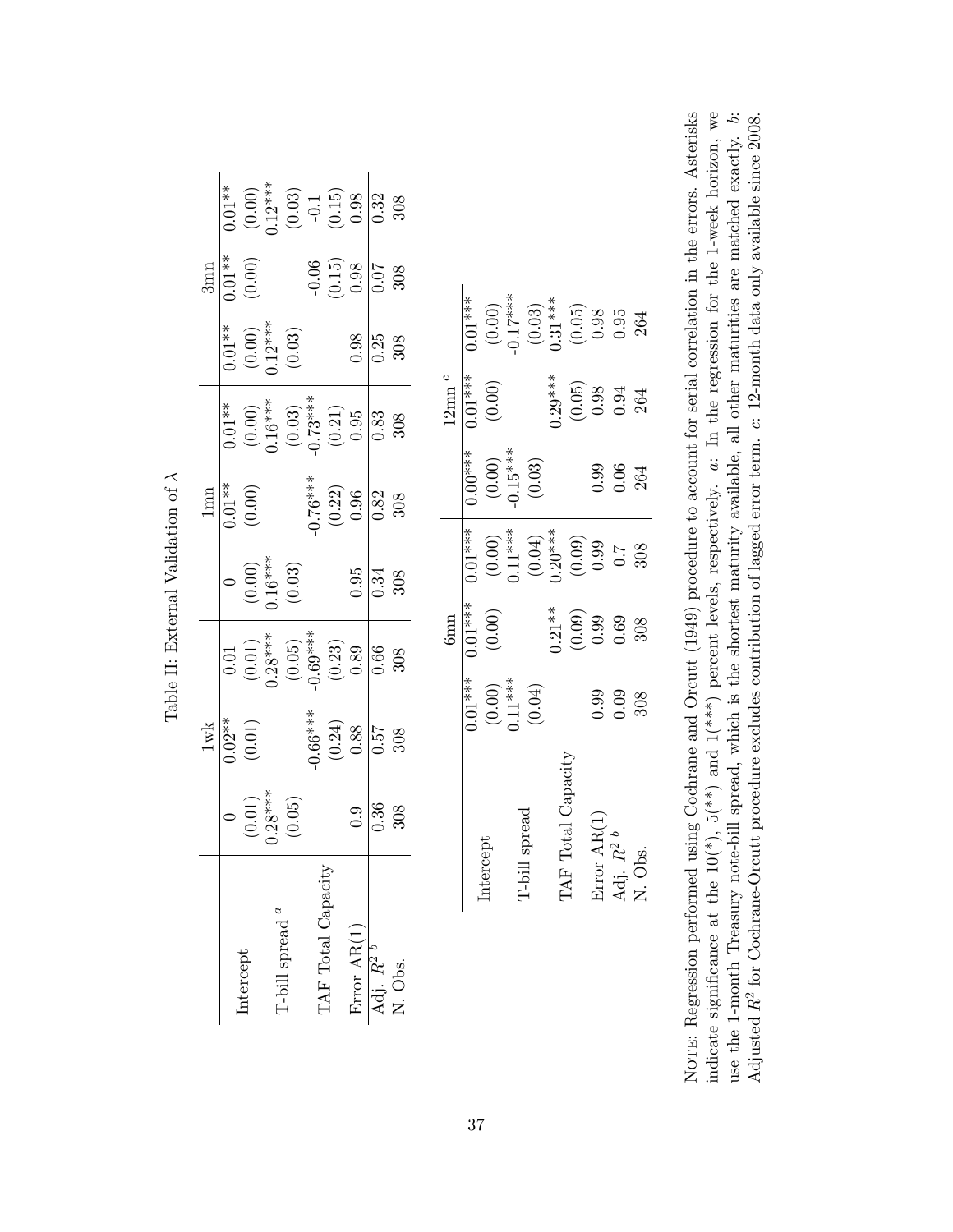Table II: External Validation of $\lambda$

| | 1wk | | | 1mn | | | 3mn | | |
|---|---|---|---|---|---|---|---|---|---|
| Intercept | 0 | 0.02** | 0.01 | 0 | 0.01** | 0.01** | 0.01** | 0.01** | 0.01** |
| | (0.01) | (0.01) | (0.01) | (0.00) | (0.00) | (0.00) | (0.00) | (0.00) | (0.00) |
| T-bill spread [a] | 0.28*** | | 0.28*** | 0.16*** | | 0.16*** | 0.12*** | | 0.12*** |
| | (0.05) | | (0.05) | (0.03) | | (0.03) | (0.03) | | (0.03) |
| TAF Total Capacity | | -0.66*** | -0.69*** | | -0.76*** | -0.73*** | | -0.06 | -0.1 |
| | | (0.24) | (0.23) | | (0.22) | (0.21) | | (0.15) | (0.15) |
| Error AR(1) | 0.9 | 0.88 | 0.89 | 0.95 | 0.96 | 0.95 | 0.98 | 0.98 | 0.98 |
| Adj. $R^2$ [b] | 0.36 | 0.57 | 0.66 | 0.34 | 0.82 | 0.83 | 0.25 | 0.07 | 0.32 |
| N. Obs. | 308 | 308 | 308 | 308 | 308 | 308 | 308 | 308 | 308 |

| | 6mn | | | 12mn [c] | | |
|---|---|---|---|---|---|---|
| Intercept | 0.01*** | 0.01*** | 0.01*** | 0.00*** | 0.01*** | 0.01*** |
| | (0.00) | (0.00) | (0.00) | (0.00) | (0.00) | (0.00) |
| T-bill spread | 0.11*** | | 0.11*** | -0.15*** | | -0.17*** |
| | (0.04) | | (0.04) | (0.03) | | (0.03) |
| TAF Total Capacity | | 0.21** | 0.20*** | | 0.29*** | 0.31*** |
| | | (0.09) | (0.09) | | (0.05) | (0.05) |
| Error AR(1) | 0.99 | 0.99 | 0.99 | 0.99 | 0.98 | 0.98 |
| Adj. $R^2$ [b] | 0.09 | 0.69 | 0.7 | 0.06 | 0.94 | 0.95 |
| N. Obs. | 308 | 308 | 308 | 264 | 264 | 264 |

Note: Regression performed using Cochrane and Orcutt (1949) procedure to account for serial correlation in the errors. Asterisks indicate significance at the 10(*), 5(**) and 1(***) percent levels, respectively. *a*: In the regression for the 1-week horizon, we use the 1-month Treasury note-bill spread, which is the shortest maturity available, all other maturities are matched exactly. *b*: Adjusted $R^2$ for Cochrane-Orcutt procedure excludes contribution of lagged error term. *c*: 12-month data only available since 2008.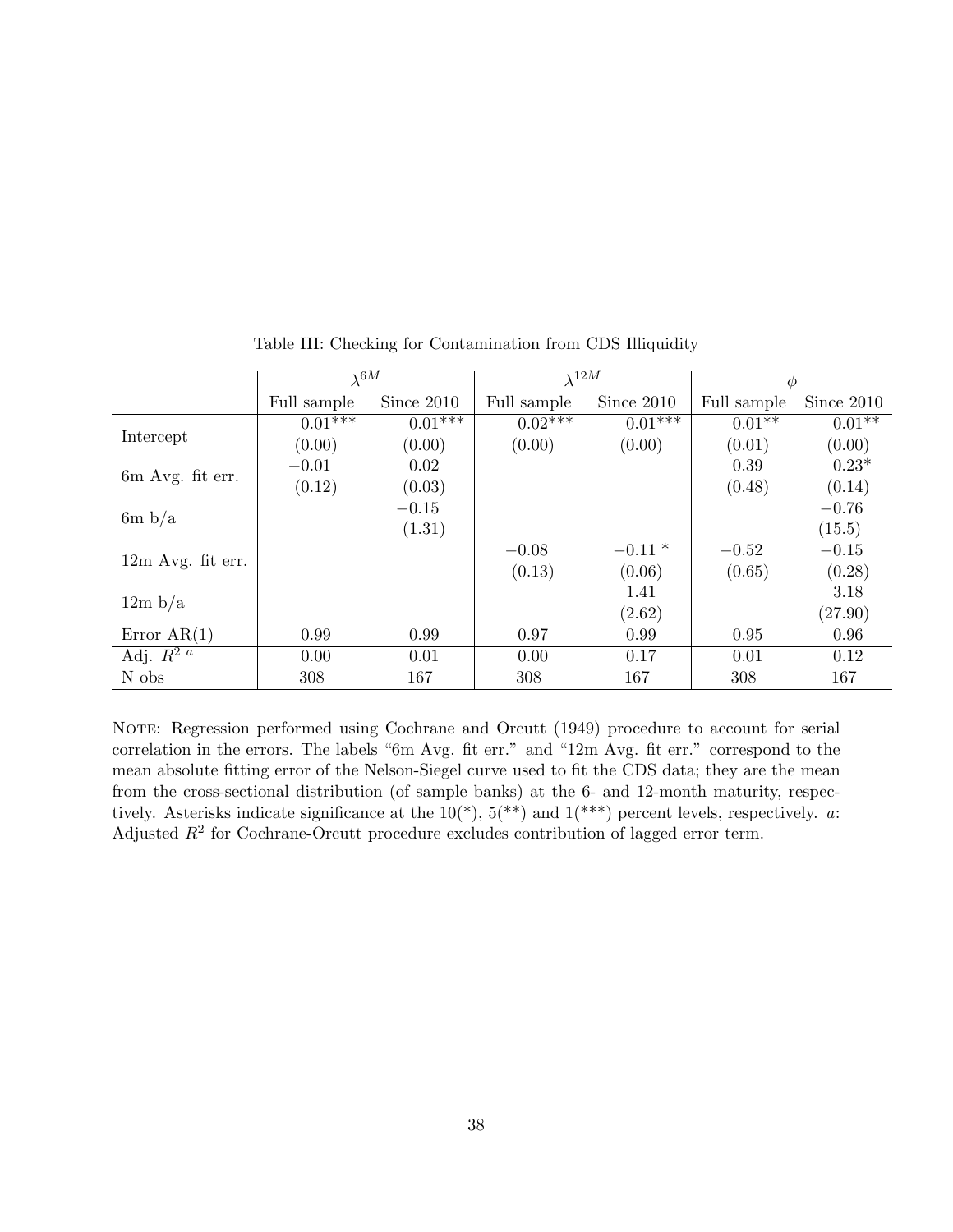Table III: Checking for Contamination from CDS Illiquidity

| | $\lambda^{6M}$ | | $\lambda^{12M}$ | | $\phi$ | |
|---|---|---|---|---|---|---|
| | Full sample | Since 2010 | Full sample | Since 2010 | Full sample | Since 2010 |
| Intercept | 0.01*** | 0.01*** | 0.02*** | 0.01*** | 0.01** | 0.01** |
| | (0.00) | (0.00) | (0.00) | (0.00) | (0.01) | (0.00) |
| 6m Avg. fit err. | −0.01 | 0.02 | | | 0.39 | 0.23* |
| | (0.12) | (0.03) | | | (0.48) | (0.14) |
| 6m b/a | | −0.15 | | | | −0.76 |
| | | (1.31) | | | | (15.5) |
| 12m Avg. fit err. | | | −0.08 | −0.11 * | −0.52 | −0.15 |
| | | | (0.13) | (0.06) | (0.65) | (0.28) |
| 12m b/a | | | | 1.41 | | 3.18 |
| | | | | (2.62) | | (27.90) |
| Error AR(1) | 0.99 | 0.99 | 0.97 | 0.99 | 0.95 | 0.96 |
| Adj. $R^{2\ a}$ | 0.00 | 0.01 | 0.00 | 0.17 | 0.01 | 0.12 |
| N obs | 308 | 167 | 308 | 167 | 308 | 167 |

NOTE: Regression performed using Cochrane and Orcutt (1949) procedure to account for serial correlation in the errors. The labels "6m Avg. fit err." and "12m Avg. fit err." correspond to the mean absolute fitting error of the Nelson-Siegel curve used to fit the CDS data; they are the mean from the cross-sectional distribution (of sample banks) at the 6- and 12-month maturity, respectively. Asterisks indicate significance at the 10(*), 5(**) and 1(***) percent levels, respectively. *a*: Adjusted $R^2$ for Cochrane-Orcutt procedure excludes contribution of lagged error term.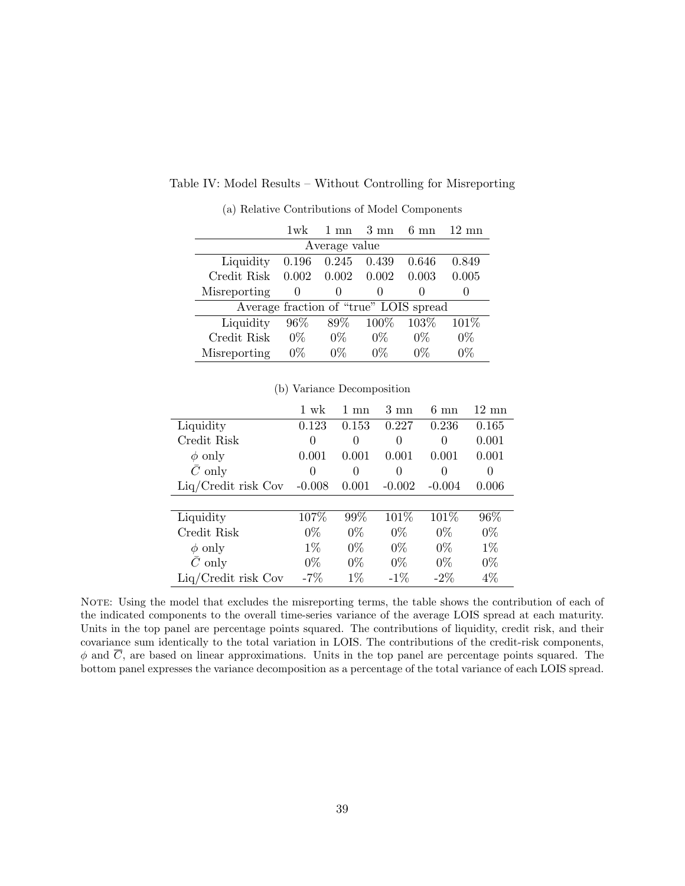Table IV: Model Results – Without Controlling for Misreporting

(a) Relative Contributions of Model Components

| | 1wk | 1 mn | 3 mn | 6 mn | 12 mn |
|---|---|---|---|---|---|
| **Average value** | | | | | |
| Liquidity | 0.196 | 0.245 | 0.439 | 0.646 | 0.849 |
| Credit Risk | 0.002 | 0.002 | 0.002 | 0.003 | 0.005 |
| Misreporting | 0 | 0 | 0 | 0 | 0 |
| **Average fraction of "true" LOIS spread** | | | | | |
| Liquidity | 96% | 89% | 100% | 103% | 101% |
| Credit Risk | 0% | 0% | 0% | 0% | 0% |
| Misreporting | 0% | 0% | 0% | 0% | 0% |

(b) Variance Decomposition

| | 1 wk | 1 mn | 3 mn | 6 mn | 12 mn |
|---|---|---|---|---|---|
| Liquidity | 0.123 | 0.153 | 0.227 | 0.236 | 0.165 |
| Credit Risk | 0 | 0 | 0 | 0 | 0.001 |
| $\phi$ only | 0.001 | 0.001 | 0.001 | 0.001 | 0.001 |
| $\bar{C}$ only | 0 | 0 | 0 | 0 | 0 |
| Liq/Credit risk Cov | -0.008 | 0.001 | -0.002 | -0.004 | 0.006 |
| | | | | | |
| Liquidity | 107% | 99% | 101% | 101% | 96% |
| Credit Risk | 0% | 0% | 0% | 0% | 0% |
| $\phi$ only | 1% | 0% | 0% | 0% | 1% |
| $\bar{C}$ only | 0% | 0% | 0% | 0% | 0% |
| Liq/Credit risk Cov | -7% | 1% | -1% | -2% | 4% |

Note: Using the model that excludes the misreporting terms, the table shows the contribution of each of the indicated components to the overall time-series variance of the average LOIS spread at each maturity. Units in the top panel are percentage points squared. The contributions of liquidity, credit risk, and their covariance sum identically to the total variation in LOIS. The contributions of the credit-risk components, $\phi$ and $\overline{C}$, are based on linear approximations. Units in the top panel are percentage points squared. The bottom panel expresses the variance decomposition as a percentage of the total variance of each LOIS spread.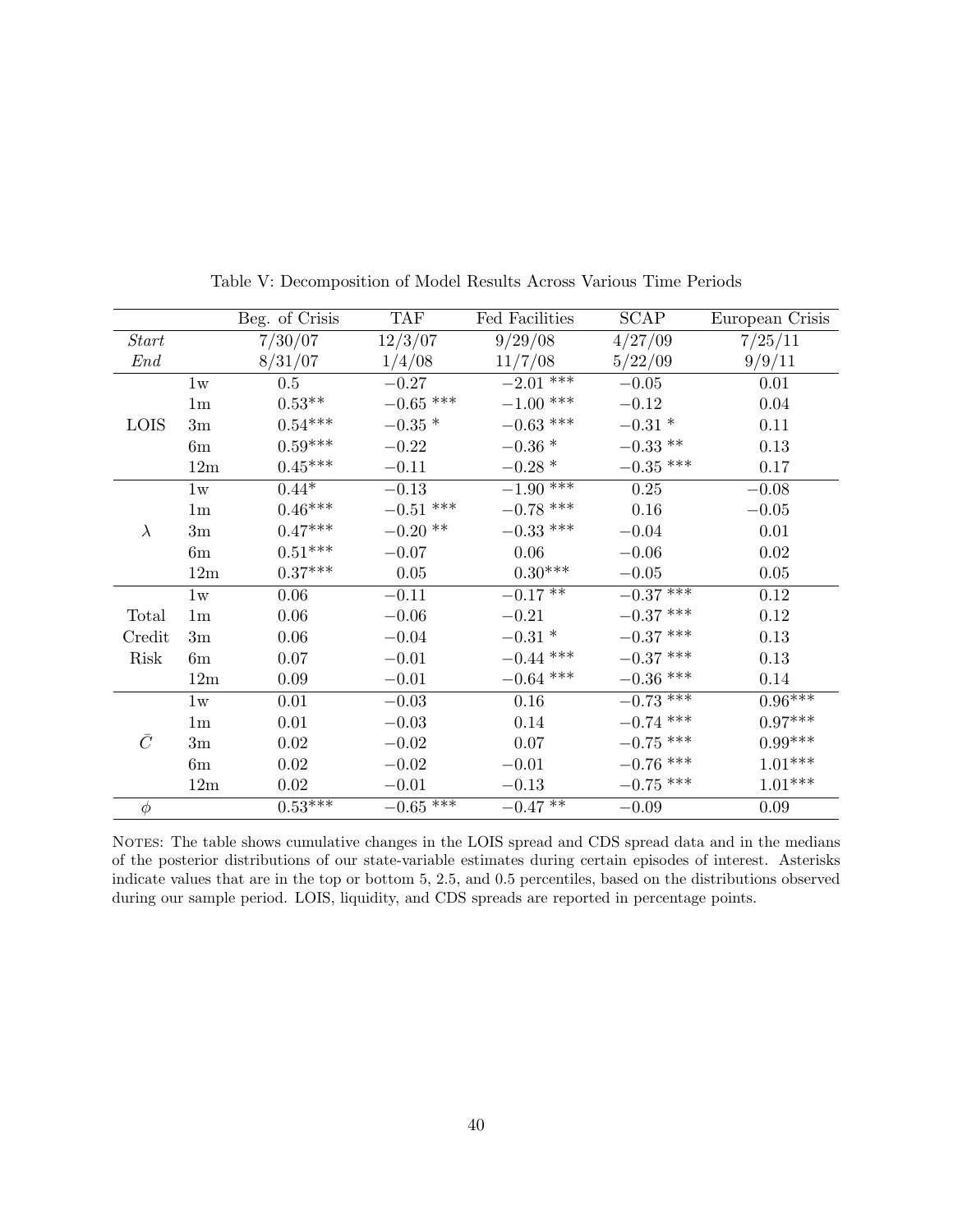Table V: Decomposition of Model Results Across Various Time Periods

| | | Beg. of Crisis | TAF | Fed Facilities | SCAP | European Crisis |
|---|---|---|---|---|---|---|
| *Start* | | 7/30/07 | 12/3/07 | 9/29/08 | 4/27/09 | 7/25/11 |
| *End* | | 8/31/07 | 1/4/08 | 11/7/08 | 5/22/09 | 9/9/11 |
| LOIS | 1w | 0.5 | −0.27 | −2.01 *** | −0.05 | 0.01 |
| | 1m | 0.53** | −0.65 *** | −1.00 *** | −0.12 | 0.04 |
| | 3m | 0.54*** | −0.35 * | −0.63 *** | −0.31 * | 0.11 |
| | 6m | 0.59*** | −0.22 | −0.36 * | −0.33 ** | 0.13 |
| | 12m | 0.45*** | −0.11 | −0.28 * | −0.35 *** | 0.17 |
| $\lambda$ | 1w | 0.44* | −0.13 | −1.90 *** | 0.25 | −0.08 |
| | 1m | 0.46*** | −0.51 *** | −0.78 *** | 0.16 | −0.05 |
| | 3m | 0.47*** | −0.20 ** | −0.33 *** | −0.04 | 0.01 |
| | 6m | 0.51*** | −0.07 | 0.06 | −0.06 | 0.02 |
| | 12m | 0.37*** | 0.05 | 0.30*** | −0.05 | 0.05 |
| Total Credit Risk | 1w | 0.06 | −0.11 | −0.17 ** | −0.37 *** | 0.12 |
| | 1m | 0.06 | −0.06 | −0.21 | −0.37 *** | 0.12 |
| | 3m | 0.06 | −0.04 | −0.31 * | −0.37 *** | 0.13 |
| | 6m | 0.07 | −0.01 | −0.44 *** | −0.37 *** | 0.13 |
| | 12m | 0.09 | −0.01 | −0.64 *** | −0.36 *** | 0.14 |
| $\bar{C}$ | 1w | 0.01 | −0.03 | 0.16 | −0.73 *** | 0.96*** |
| | 1m | 0.01 | −0.03 | 0.14 | −0.74 *** | 0.97*** |
| | 3m | 0.02 | −0.02 | 0.07 | −0.75 *** | 0.99*** |
| | 6m | 0.02 | −0.02 | −0.01 | −0.76 *** | 1.01*** |
| | 12m | 0.02 | −0.01 | −0.13 | −0.75 *** | 1.01*** |
| $\phi$ | | 0.53*** | −0.65 *** | −0.47 ** | −0.09 | 0.09 |

NOTES: The table shows cumulative changes in the LOIS spread and CDS spread data and in the medians of the posterior distributions of our state-variable estimates during certain episodes of interest. Asterisks indicate values that are in the top or bottom 5, 2.5, and 0.5 percentiles, based on the distributions observed during our sample period. LOIS, liquidity, and CDS spreads are reported in percentage points.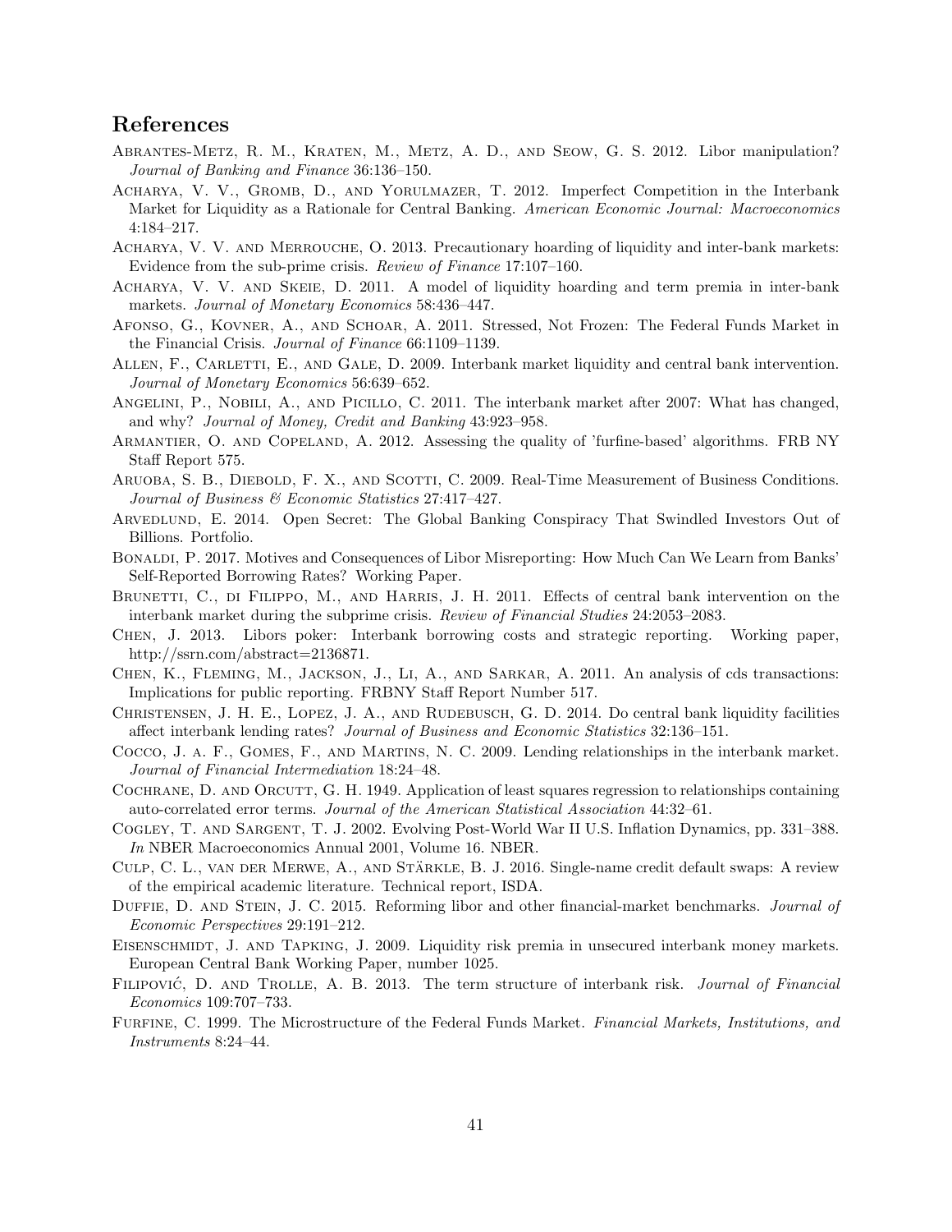## References

Abrantes-Metz, R. M., Kraten, M., Metz, A. D., and Seow, G. S. 2012. Libor manipulation? *Journal of Banking and Finance* 36:136–150.

Acharya, V. V., Gromb, D., and Yorulmazer, T. 2012. Imperfect Competition in the Interbank Market for Liquidity as a Rationale for Central Banking. *American Economic Journal: Macroeconomics* 4:184–217.

Acharya, V. V. and Merrouche, O. 2013. Precautionary hoarding of liquidity and inter-bank markets: Evidence from the sub-prime crisis. *Review of Finance* 17:107–160.

Acharya, V. V. and Skeie, D. 2011. A model of liquidity hoarding and term premia in inter-bank markets. *Journal of Monetary Economics* 58:436–447.

Afonso, G., Kovner, A., and Schoar, A. 2011. Stressed, Not Frozen: The Federal Funds Market in the Financial Crisis. *Journal of Finance* 66:1109–1139.

Allen, F., Carletti, E., and Gale, D. 2009. Interbank market liquidity and central bank intervention. *Journal of Monetary Economics* 56:639–652.

Angelini, P., Nobili, A., and Picillo, C. 2011. The interbank market after 2007: What has changed, and why? *Journal of Money, Credit and Banking* 43:923–958.

Armantier, O. and Copeland, A. 2012. Assessing the quality of 'furfine-based' algorithms. FRB NY Staff Report 575.

Aruoba, S. B., Diebold, F. X., and Scotti, C. 2009. Real-Time Measurement of Business Conditions. *Journal of Business & Economic Statistics* 27:417–427.

Arvedlund, E. 2014. Open Secret: The Global Banking Conspiracy That Swindled Investors Out of Billions. Portfolio.

Bonaldi, P. 2017. Motives and Consequences of Libor Misreporting: How Much Can We Learn from Banks' Self-Reported Borrowing Rates? Working Paper.

Brunetti, C., di Filippo, M., and Harris, J. H. 2011. Effects of central bank intervention on the interbank market during the subprime crisis. *Review of Financial Studies* 24:2053–2083.

Chen, J. 2013. Libors poker: Interbank borrowing costs and strategic reporting. Working paper, http://ssrn.com/abstract=2136871.

Chen, K., Fleming, M., Jackson, J., Li, A., and Sarkar, A. 2011. An analysis of cds transactions: Implications for public reporting. FRBNY Staff Report Number 517.

Christensen, J. H. E., Lopez, J. A., and Rudebusch, G. D. 2014. Do central bank liquidity facilities affect interbank lending rates? *Journal of Business and Economic Statistics* 32:136–151.

Cocco, J. a. F., Gomes, F., and Martins, N. C. 2009. Lending relationships in the interbank market. *Journal of Financial Intermediation* 18:24–48.

Cochrane, D. and Orcutt, G. H. 1949. Application of least squares regression to relationships containing auto-correlated error terms. *Journal of the American Statistical Association* 44:32–61.

Cogley, T. and Sargent, T. J. 2002. Evolving Post-World War II U.S. Inflation Dynamics, pp. 331–388. *In* NBER Macroeconomics Annual 2001, Volume 16. NBER.

Culp, C. L., van der Merwe, A., and Stärkle, B. J. 2016. Single-name credit default swaps: A review of the empirical academic literature. Technical report, ISDA.

Duffie, D. and Stein, J. C. 2015. Reforming libor and other financial-market benchmarks. *Journal of Economic Perspectives* 29:191–212.

Eisenschmidt, J. and Tapking, J. 2009. Liquidity risk premia in unsecured interbank money markets. European Central Bank Working Paper, number 1025.

Filipović, D. and Trolle, A. B. 2013. The term structure of interbank risk. *Journal of Financial Economics* 109:707–733.

Furfine, C. 1999. The Microstructure of the Federal Funds Market. *Financial Markets, Institutions, and Instruments* 8:24–44.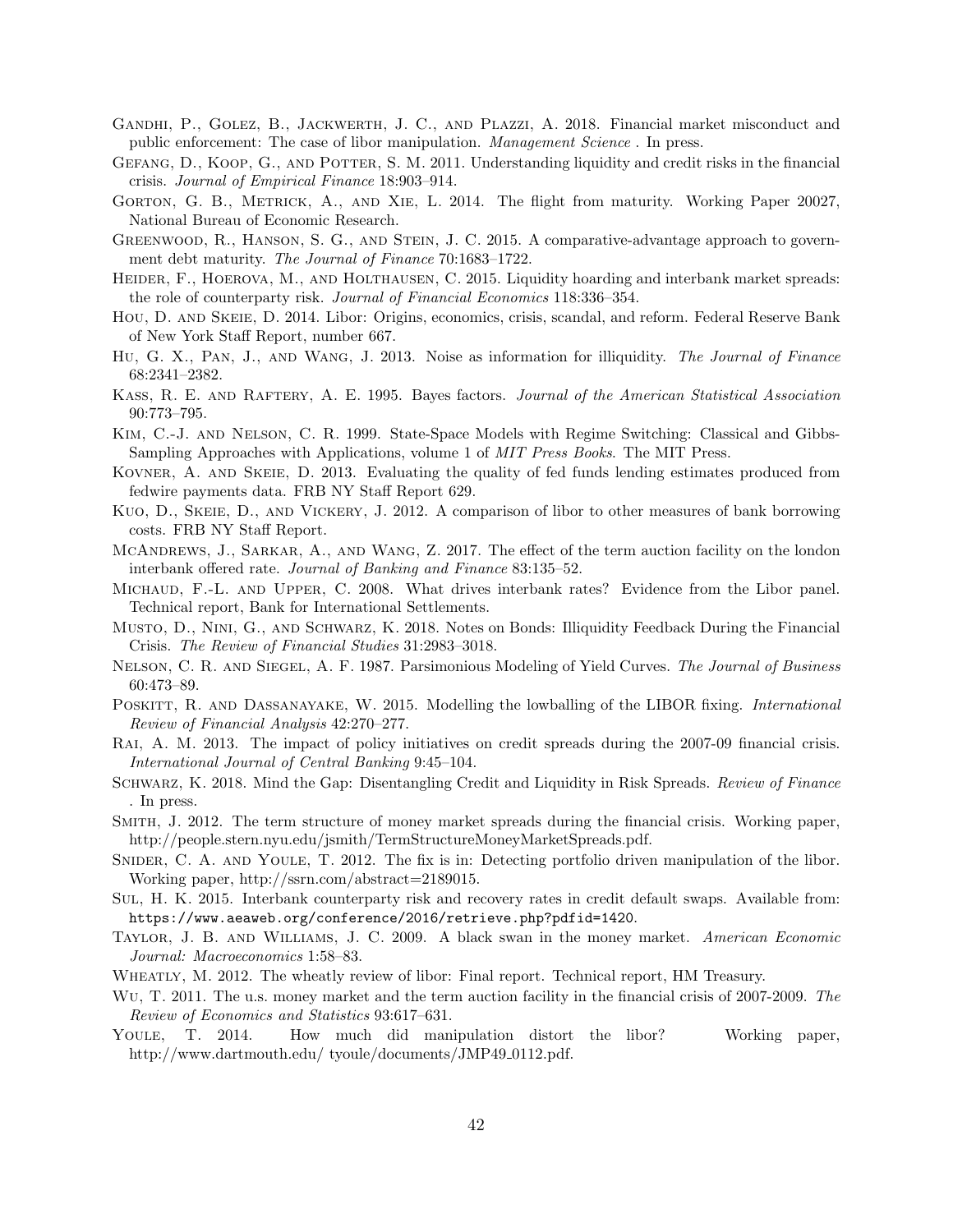Gandhi, P., Golez, B., Jackwerth, J. C., and Plazzi, A. 2018. Financial market misconduct and public enforcement: The case of libor manipulation. *Management Science* . In press.

Gefang, D., Koop, G., and Potter, S. M. 2011. Understanding liquidity and credit risks in the financial crisis. *Journal of Empirical Finance* 18:903–914.

Gorton, G. B., Metrick, A., and Xie, L. 2014. The flight from maturity. Working Paper 20027, National Bureau of Economic Research.

Greenwood, R., Hanson, S. G., and Stein, J. C. 2015. A comparative-advantage approach to government debt maturity. *The Journal of Finance* 70:1683–1722.

Heider, F., Hoerova, M., and Holthausen, C. 2015. Liquidity hoarding and interbank market spreads: the role of counterparty risk. *Journal of Financial Economics* 118:336–354.

Hou, D. and Skeie, D. 2014. Libor: Origins, economics, crisis, scandal, and reform. Federal Reserve Bank of New York Staff Report, number 667.

Hu, G. X., Pan, J., and Wang, J. 2013. Noise as information for illiquidity. *The Journal of Finance* 68:2341–2382.

Kass, R. E. and Raftery, A. E. 1995. Bayes factors. *Journal of the American Statistical Association* 90:773–795.

Kim, C.-J. and Nelson, C. R. 1999. State-Space Models with Regime Switching: Classical and Gibbs-Sampling Approaches with Applications, volume 1 of *MIT Press Books*. The MIT Press.

Kovner, A. and Skeie, D. 2013. Evaluating the quality of fed funds lending estimates produced from fedwire payments data. FRB NY Staff Report 629.

Kuo, D., Skeie, D., and Vickery, J. 2012. A comparison of libor to other measures of bank borrowing costs. FRB NY Staff Report.

McAndrews, J., Sarkar, A., and Wang, Z. 2017. The effect of the term auction facility on the london interbank offered rate. *Journal of Banking and Finance* 83:135–52.

Michaud, F.-L. and Upper, C. 2008. What drives interbank rates? Evidence from the Libor panel. Technical report, Bank for International Settlements.

Musto, D., Nini, G., and Schwarz, K. 2018. Notes on Bonds: Illiquidity Feedback During the Financial Crisis. *The Review of Financial Studies* 31:2983–3018.

Nelson, C. R. and Siegel, A. F. 1987. Parsimonious Modeling of Yield Curves. *The Journal of Business* 60:473–89.

Poskitt, R. and Dassanayake, W. 2015. Modelling the lowballing of the LIBOR fixing. *International Review of Financial Analysis* 42:270–277.

Rai, A. M. 2013. The impact of policy initiatives on credit spreads during the 2007-09 financial crisis. *International Journal of Central Banking* 9:45–104.

Schwarz, K. 2018. Mind the Gap: Disentangling Credit and Liquidity in Risk Spreads. *Review of Finance* . In press.

Smith, J. 2012. The term structure of money market spreads during the financial crisis. Working paper, http://people.stern.nyu.edu/jsmith/TermStructureMoneyMarketSpreads.pdf.

Snider, C. A. and Youle, T. 2012. The fix is in: Detecting portfolio driven manipulation of the libor. Working paper, http://ssrn.com/abstract=2189015.

Sul, H. K. 2015. Interbank counterparty risk and recovery rates in credit default swaps. Available from: https://www.aeaweb.org/conference/2016/retrieve.php?pdfid=1420.

Taylor, J. B. and Williams, J. C. 2009. A black swan in the money market. *American Economic Journal: Macroeconomics* 1:58–83.

Wheatly, M. 2012. The wheatly review of libor: Final report. Technical report, HM Treasury.

Wu, T. 2011. The u.s. money market and the term auction facility in the financial crisis of 2007-2009. *The Review of Economics and Statistics* 93:617–631.

Youle, T. 2014. How much did manipulation distort the libor? Working paper, http://www.dartmouth.edu/ tyoule/documents/JMP49_0112.pdf.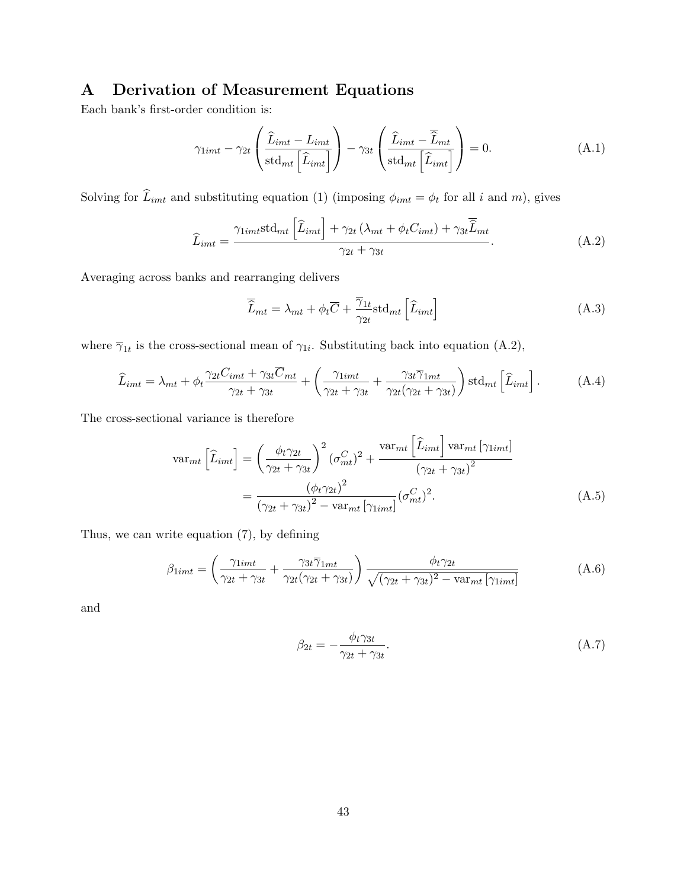# A Derivation of Measurement Equations

Each bank's first-order condition is:

$$\gamma_{1imt} - \gamma_{2t}\left(\frac{\widehat{L}_{imt} - L_{imt}}{\text{std}_{mt}\left[\widehat{L}_{imt}\right]}\right) - \gamma_{3t}\left(\frac{\widehat{L}_{imt} - \overline{\widehat{L}}_{mt}}{\text{std}_{mt}\left[\widehat{L}_{imt}\right]}\right) = 0. \tag{A.1}$$

Solving for $\widehat{L}_{imt}$ and substituting equation (1) (imposing $\phi_{imt} = \phi_t$ for all $i$ and $m$), gives

$$\widehat{L}_{imt} = \frac{\gamma_{1imt}\text{std}_{mt}\left[\widehat{L}_{imt}\right] + \gamma_{2t}\left(\lambda_{mt} + \phi_t C_{imt}\right) + \gamma_{3t}\overline{\widehat{L}}_{mt}}{\gamma_{2t} + \gamma_{3t}}. \tag{A.2}$$

Averaging across banks and rearranging delivers

$$\overline{\widehat{L}}_{mt} = \lambda_{mt} + \phi_t\overline{C} + \frac{\overline{\gamma}_{1t}}{\gamma_{2t}}\text{std}_{mt}\left[\widehat{L}_{imt}\right] \tag{A.3}$$

where $\overline{\gamma}_{1t}$ is the cross-sectional mean of $\gamma_{1i}$. Substituting back into equation (A.2),

$$\widehat{L}_{imt} = \lambda_{mt} + \phi_t\frac{\gamma_{2t}C_{imt} + \gamma_{3t}\overline{C}_{mt}}{\gamma_{2t} + \gamma_{3t}} + \left(\frac{\gamma_{1imt}}{\gamma_{2t} + \gamma_{3t}} + \frac{\gamma_{3t}\overline{\gamma}_{1mt}}{\gamma_{2t}(\gamma_{2t} + \gamma_{3t})}\right)\text{std}_{mt}\left[\widehat{L}_{imt}\right]. \tag{A.4}$$

The cross-sectional variance is therefore

$$\begin{aligned}
\text{var}_{mt}\left[\widehat{L}_{imt}\right] &= \left(\frac{\phi_t\gamma_{2t}}{\gamma_{2t} + \gamma_{3t}}\right)^2(\sigma^C_{mt})^2 + \frac{\text{var}_{mt}\left[\widehat{L}_{imt}\right]\text{var}_{mt}\left[\gamma_{1imt}\right]}{\left(\gamma_{2t} + \gamma_{3t}\right)^2} \\
&= \frac{\left(\phi_t\gamma_{2t}\right)^2}{\left(\gamma_{2t} + \gamma_{3t}\right)^2 - \text{var}_{mt}\left[\gamma_{1imt}\right]}(\sigma^C_{mt})^2.
\end{aligned} \tag{A.5}$$

Thus, we can write equation (7), by defining

$$\beta_{1imt} = \left(\frac{\gamma_{1imt}}{\gamma_{2t} + \gamma_{3t}} + \frac{\gamma_{3t}\overline{\gamma}_{1mt}}{\gamma_{2t}(\gamma_{2t} + \gamma_{3t})}\right)\frac{\phi_t\gamma_{2t}}{\sqrt{(\gamma_{2t} + \gamma_{3t})^2 - \text{var}_{mt}\left[\gamma_{1imt}\right]}} \tag{A.6}$$

and

$$\beta_{2t} = -\frac{\phi_t\gamma_{3t}}{\gamma_{2t} + \gamma_{3t}}. \tag{A.7}$$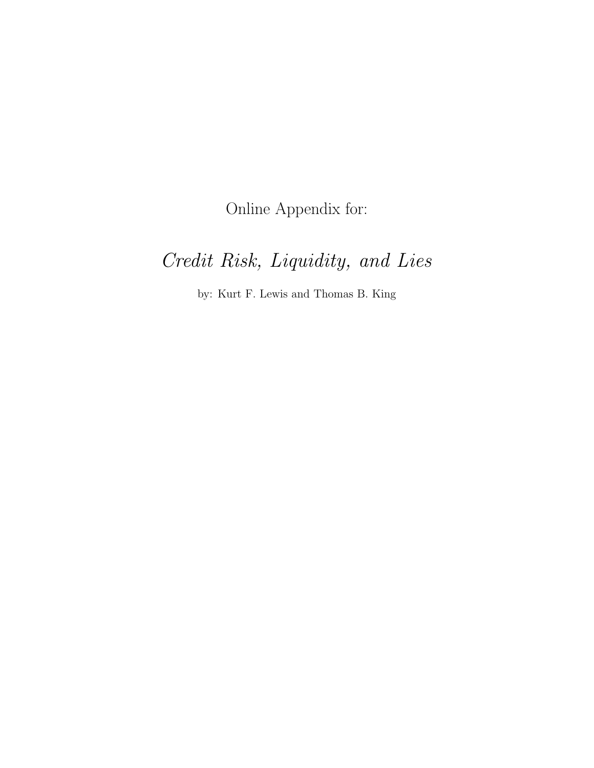Online Appendix for:

# *Credit Risk, Liquidity, and Lies*

by: Kurt F. Lewis and Thomas B. King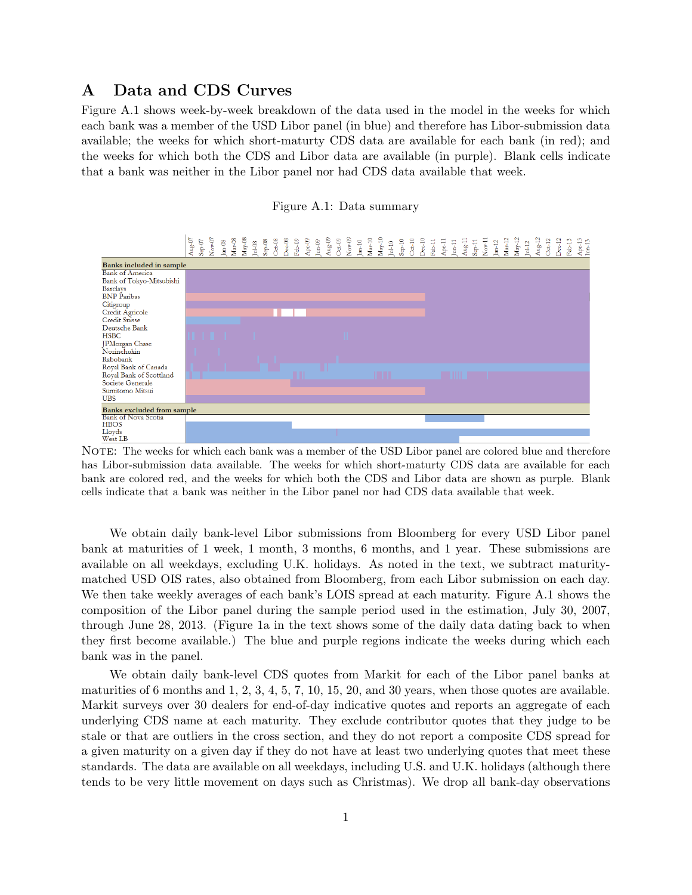# A Data and CDS Curves

Figure A.1 shows week-by-week breakdown of the data used in the model in the weeks for which each bank was a member of the USD Libor panel (in blue) and therefore has Libor-submission data available; the weeks for which short-maturty CDS data are available for each bank (in red); and the weeks for which both the CDS and Libor data are available (in purple). Blank cells indicate that a bank was neither in the Libor panel nor had CDS data available that week.

Figure A.1: Data summary

NOTE: The weeks for which each bank was a member of the USD Libor panel are colored blue and therefore has Libor-submission data available. The weeks for which short-maturty CDS data are available for each bank are colored red, and the weeks for which both the CDS and Libor data are shown as purple. Blank cells indicate that a bank was neither in the Libor panel nor had CDS data available that week.

We obtain daily bank-level Libor submissions from Bloomberg for every USD Libor panel bank at maturities of 1 week, 1 month, 3 months, 6 months, and 1 year. These submissions are available on all weekdays, excluding U.K. holidays. As noted in the text, we subtract maturity-matched USD OIS rates, also obtained from Bloomberg, from each Libor submission on each day. We then take weekly averages of each bank's LOIS spread at each maturity. Figure A.1 shows the composition of the Libor panel during the sample period used in the estimation, July 30, 2007, through June 28, 2013. (Figure 1a in the text shows some of the daily data dating back to when they first become available.) The blue and purple regions indicate the weeks during which each bank was in the panel.

We obtain daily bank-level CDS quotes from Markit for each of the Libor panel banks at maturities of 6 months and 1, 2, 3, 4, 5, 7, 10, 15, 20, and 30 years, when those quotes are available. Markit surveys over 30 dealers for end-of-day indicative quotes and reports an aggregate of each underlying CDS name at each maturity. They exclude contributor quotes that they judge to be stale or that are outliers in the cross section, and they do not report a composite CDS spread for a given maturity on a given day if they do not have at least two underlying quotes that meet these standards. The data are available on all weekdays, including U.S. and U.K. holidays (although there tends to be very little movement on days such as Christmas). We drop all bank-day observations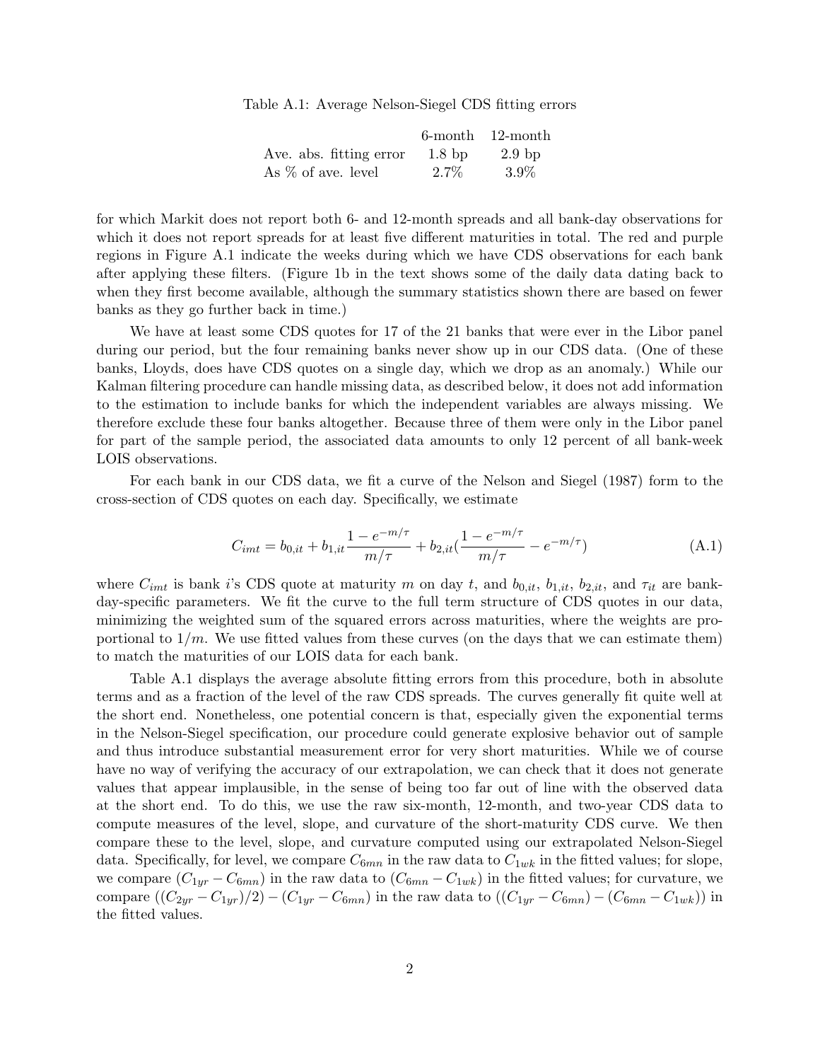Table A.1: Average Nelson-Siegel CDS fitting errors

| | 6-month | 12-month |
|---|---|---|
| Ave. abs. fitting error | 1.8 bp | 2.9 bp |
| As % of ave. level | 2.7% | 3.9% |

for which Markit does not report both 6- and 12-month spreads and all bank-day observations for which it does not report spreads for at least five different maturities in total. The red and purple regions in Figure A.1 indicate the weeks during which we have CDS observations for each bank after applying these filters. (Figure 1b in the text shows some of the daily data dating back to when they first become available, although the summary statistics shown there are based on fewer banks as they go further back in time.)

We have at least some CDS quotes for 17 of the 21 banks that were ever in the Libor panel during our period, but the four remaining banks never show up in our CDS data. (One of these banks, Lloyds, does have CDS quotes on a single day, which we drop as an anomaly.) While our Kalman filtering procedure can handle missing data, as described below, it does not add information to the estimation to include banks for which the independent variables are always missing. We therefore exclude these four banks altogether. Because three of them were only in the Libor panel for part of the sample period, the associated data amounts to only 12 percent of all bank-week LOIS observations.

For each bank in our CDS data, we fit a curve of the Nelson and Siegel (1987) form to the cross-section of CDS quotes on each day. Specifically, we estimate

$$C_{imt} = b_{0,it} + b_{1,it}\frac{1-e^{-m/\tau}}{m/\tau} + b_{2,it}\left(\frac{1-e^{-m/\tau}}{m/\tau} - e^{-m/\tau}\right) \tag{A.1}$$

where $C_{imt}$ is bank $i$'s CDS quote at maturity $m$ on day $t$, and $b_{0,it}$, $b_{1,it}$, $b_{2,it}$, and $\tau_{it}$ are bank-day-specific parameters. We fit the curve to the full term structure of CDS quotes in our data, minimizing the weighted sum of the squared errors across maturities, where the weights are proportional to $1/m$. We use fitted values from these curves (on the days that we can estimate them) to match the maturities of our LOIS data for each bank.

Table A.1 displays the average absolute fitting errors from this procedure, both in absolute terms and as a fraction of the level of the raw CDS spreads. The curves generally fit quite well at the short end. Nonetheless, one potential concern is that, especially given the exponential terms in the Nelson-Siegel specification, our procedure could generate explosive behavior out of sample and thus introduce substantial measurement error for very short maturities. While we of course have no way of verifying the accuracy of our extrapolation, we can check that it does not generate values that appear implausible, in the sense of being too far out of line with the observed data at the short end. To do this, we use the raw six-month, 12-month, and two-year CDS data to compute measures of the level, slope, and curvature of the short-maturity CDS curve. We then compare these to the level, slope, and curvature computed using our extrapolated Nelson-Siegel data. Specifically, for level, we compare $C_{6mn}$ in the raw data to $C_{1wk}$ in the fitted values; for slope, we compare $(C_{1yr} - C_{6mn})$ in the raw data to $(C_{6mn} - C_{1wk})$ in the fitted values; for curvature, we compare $((C_{2yr} - C_{1yr})/2) - (C_{1yr} - C_{6mn})$ in the raw data to $((C_{1yr} - C_{6mn}) - (C_{6mn} - C_{1wk}))$ in the fitted values.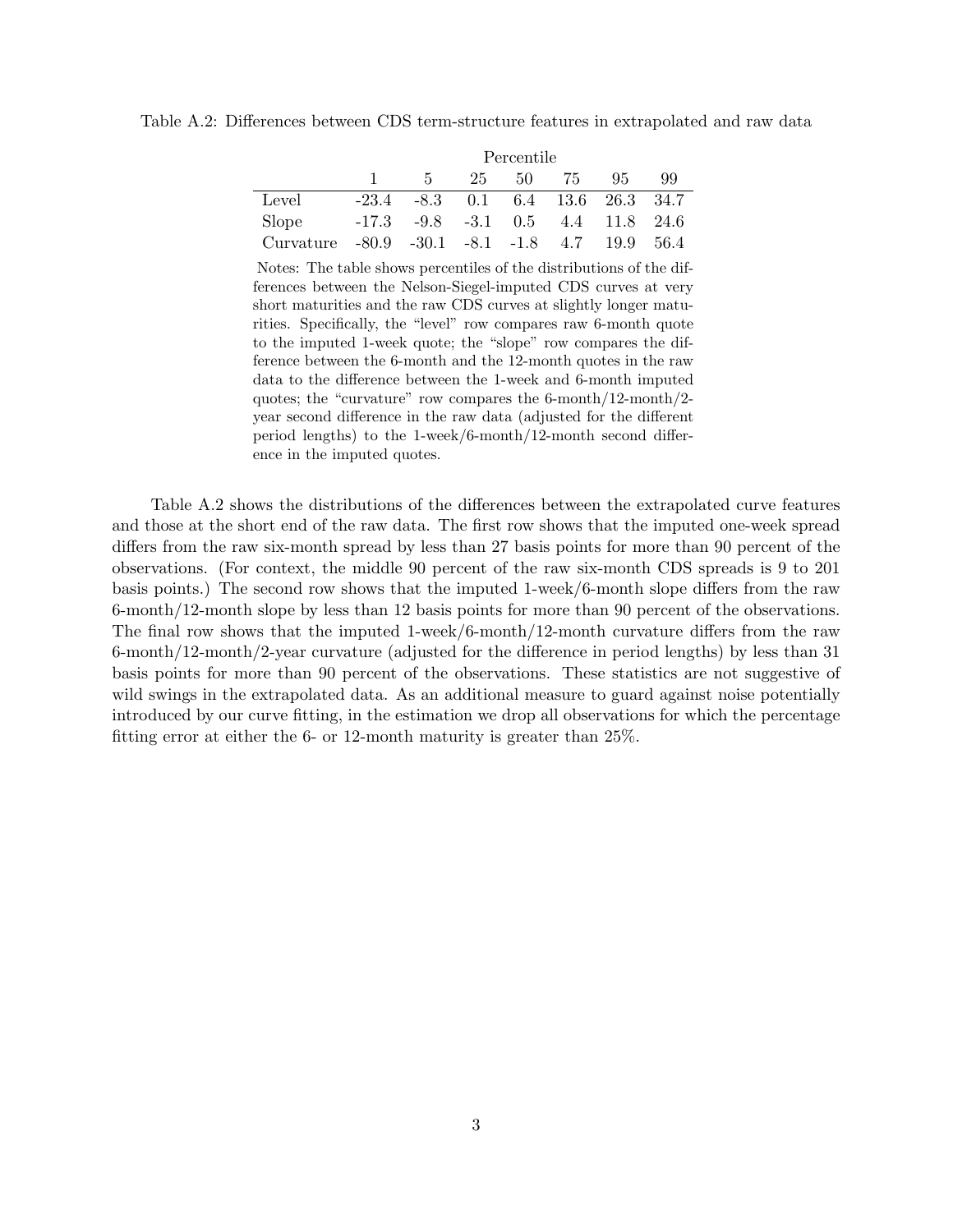Table A.2: Differences between CDS term-structure features in extrapolated and raw data

| | Percentile | | | | | | |
|---|---|---|---|---|---|---|---|
| | 1 | 5 | 25 | 50 | 75 | 95 | 99 |
| Level | -23.4 | -8.3 | 0.1 | 6.4 | 13.6 | 26.3 | 34.7 |
| Slope | -17.3 | -9.8 | -3.1 | 0.5 | 4.4 | 11.8 | 24.6 |
| Curvature | -80.9 | -30.1 | -8.1 | -1.8 | 4.7 | 19.9 | 56.4 |

Notes: The table shows percentiles of the distributions of the differences between the Nelson-Siegel-imputed CDS curves at very short maturities and the raw CDS curves at slightly longer maturities. Specifically, the "level" row compares raw 6-month quote to the imputed 1-week quote; the "slope" row compares the difference between the 6-month and the 12-month quotes in the raw data to the difference between the 1-week and 6-month imputed quotes; the "curvature" row compares the 6-month/12-month/2-year second difference in the raw data (adjusted for the different period lengths) to the 1-week/6-month/12-month second difference in the imputed quotes.

Table A.2 shows the distributions of the differences between the extrapolated curve features and those at the short end of the raw data. The first row shows that the imputed one-week spread differs from the raw six-month spread by less than 27 basis points for more than 90 percent of the observations. (For context, the middle 90 percent of the raw six-month CDS spreads is 9 to 201 basis points.) The second row shows that the imputed 1-week/6-month slope differs from the raw 6-month/12-month slope by less than 12 basis points for more than 90 percent of the observations. The final row shows that the imputed 1-week/6-month/12-month curvature differs from the raw 6-month/12-month/2-year curvature (adjusted for the difference in period lengths) by less than 31 basis points for more than 90 percent of the observations. These statistics are not suggestive of wild swings in the extrapolated data. As an additional measure to guard against noise potentially introduced by our curve fitting, in the estimation we drop all observations for which the percentage fitting error at either the 6- or 12-month maturity is greater than 25%.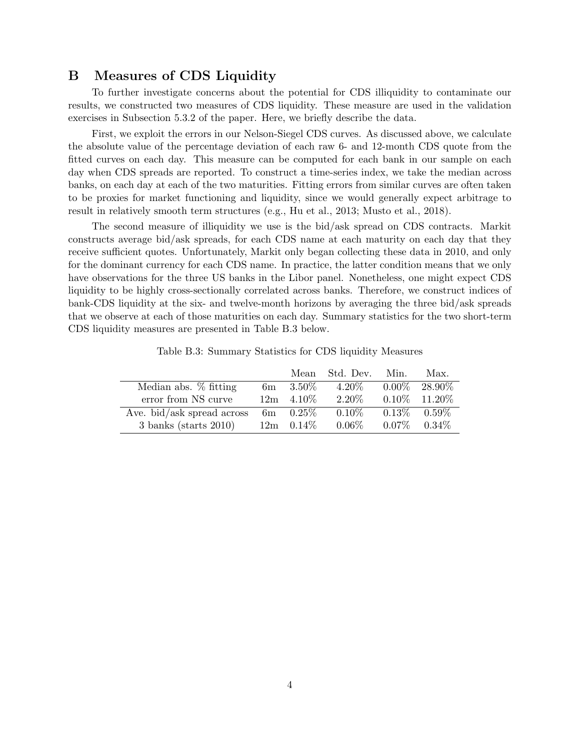# B Measures of CDS Liquidity

To further investigate concerns about the potential for CDS illiquidity to contaminate our results, we constructed two measures of CDS liquidity. These measure are used in the validation exercises in Subsection 5.3.2 of the paper. Here, we briefly describe the data.

First, we exploit the errors in our Nelson-Siegel CDS curves. As discussed above, we calculate the absolute value of the percentage deviation of each raw 6- and 12-month CDS quote from the fitted curves on each day. This measure can be computed for each bank in our sample on each day when CDS spreads are reported. To construct a time-series index, we take the median across banks, on each day at each of the two maturities. Fitting errors from similar curves are often taken to be proxies for market functioning and liquidity, since we would generally expect arbitrage to result in relatively smooth term structures (e.g., Hu et al., 2013; Musto et al., 2018).

The second measure of illiquidity we use is the bid/ask spread on CDS contracts. Markit constructs average bid/ask spreads, for each CDS name at each maturity on each day that they receive sufficient quotes. Unfortunately, Markit only began collecting these data in 2010, and only for the dominant currency for each CDS name. In practice, the latter condition means that we only have observations for the three US banks in the Libor panel. Nonetheless, one might expect CDS liquidity to be highly cross-sectionally correlated across banks. Therefore, we construct indices of bank-CDS liquidity at the six- and twelve-month horizons by averaging the three bid/ask spreads that we observe at each of those maturities on each day. Summary statistics for the two short-term CDS liquidity measures are presented in Table B.3 below.

Table B.3: Summary Statistics for CDS liquidity Measures

| | | Mean | Std. Dev. | Min. | Max. |
|---|---|---|---|---|---|
| Median abs. % fitting | 6m | 3.50% | 4.20% | 0.00% | 28.90% |
| error from NS curve | 12m | 4.10% | 2.20% | 0.10% | 11.20% |
| Ave. bid/ask spread across | 6m | 0.25% | 0.10% | 0.13% | 0.59% |
| 3 banks (starts 2010) | 12m | 0.14% | 0.06% | 0.07% | 0.34% |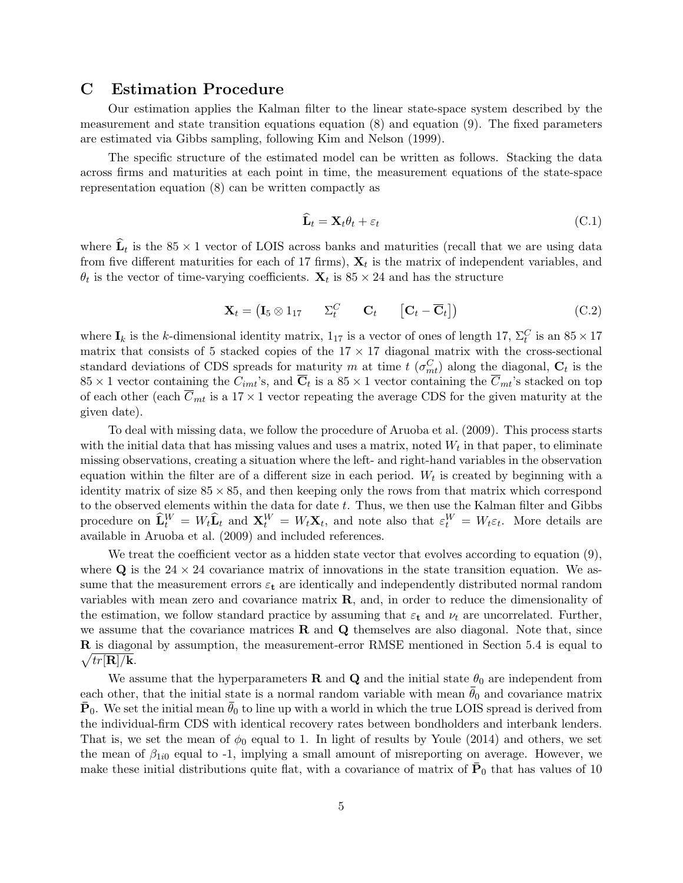## C Estimation Procedure

Our estimation applies the Kalman filter to the linear state-space system described by the measurement and state transition equations equation (8) and equation (9). The fixed parameters are estimated via Gibbs sampling, following Kim and Nelson (1999).

The specific structure of the estimated model can be written as follows. Stacking the data across firms and maturities at each point in time, the measurement equations of the state-space representation equation (8) can be written compactly as

$$\widehat{\mathbf{L}}_t = \mathbf{X}_t \theta_t + \varepsilon_t \tag{C.1}$$

where $\widehat{\mathbf{L}}_t$ is the $85 \times 1$ vector of LOIS across banks and maturities (recall that we are using data from five different maturities for each of 17 firms), $\mathbf{X}_t$ is the matrix of independent variables, and $\theta_t$ is the vector of time-varying coefficients. $\mathbf{X}_t$ is $85 \times 24$ and has the structure

$$\mathbf{X}_t = \begin{pmatrix} \mathbf{I}_5 \otimes 1_{17} & \Sigma_t^C & \mathbf{C}_t & \left[\mathbf{C}_t - \overline{\mathbf{C}}_t\right] \end{pmatrix} \tag{C.2}$$

where $\mathbf{I}_k$ is the $k$-dimensional identity matrix, $1_{17}$ is a vector of ones of length 17, $\Sigma_t^C$ is an $85 \times 17$ matrix that consists of 5 stacked copies of the $17 \times 17$ diagonal matrix with the cross-sectional standard deviations of CDS spreads for maturity $m$ at time $t$ ($\sigma_{mt}^C$) along the diagonal, $\mathbf{C}_t$ is the $85 \times 1$ vector containing the $C_{imt}$'s, and $\overline{\mathbf{C}}_t$ is a $85 \times 1$ vector containing the $\overline{C}_{mt}$'s stacked on top of each other (each $\overline{C}_{mt}$ is a $17 \times 1$ vector repeating the average CDS for the given maturity at the given date).

To deal with missing data, we follow the procedure of Aruoba et al. (2009). This process starts with the initial data that has missing values and uses a matrix, noted $W_t$ in that paper, to eliminate missing observations, creating a situation where the left- and right-hand variables in the observation equation within the filter are of a different size in each period. $W_t$ is created by beginning with a identity matrix of size $85 \times 85$, and then keeping only the rows from that matrix which correspond to the observed elements within the data for date $t$. Thus, we then use the Kalman filter and Gibbs procedure on $\widehat{\mathbf{L}}_t^W = W_t \widehat{\mathbf{L}}_t$ and $\mathbf{X}_t^W = W_t \mathbf{X}_t$, and note also that $\varepsilon_t^W = W_t \varepsilon_t$. More details are available in Aruoba et al. (2009) and included references.

We treat the coefficient vector as a hidden state vector that evolves according to equation (9), where $\mathbf{Q}$ is the $24 \times 24$ covariance matrix of innovations in the state transition equation. We assume that the measurement errors $\varepsilon_{\mathbf{t}}$ are identically and independently distributed normal random variables with mean zero and covariance matrix $\mathbf{R}$, and, in order to reduce the dimensionality of the estimation, we follow standard practice by assuming that $\varepsilon_{\mathbf{t}}$ and $\nu_t$ are uncorrelated. Further, we assume that the covariance matrices $\mathbf{R}$ and $\mathbf{Q}$ themselves are also diagonal. Note that, since $\mathbf{R}$ is diagonal by assumption, the measurement-error RMSE mentioned in Section 5.4 is equal to $\sqrt{tr[\mathbf{R}]/\mathbf{k}}$.

We assume that the hyperparameters $\mathbf{R}$ and $\mathbf{Q}$ and the initial state $\theta_0$ are independent from each other, that the initial state is a normal random variable with mean $\bar{\theta}_0$ and covariance matrix $\bar{\mathbf{P}}_0$. We set the initial mean $\bar{\theta}_0$ to line up with a world in which the true LOIS spread is derived from the individual-firm CDS with identical recovery rates between bondholders and interbank lenders. That is, we set the mean of $\phi_0$ equal to 1. In light of results by Youle (2014) and others, we set the mean of $\beta_{1i0}$ equal to -1, implying a small amount of misreporting on average. However, we make these initial distributions quite flat, with a covariance of matrix of $\bar{\mathbf{P}}_0$ that has values of 10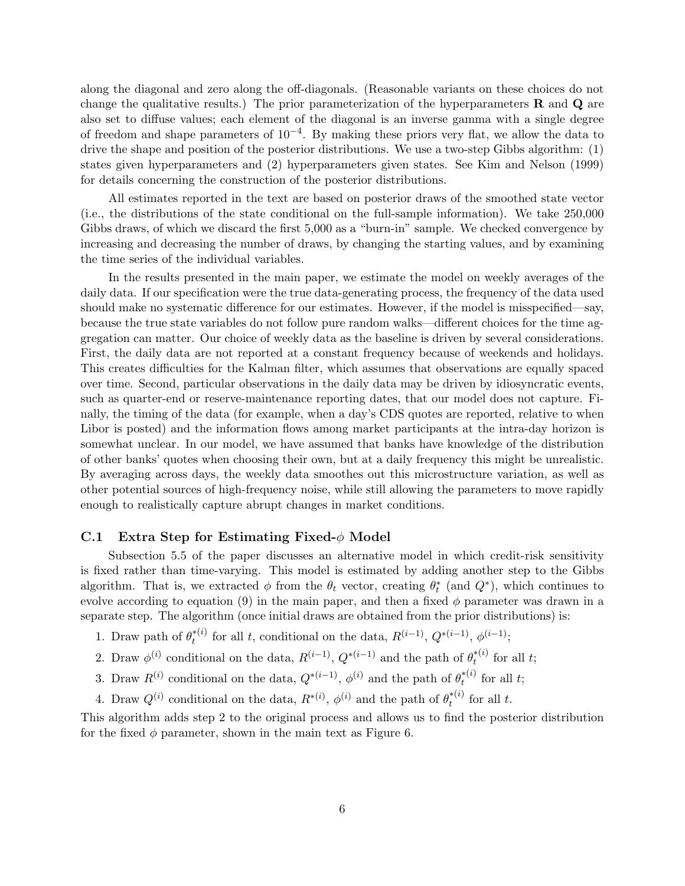along the diagonal and zero along the off-diagonals. (Reasonable variants on these choices do not change the qualitative results.) The prior parameterization of the hyperparameters $\mathbf{R}$ and $\mathbf{Q}$ are also set to diffuse values; each element of the diagonal is an inverse gamma with a single degree of freedom and shape parameters of $10^{-4}$. By making these priors very flat, we allow the data to drive the shape and position of the posterior distributions. We use a two-step Gibbs algorithm: (1) states given hyperparameters and (2) hyperparameters given states. See Kim and Nelson (1999) for details concerning the construction of the posterior distributions.

All estimates reported in the text are based on posterior draws of the smoothed state vector (i.e., the distributions of the state conditional on the full-sample information). We take 250,000 Gibbs draws, of which we discard the first 5,000 as a "burn-in" sample. We checked convergence by increasing and decreasing the number of draws, by changing the starting values, and by examining the time series of the individual variables.

In the results presented in the main paper, we estimate the model on weekly averages of the daily data. If our specification were the true data-generating process, the frequency of the data used should make no systematic difference for our estimates. However, if the model is misspecified—say, because the true state variables do not follow pure random walks—different choices for the time aggregation can matter. Our choice of weekly data as the baseline is driven by several considerations. First, the daily data are not reported at a constant frequency because of weekends and holidays. This creates difficulties for the Kalman filter, which assumes that observations are equally spaced over time. Second, particular observations in the daily data may be driven by idiosyncratic events, such as quarter-end or reserve-maintenance reporting dates, that our model does not capture. Finally, the timing of the data (for example, when a day's CDS quotes are reported, relative to when Libor is posted) and the information flows among market participants at the intra-day horizon is somewhat unclear. In our model, we have assumed that banks have knowledge of the distribution of other banks' quotes when choosing their own, but at a daily frequency this might be unrealistic. By averaging across days, the weekly data smoothes out this microstructure variation, as well as other potential sources of high-frequency noise, while still allowing the parameters to move rapidly enough to realistically capture abrupt changes in market conditions.

### C.1 Extra Step for Estimating Fixed-$\phi$ Model

Subsection 5.5 of the paper discusses an alternative model in which credit-risk sensitivity is fixed rather than time-varying. This model is estimated by adding another step to the Gibbs algorithm. That is, we extracted $\phi$ from the $\theta_t$ vector, creating $\theta_t^*$ (and $Q^*$), which continues to evolve according to equation (9) in the main paper, and then a fixed $\phi$ parameter was drawn in a separate step. The algorithm (once initial draws are obtained from the prior distributions) is:

1. Draw path of $\theta_t^{*(i)}$ for all $t$, conditional on the data, $R^{(i-1)}$, $Q^{*(i-1)}$, $\phi^{(i-1)}$;
2. Draw $\phi^{(i)}$ conditional on the data, $R^{(i-1)}$, $Q^{*(i-1)}$ and the path of $\theta_t^{*(i)}$ for all $t$;
3. Draw $R^{(i)}$ conditional on the data, $Q^{*(i-1)}$, $\phi^{(i)}$ and the path of $\theta_t^{*(i)}$ for all $t$;
4. Draw $Q^{(i)}$ conditional on the data, $R^{*(i)}$, $\phi^{(i)}$ and the path of $\theta_t^{*(i)}$ for all $t$.

This algorithm adds step 2 to the original process and allows us to find the posterior distribution for the fixed $\phi$ parameter, shown in the main text as Figure 6.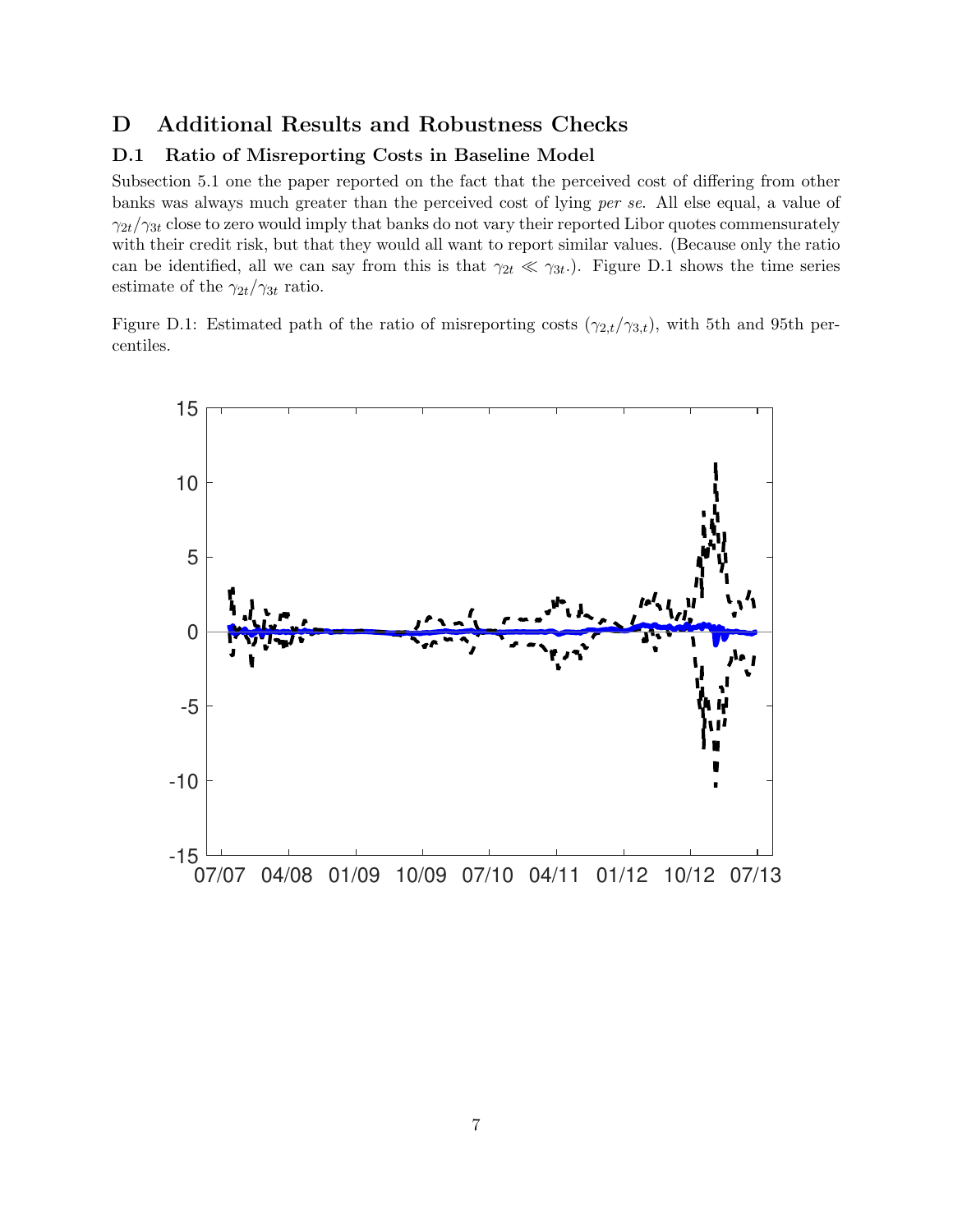# D Additional Results and Robustness Checks

## D.1 Ratio of Misreporting Costs in Baseline Model

Subsection 5.1 one the paper reported on the fact that the perceived cost of differing from other banks was always much greater than the perceived cost of lying *per se*. All else equal, a value of $\gamma_{2t}/\gamma_{3t}$ close to zero would imply that banks do not vary their reported Libor quotes commensurately with their credit risk, but that they would all want to report similar values. (Because only the ratio can be identified, all we can say from this is that $\gamma_{2t} \ll \gamma_{3t}$.). Figure D.1 shows the time series estimate of the $\gamma_{2t}/\gamma_{3t}$ ratio.

Figure D.1: Estimated path of the ratio of misreporting costs ($\gamma_{2,t}/\gamma_{3,t}$), with 5th and 95th percentiles.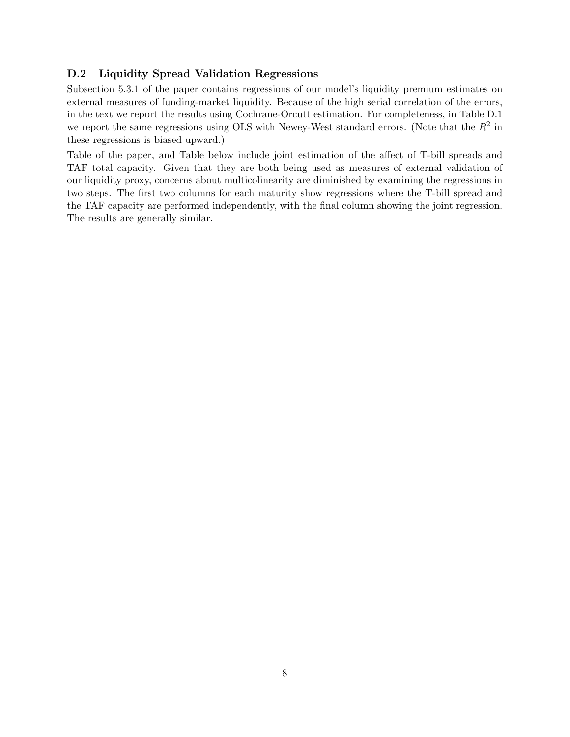### D.2 Liquidity Spread Validation Regressions

Subsection 5.3.1 of the paper contains regressions of our model's liquidity premium estimates on external measures of funding-market liquidity. Because of the high serial correlation of the errors, in the text we report the results using Cochrane-Orcutt estimation. For completeness, in Table D.1 we report the same regressions using OLS with Newey-West standard errors. (Note that the $R^2$ in these regressions is biased upward.)

Table of the paper, and Table below include joint estimation of the affect of T-bill spreads and TAF total capacity. Given that they are both being used as measures of external validation of our liquidity proxy, concerns about multicolinearity are diminished by examining the regressions in two steps. The first two columns for each maturity show regressions where the T-bill spread and the TAF capacity are performed independently, with the final column showing the joint regression. The results are generally similar.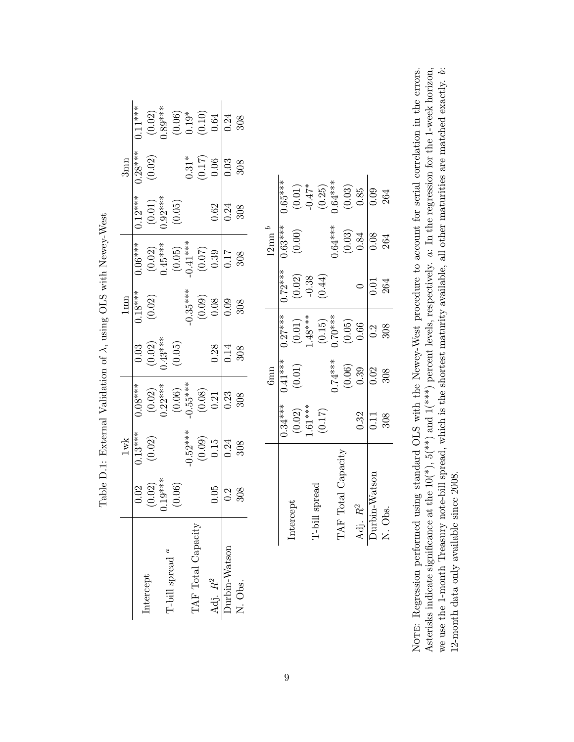Table D.1: External Validation of $\lambda$, using OLS with Newey-West

| | 1wk | | | 1mn | | | 3mn | | |
|---|---|---|---|---|---|---|---|---|---|
| Intercept | 0.02 | 0.13*** | 0.08*** | 0.03 | 0.18*** | 0.06*** | 0.12*** | 0.28*** | 0.11*** |
| | (0.02) | (0.02) | (0.02) | (0.02) | (0.02) | (0.02) | (0.01) | (0.02) | (0.02) |
| T-bill spread [a] | 0.19*** | | 0.22*** | 0.43*** | | 0.45*** | 0.92*** | | 0.89*** |
| | (0.06) | | (0.06) | (0.05) | | (0.05) | (0.05) | | (0.06) |
| TAF Total Capacity | | -0.52*** | -0.55*** | | -0.35*** | -0.41*** | | 0.31* | 0.19* |
| | | (0.09) | (0.08) | | (0.09) | (0.07) | | (0.17) | (0.10) |
| Adj. $R^2$ | 0.05 | 0.15 | 0.21 | 0.28 | 0.08 | 0.39 | 0.62 | 0.06 | 0.64 |
| Durbin-Watson | 0.2 | 0.24 | 0.23 | 0.14 | 0.09 | 0.17 | 0.24 | 0.03 | 0.24 |
| N. Obs. | 308 | 308 | 308 | 308 | 308 | 308 | 308 | 308 | 308 |

| | 6mn | | | 12mn [b] | | |
|---|---|---|---|---|---|---|
| Intercept | 0.34*** | 0.41*** | 0.27*** | 0.72*** | 0.63*** | 0.65*** |
| | (0.02) | (0.01) | (0.01) | (0.02) | (0.00) | (0.01) |
| T-bill spread | 1.61*** | | 1.48*** | -0.38 | | -0.47* |
| | (0.17) | | (0.15) | (0.44) | | (0.25) |
| TAF Total Capacity | | 0.74*** | 0.70*** | | 0.64*** | 0.64*** |
| | | (0.06) | (0.05) | | (0.03) | (0.03) |
| Adj. $R^2$ | 0.32 | 0.39 | 0.66 | 0 | 0.84 | 0.85 |
| Durbin-Watson | 0.11 | 0.02 | 0.2 | 0.01 | 0.08 | 0.09 |
| N. Obs. | 308 | 308 | 308 | 264 | 264 | 264 |

Note: Regression performed using standard OLS with the Newey-West procedure to account for serial correlation in the errors. Asterisks indicate significance at the 10(*), 5(**) and 1(***) percent levels, respectively. *a*: In the regression for the 1-week horizon, we use the 1-month Treasury note-bill spread, which is the shortest maturity available, all other maturities are matched exactly. *b*: 12-month data only available since 2008.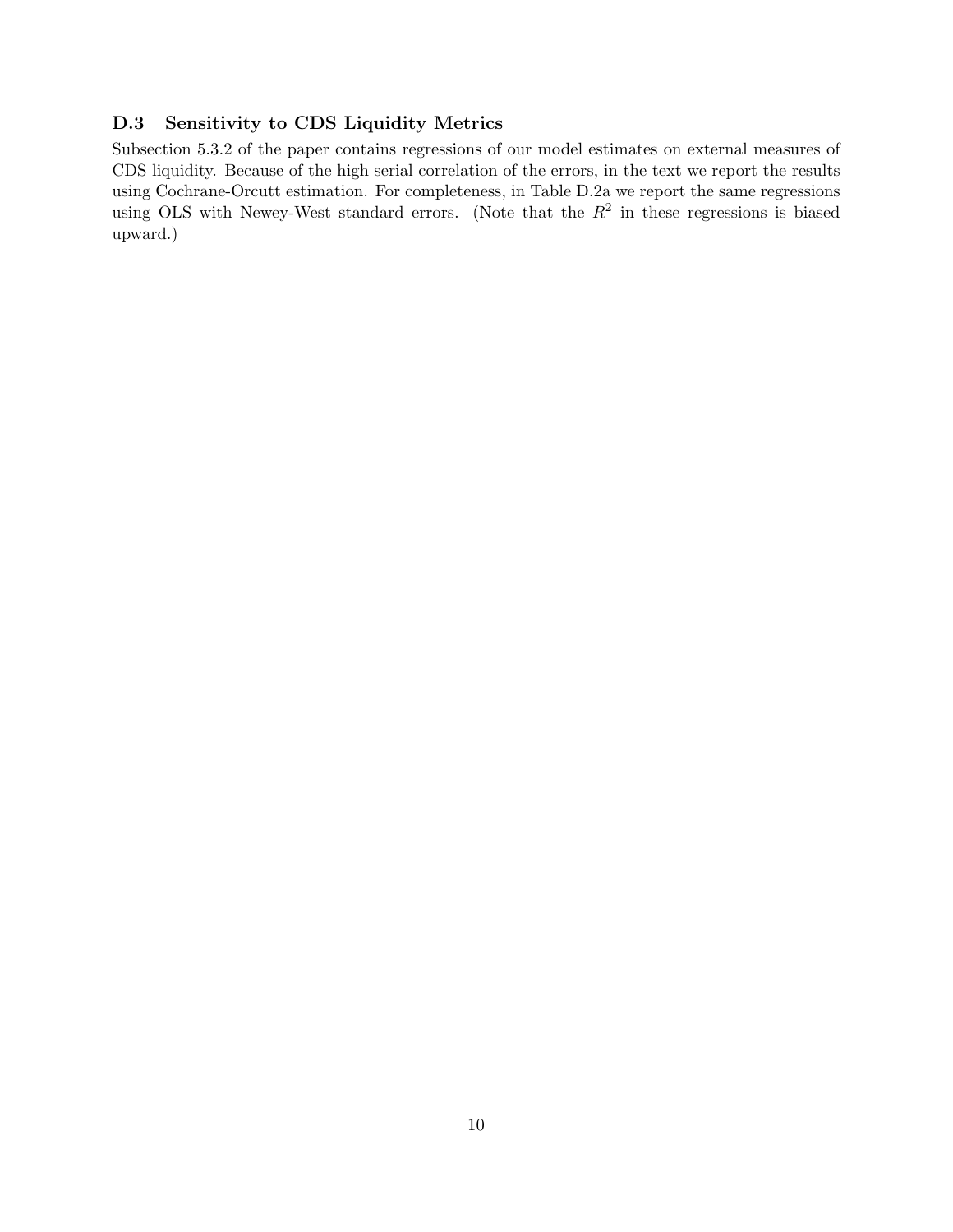### D.3 Sensitivity to CDS Liquidity Metrics

Subsection 5.3.2 of the paper contains regressions of our model estimates on external measures of CDS liquidity. Because of the high serial correlation of the errors, in the text we report the results using Cochrane-Orcutt estimation. For completeness, in Table D.2a we report the same regressions using OLS with Newey-West standard errors. (Note that the $R^2$ in these regressions is biased upward.)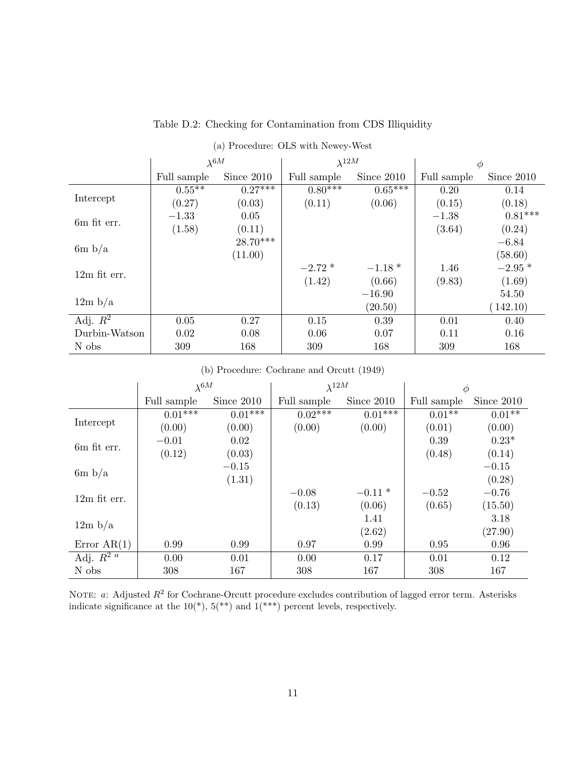Table D.2: Checking for Contamination from CDS Illiquidity

(a) Procedure: OLS with Newey-West

| | $\lambda^{6M}$ | | $\lambda^{12M}$ | | $\phi$ | |
|---|---|---|---|---|---|---|
| | Full sample | Since 2010 | Full sample | Since 2010 | Full sample | Since 2010 |
| Intercept | 0.55** | 0.27*** | 0.80*** | 0.65*** | 0.20 | 0.14 |
| | (0.27) | (0.03) | (0.11) | (0.06) | (0.15) | (0.18) |
| 6m fit err. | −1.33 | 0.05 | | | −1.38 | 0.81*** |
| | (1.58) | (0.11) | | | (3.64) | (0.24) |
| 6m b/a | | 28.70*** | | | | −6.84 |
| | | (11.00) | | | | (58.60) |
| 12m fit err. | | | −2.72 * | −1.18 * | 1.46 | −2.95 * |
| | | | (1.42) | (0.66) | (9.83) | (1.69) |
| 12m b/a | | | | −16.90 | | 54.50 |
| | | | | (20.50) | | (142.10) |
| Adj. $R^2$ | 0.05 | 0.27 | 0.15 | 0.39 | 0.01 | 0.40 |
| Durbin-Watson | 0.02 | 0.08 | 0.06 | 0.07 | 0.11 | 0.16 |
| N obs | 309 | 168 | 309 | 168 | 309 | 168 |

(b) Procedure: Cochrane and Orcutt (1949)

| | $\lambda^{6M}$ | | $\lambda^{12M}$ | | $\phi$ | |
|---|---|---|---|---|---|---|
| | Full sample | Since 2010 | Full sample | Since 2010 | Full sample | Since 2010 |
| Intercept | 0.01*** | 0.01*** | 0.02*** | 0.01*** | 0.01** | 0.01** |
| | (0.00) | (0.00) | (0.00) | (0.00) | (0.01) | (0.00) |
| 6m fit err. | −0.01 | 0.02 | | | 0.39 | 0.23* |
| | (0.12) | (0.03) | | | (0.48) | (0.14) |
| 6m b/a | | −0.15 | | | | −0.15 |
| | | (1.31) | | | | (0.28) |
| 12m fit err. | | | −0.08 | −0.11 * | −0.52 | −0.76 |
| | | | (0.13) | (0.06) | (0.65) | (15.50) |
| 12m b/a | | | | 1.41 | | 3.18 |
| | | | | (2.62) | | (27.90) |
| Error AR(1) | 0.99 | 0.99 | 0.97 | 0.99 | 0.95 | 0.96 |
| Adj. $R^{2\ a}$ | 0.00 | 0.01 | 0.00 | 0.17 | 0.01 | 0.12 |
| N obs | 308 | 167 | 308 | 167 | 308 | 167 |

NOTE: *a*: Adjusted $R^2$ for Cochrane-Orcutt procedure excludes contribution of lagged error term. Asterisks indicate significance at the 10(*), 5(**) and 1(***) percent levels, respectively.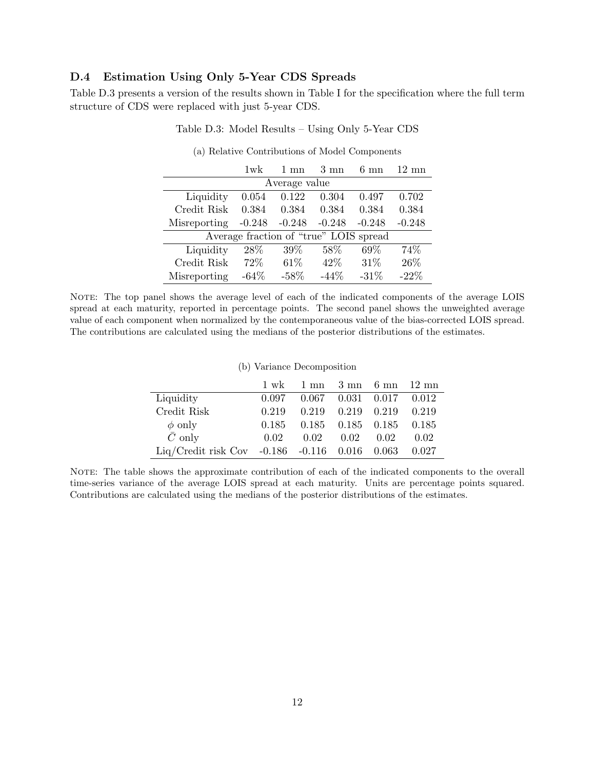### D.4 Estimation Using Only 5-Year CDS Spreads

Table D.3 presents a version of the results shown in Table I for the specification where the full term structure of CDS were replaced with just 5-year CDS.

Table D.3: Model Results – Using Only 5-Year CDS

(a) Relative Contributions of Model Components

| | 1wk | 1 mn | 3 mn | 6 mn | 12 mn |
|---|---|---|---|---|---|
| **Average value** | | | | | |
| Liquidity | 0.054 | 0.122 | 0.304 | 0.497 | 0.702 |
| Credit Risk | 0.384 | 0.384 | 0.384 | 0.384 | 0.384 |
| Misreporting | -0.248 | -0.248 | -0.248 | -0.248 | -0.248 |
| **Average fraction of "true" LOIS spread** | | | | | |
| Liquidity | 28% | 39% | 58% | 69% | 74% |
| Credit Risk | 72% | 61% | 42% | 31% | 26% |
| Misreporting | -64% | -58% | -44% | -31% | -22% |

Note: The top panel shows the average level of each of the indicated components of the average LOIS spread at each maturity, reported in percentage points. The second panel shows the unweighted average value of each component when normalized by the contemporaneous value of the bias-corrected LOIS spread. The contributions are calculated using the medians of the posterior distributions of the estimates.

(b) Variance Decomposition

| | 1 wk | 1 mn | 3 mn | 6 mn | 12 mn |
|---|---|---|---|---|---|
| Liquidity | 0.097 | 0.067 | 0.031 | 0.017 | 0.012 |
| Credit Risk | 0.219 | 0.219 | 0.219 | 0.219 | 0.219 |
| $\phi$ only | 0.185 | 0.185 | 0.185 | 0.185 | 0.185 |
| $\bar{C}$ only | 0.02 | 0.02 | 0.02 | 0.02 | 0.02 |
| Liq/Credit risk Cov | -0.186 | -0.116 | 0.016 | 0.063 | 0.027 |

Note: The table shows the approximate contribution of each of the indicated components to the overall time-series variance of the average LOIS spread at each maturity. Units are percentage points squared. Contributions are calculated using the medians of the posterior distributions of the estimates.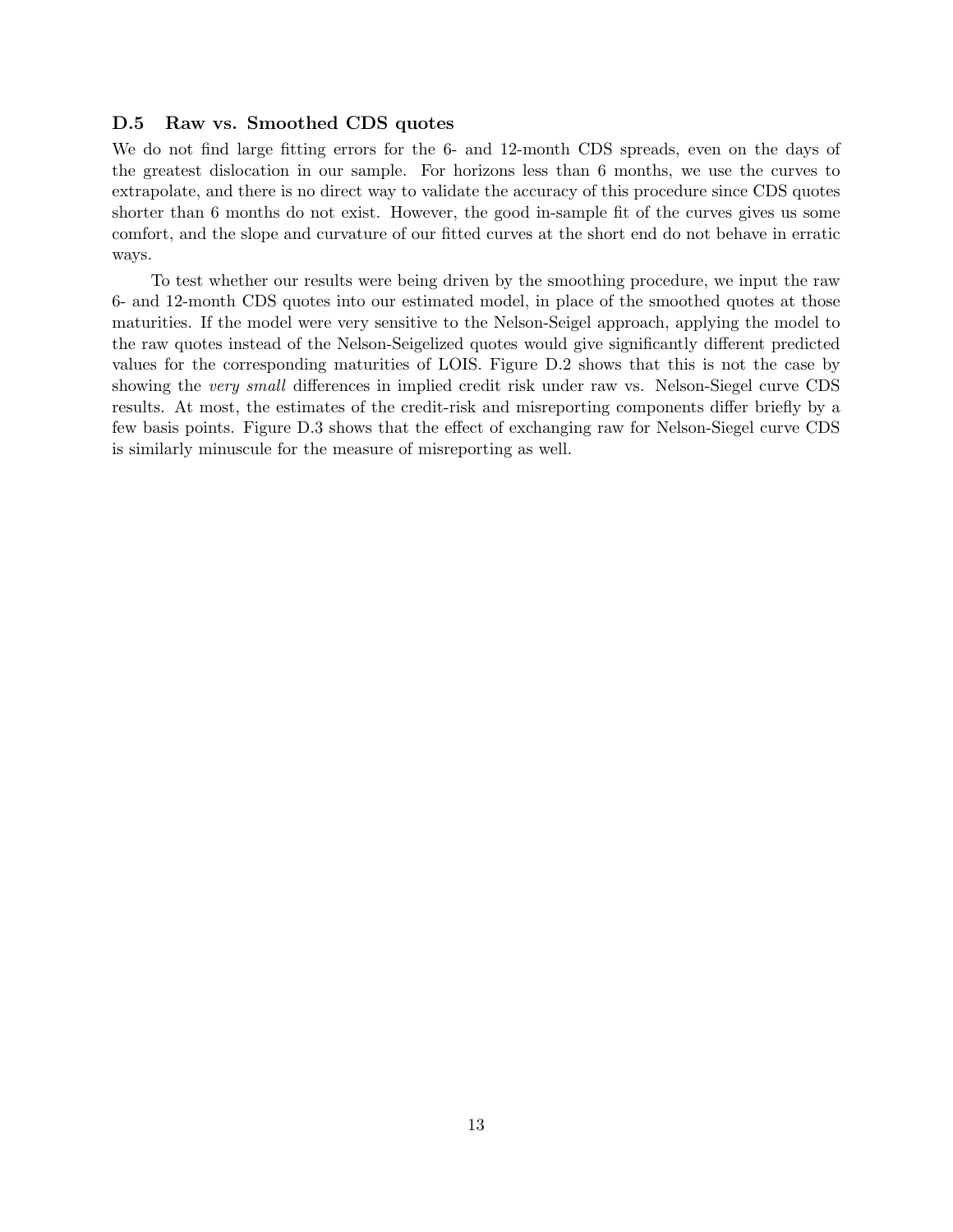### D.5 Raw vs. Smoothed CDS quotes

We do not find large fitting errors for the 6- and 12-month CDS spreads, even on the days of the greatest dislocation in our sample. For horizons less than 6 months, we use the curves to extrapolate, and there is no direct way to validate the accuracy of this procedure since CDS quotes shorter than 6 months do not exist. However, the good in-sample fit of the curves gives us some comfort, and the slope and curvature of our fitted curves at the short end do not behave in erratic ways.

To test whether our results were being driven by the smoothing procedure, we input the raw 6- and 12-month CDS quotes into our estimated model, in place of the smoothed quotes at those maturities. If the model were very sensitive to the Nelson-Seigel approach, applying the model to the raw quotes instead of the Nelson-Seigelized quotes would give significantly different predicted values for the corresponding maturities of LOIS. Figure D.2 shows that this is not the case by showing the *very small* differences in implied credit risk under raw vs. Nelson-Siegel curve CDS results. At most, the estimates of the credit-risk and misreporting components differ briefly by a few basis points. Figure D.3 shows that the effect of exchanging raw for Nelson-Siegel curve CDS is similarly minuscule for the measure of misreporting as well.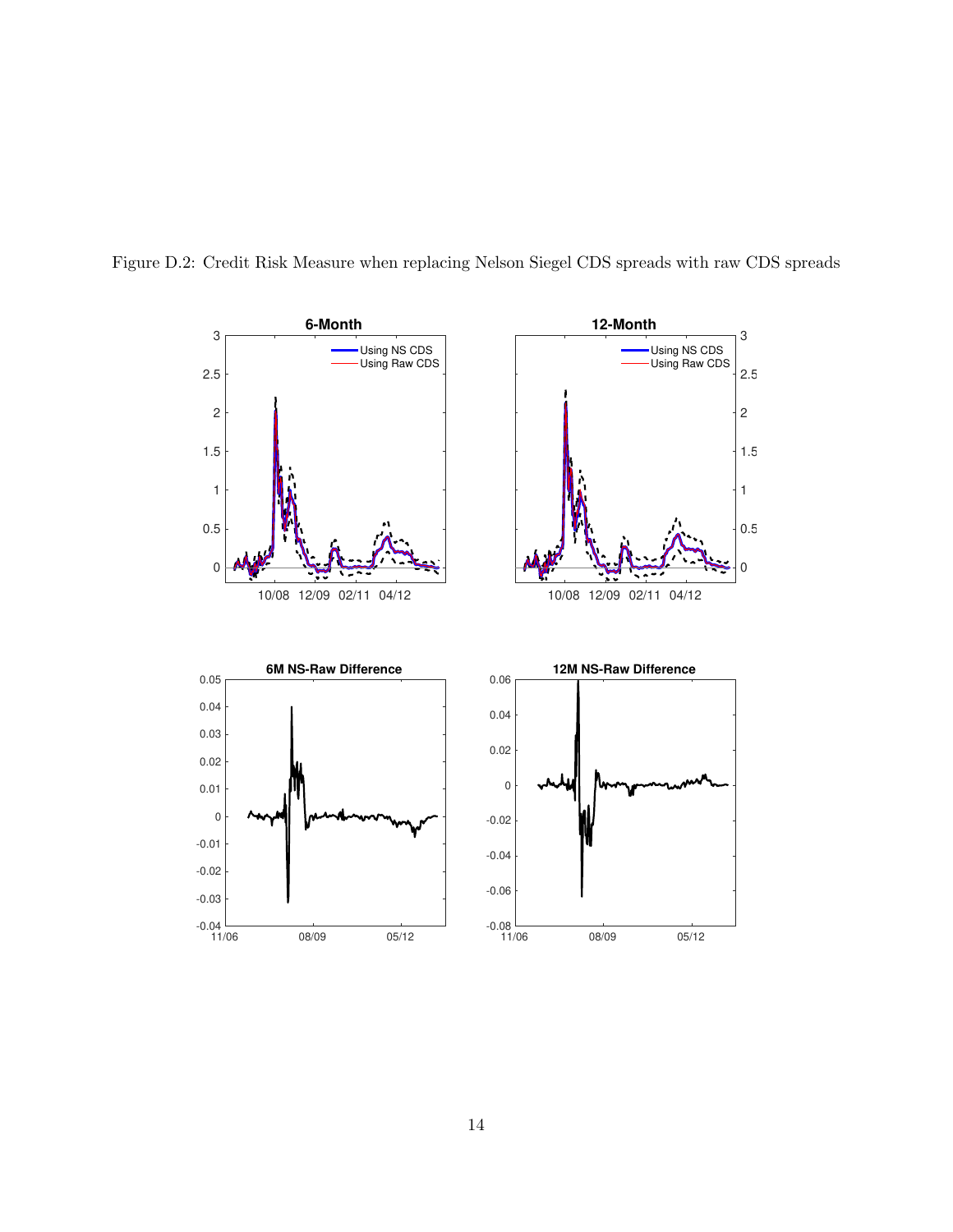Figure D.2: Credit Risk Measure when replacing Nelson Siegel CDS spreads with raw CDS spreads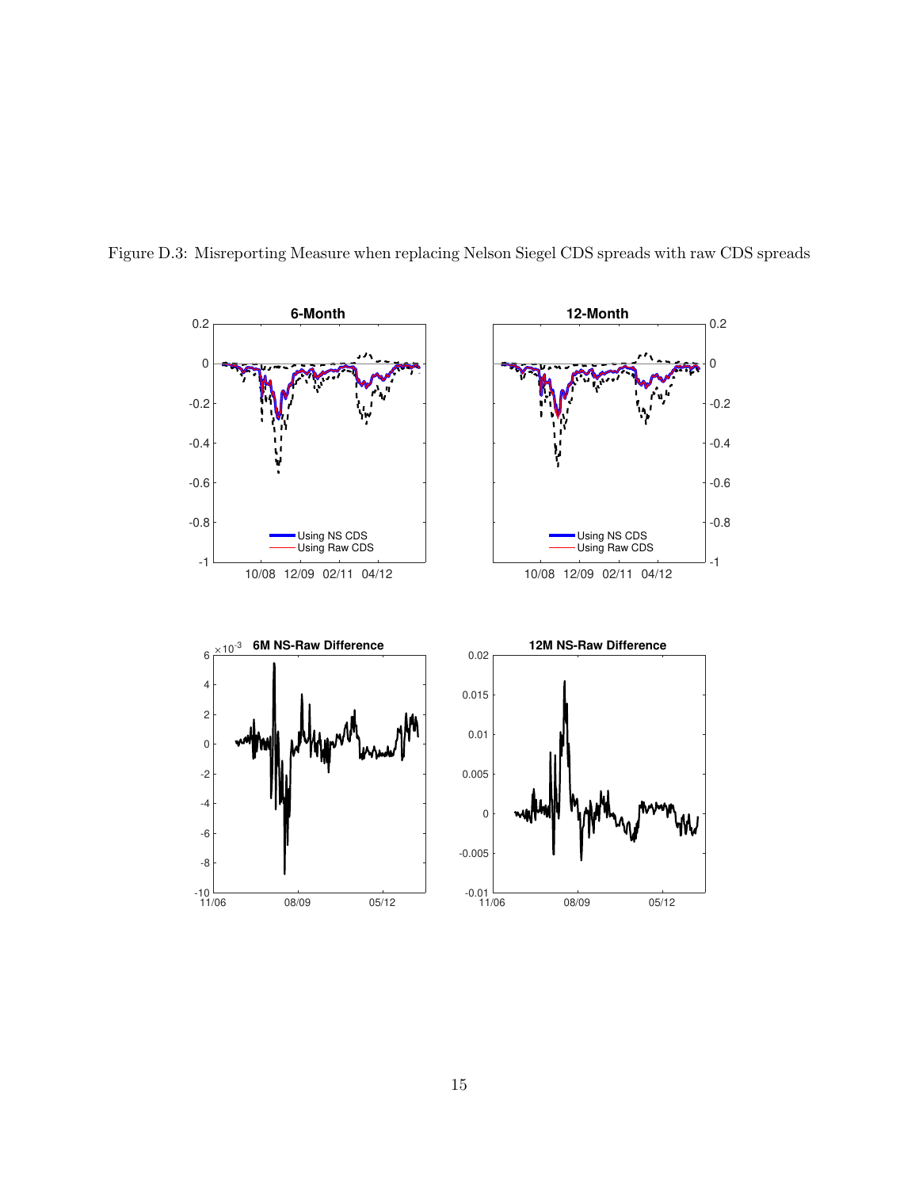Figure D.3: Misreporting Measure when replacing Nelson Siegel CDS spreads with raw CDS spreads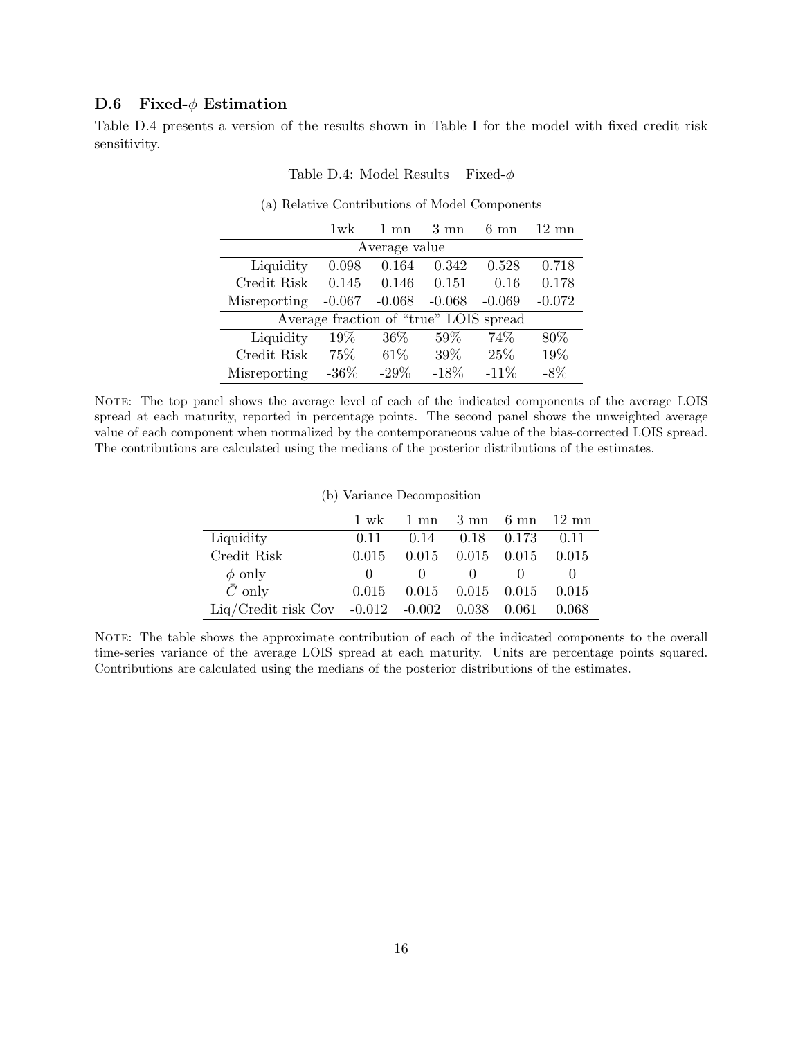### D.6 Fixed-$\phi$ Estimation

Table D.4 presents a version of the results shown in Table I for the model with fixed credit risk sensitivity.

Table D.4: Model Results – Fixed-$\phi$

(a) Relative Contributions of Model Components

| | 1wk | 1 mn | 3 mn | 6 mn | 12 mn |
|---|---|---|---|---|---|
| Average value | | | | | |
| Liquidity | 0.098 | 0.164 | 0.342 | 0.528 | 0.718 |
| Credit Risk | 0.145 | 0.146 | 0.151 | 0.16 | 0.178 |
| Misreporting | -0.067 | -0.068 | -0.068 | -0.069 | -0.072 |
| Average fraction of "true" LOIS spread | | | | | |
| Liquidity | 19% | 36% | 59% | 74% | 80% |
| Credit Risk | 75% | 61% | 39% | 25% | 19% |
| Misreporting | -36% | -29% | -18% | -11% | -8% |

NOTE: The top panel shows the average level of each of the indicated components of the average LOIS spread at each maturity, reported in percentage points. The second panel shows the unweighted average value of each component when normalized by the contemporaneous value of the bias-corrected LOIS spread. The contributions are calculated using the medians of the posterior distributions of the estimates.

(b) Variance Decomposition

| | 1 wk | 1 mn | 3 mn | 6 mn | 12 mn |
|---|---|---|---|---|---|
| Liquidity | 0.11 | 0.14 | 0.18 | 0.173 | 0.11 |
| Credit Risk | 0.015 | 0.015 | 0.015 | 0.015 | 0.015 |
| $\phi$ only | 0 | 0 | 0 | 0 | 0 |
| $\bar{C}$ only | 0.015 | 0.015 | 0.015 | 0.015 | 0.015 |
| Liq/Credit risk Cov | -0.012 | -0.002 | 0.038 | 0.061 | 0.068 |

NOTE: The table shows the approximate contribution of each of the indicated components to the overall time-series variance of the average LOIS spread at each maturity. Units are percentage points squared. Contributions are calculated using the medians of the posterior distributions of the estimates.